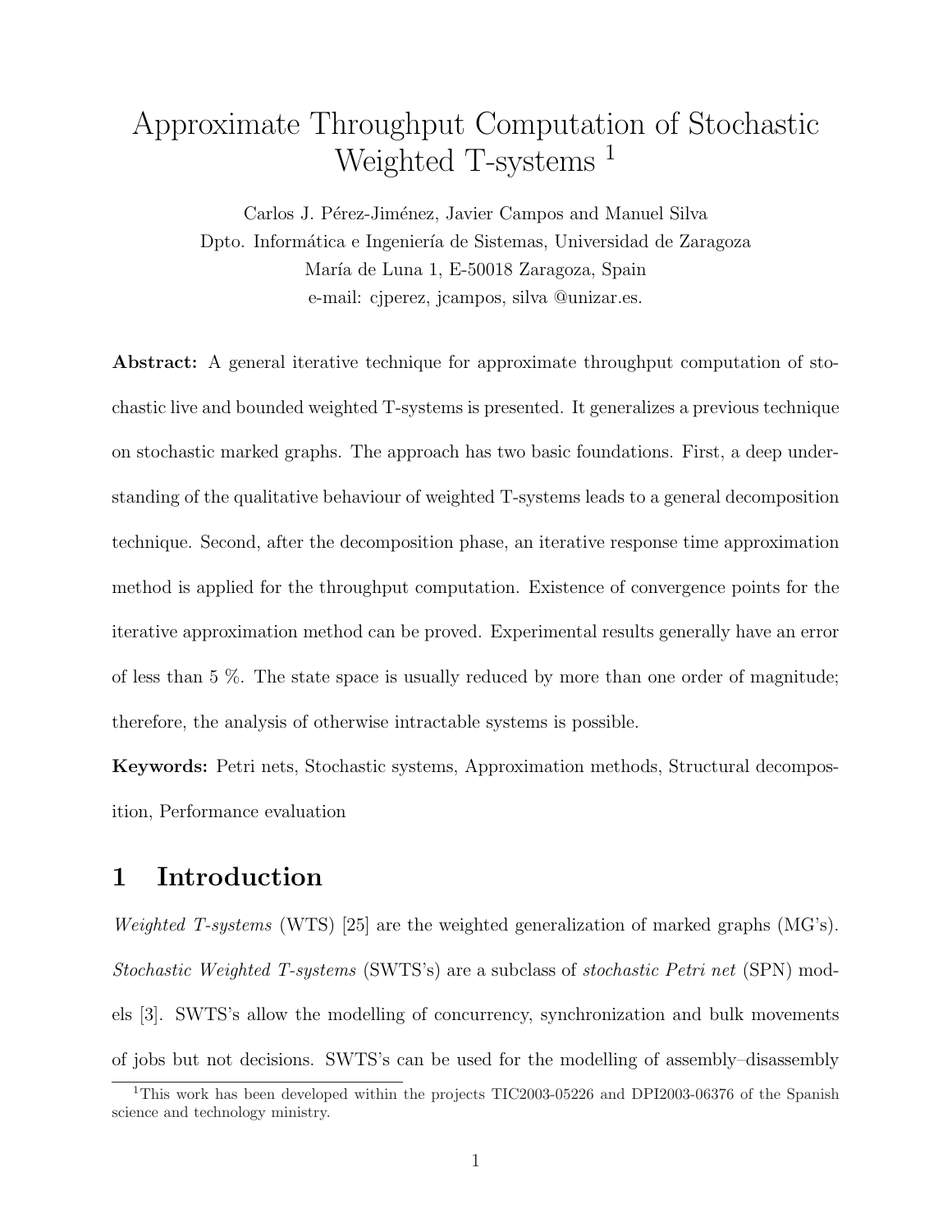# Approximate Throughput Computation of Stochastic Weighted T-systems [1]

Carlos J. Pérez-Jiménez, Javier Campos and Manuel Silva
Dpto. Informática e Ingeniería de Sistemas, Universidad de Zaragoza
María de Luna 1, E-50018 Zaragoza, Spain
e-mail: cjperez, jcampos, silva @unizar.es.

**Abstract:** A general iterative technique for approximate throughput computation of stochastic live and bounded weighted T-systems is presented. It generalizes a previous technique on stochastic marked graphs. The approach has two basic foundations. First, a deep understanding of the qualitative behaviour of weighted T-systems leads to a general decomposition technique. Second, after the decomposition phase, an iterative response time approximation method is applied for the throughput computation. Existence of convergence points for the iterative approximation method can be proved. Experimental results generally have an error of less than 5 %. The state space is usually reduced by more than one order of magnitude; therefore, the analysis of otherwise intractable systems is possible.

**Keywords:** Petri nets, Stochastic systems, Approximation methods, Structural decomposition, Performance evaluation

## 1 Introduction

*Weighted T-systems* (WTS) [25] are the weighted generalization of marked graphs (MG's). *Stochastic Weighted T-systems* (SWTS's) are a subclass of *stochastic Petri net* (SPN) models [3]. SWTS's allow the modelling of concurrency, synchronization and bulk movements of jobs but not decisions. SWTS's can be used for the modelling of assembly–disassembly

[1] This work has been developed within the projects TIC2003-05226 and DPI2003-06376 of the Spanish science and technology ministry.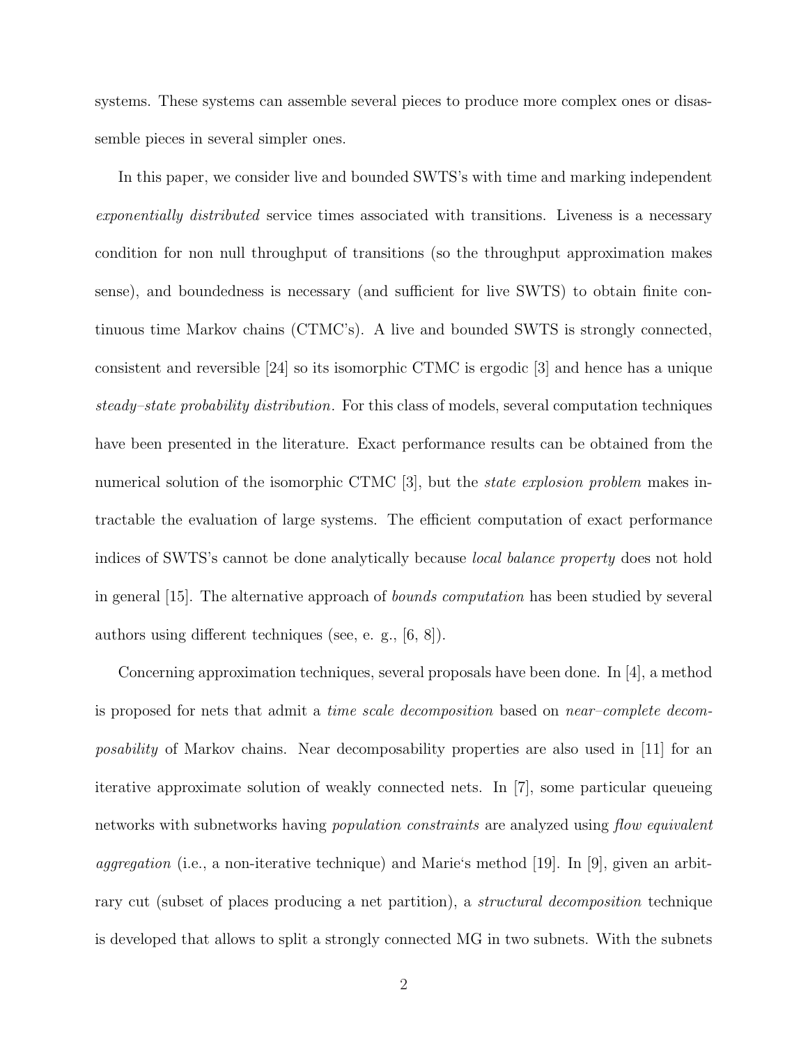systems. These systems can assemble several pieces to produce more complex ones or disassemble pieces in several simpler ones.

In this paper, we consider live and bounded SWTS's with time and marking independent *exponentially distributed* service times associated with transitions. Liveness is a necessary condition for non null throughput of transitions (so the throughput approximation makes sense), and boundedness is necessary (and sufficient for live SWTS) to obtain finite continuous time Markov chains (CTMC's). A live and bounded SWTS is strongly connected, consistent and reversible [24] so its isomorphic CTMC is ergodic [3] and hence has a unique *steady–state probability distribution*. For this class of models, several computation techniques have been presented in the literature. Exact performance results can be obtained from the numerical solution of the isomorphic CTMC [3], but the *state explosion problem* makes intractable the evaluation of large systems. The efficient computation of exact performance indices of SWTS's cannot be done analytically because *local balance property* does not hold in general [15]. The alternative approach of *bounds computation* has been studied by several authors using different techniques (see, e. g., [6, 8]).

Concerning approximation techniques, several proposals have been done. In [4], a method is proposed for nets that admit a *time scale decomposition* based on *near–complete decomposability* of Markov chains. Near decomposability properties are also used in [11] for an iterative approximate solution of weakly connected nets. In [7], some particular queueing networks with subnetworks having *population constraints* are analyzed using *flow equivalent aggregation* (i.e., a non-iterative technique) and Marie's method [19]. In [9], given an arbitrary cut (subset of places producing a net partition), a *structural decomposition* technique is developed that allows to split a strongly connected MG in two subnets. With the subnets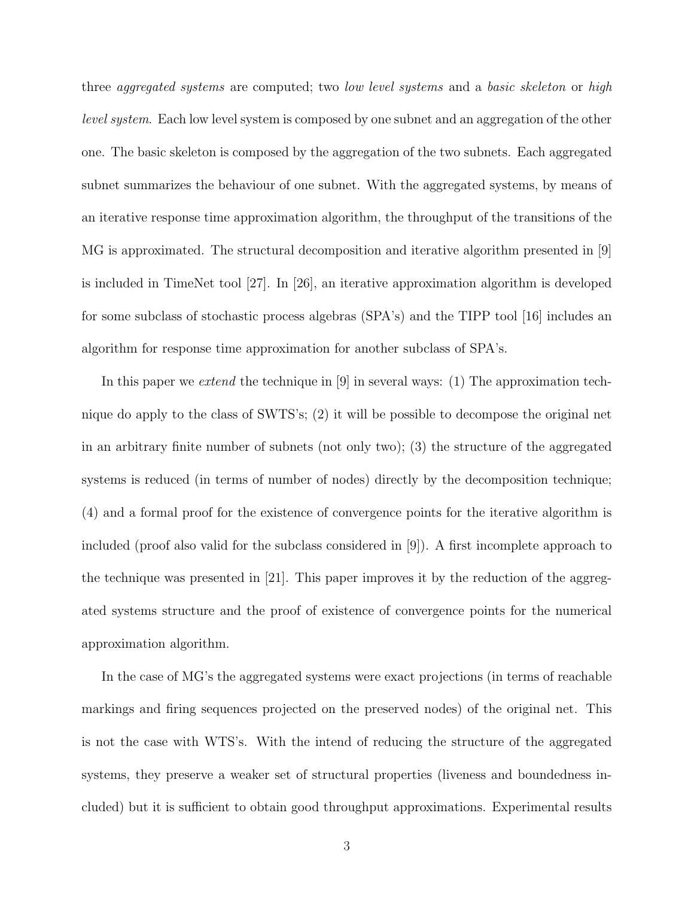three *aggregated systems* are computed; two *low level systems* and a *basic skeleton* or *high level system*. Each low level system is composed by one subnet and an aggregation of the other one. The basic skeleton is composed by the aggregation of the two subnets. Each aggregated subnet summarizes the behaviour of one subnet. With the aggregated systems, by means of an iterative response time approximation algorithm, the throughput of the transitions of the MG is approximated. The structural decomposition and iterative algorithm presented in [9] is included in TimeNet tool [27]. In [26], an iterative approximation algorithm is developed for some subclass of stochastic process algebras (SPA's) and the TIPP tool [16] includes an algorithm for response time approximation for another subclass of SPA's.

In this paper we *extend* the technique in [9] in several ways: (1) The approximation technique do apply to the class of SWTS's; (2) it will be possible to decompose the original net in an arbitrary finite number of subnets (not only two); (3) the structure of the aggregated systems is reduced (in terms of number of nodes) directly by the decomposition technique; (4) and a formal proof for the existence of convergence points for the iterative algorithm is included (proof also valid for the subclass considered in [9]). A first incomplete approach to the technique was presented in [21]. This paper improves it by the reduction of the aggregated systems structure and the proof of existence of convergence points for the numerical approximation algorithm.

In the case of MG's the aggregated systems were exact projections (in terms of reachable markings and firing sequences projected on the preserved nodes) of the original net. This is not the case with WTS's. With the intend of reducing the structure of the aggregated systems, they preserve a weaker set of structural properties (liveness and boundedness included) but it is sufficient to obtain good throughput approximations. Experimental results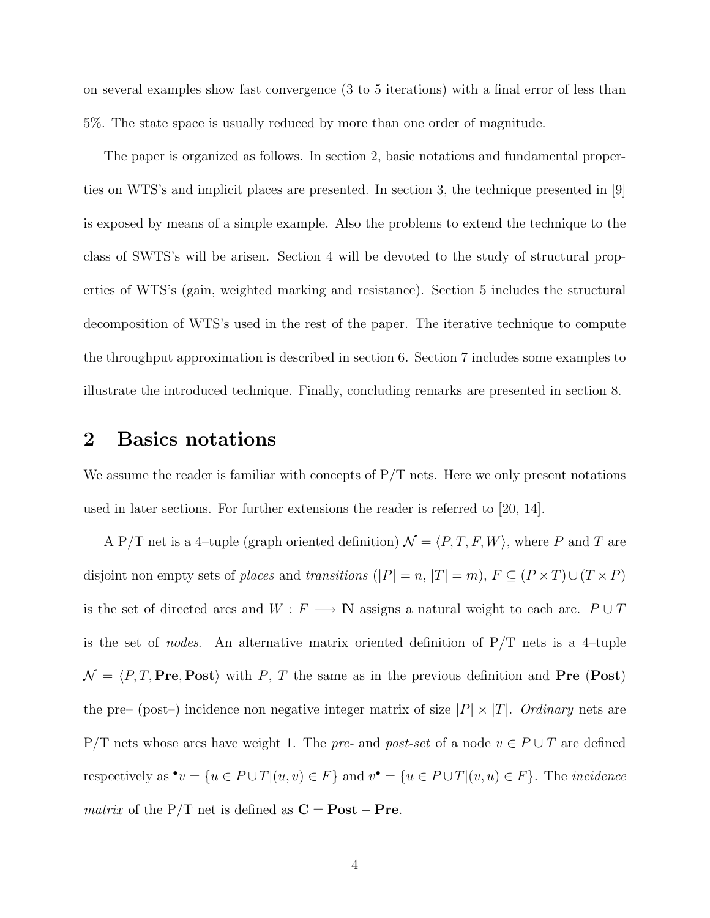on several examples show fast convergence (3 to 5 iterations) with a final error of less than 5%. The state space is usually reduced by more than one order of magnitude.

The paper is organized as follows. In section 2, basic notations and fundamental properties on WTS's and implicit places are presented. In section 3, the technique presented in [9] is exposed by means of a simple example. Also the problems to extend the technique to the class of SWTS's will be arisen. Section 4 will be devoted to the study of structural properties of WTS's (gain, weighted marking and resistance). Section 5 includes the structural decomposition of WTS's used in the rest of the paper. The iterative technique to compute the throughput approximation is described in section 6. Section 7 includes some examples to illustrate the introduced technique. Finally, concluding remarks are presented in section 8.

## 2 Basics notations

We assume the reader is familiar with concepts of P/T nets. Here we only present notations used in later sections. For further extensions the reader is referred to [20, 14].

A P/T net is a 4–tuple (graph oriented definition) $\mathcal{N} = \langle P, T, F, W \rangle$, where $P$ and $T$ are disjoint non empty sets of *places* and *transitions* ($|P| = n$, $|T| = m$), $F \subseteq (P \times T) \cup (T \times P)$ is the set of directed arcs and $W : F \longrightarrow \mathbb{N}$ assigns a natural weight to each arc. $P \cup T$ is the set of *nodes*. An alternative matrix oriented definition of P/T nets is a 4–tuple $\mathcal{N} = \langle P, T, \mathbf{Pre}, \mathbf{Post} \rangle$ with $P$, $T$ the same as in the previous definition and $\mathbf{Pre}$ ($\mathbf{Post}$) the pre– (post–) incidence non negative integer matrix of size $|P| \times |T|$. *Ordinary* nets are P/T nets whose arcs have weight 1. The *pre-* and *post-set* of a node $v \in P \cup T$ are defined respectively as ${}^\bullet v = \{u \in P \cup T | (u, v) \in F\}$ and $v^\bullet = \{u \in P \cup T | (v, u) \in F\}$. The *incidence matrix* of the P/T net is defined as $\mathbf{C} = \mathbf{Post} - \mathbf{Pre}$.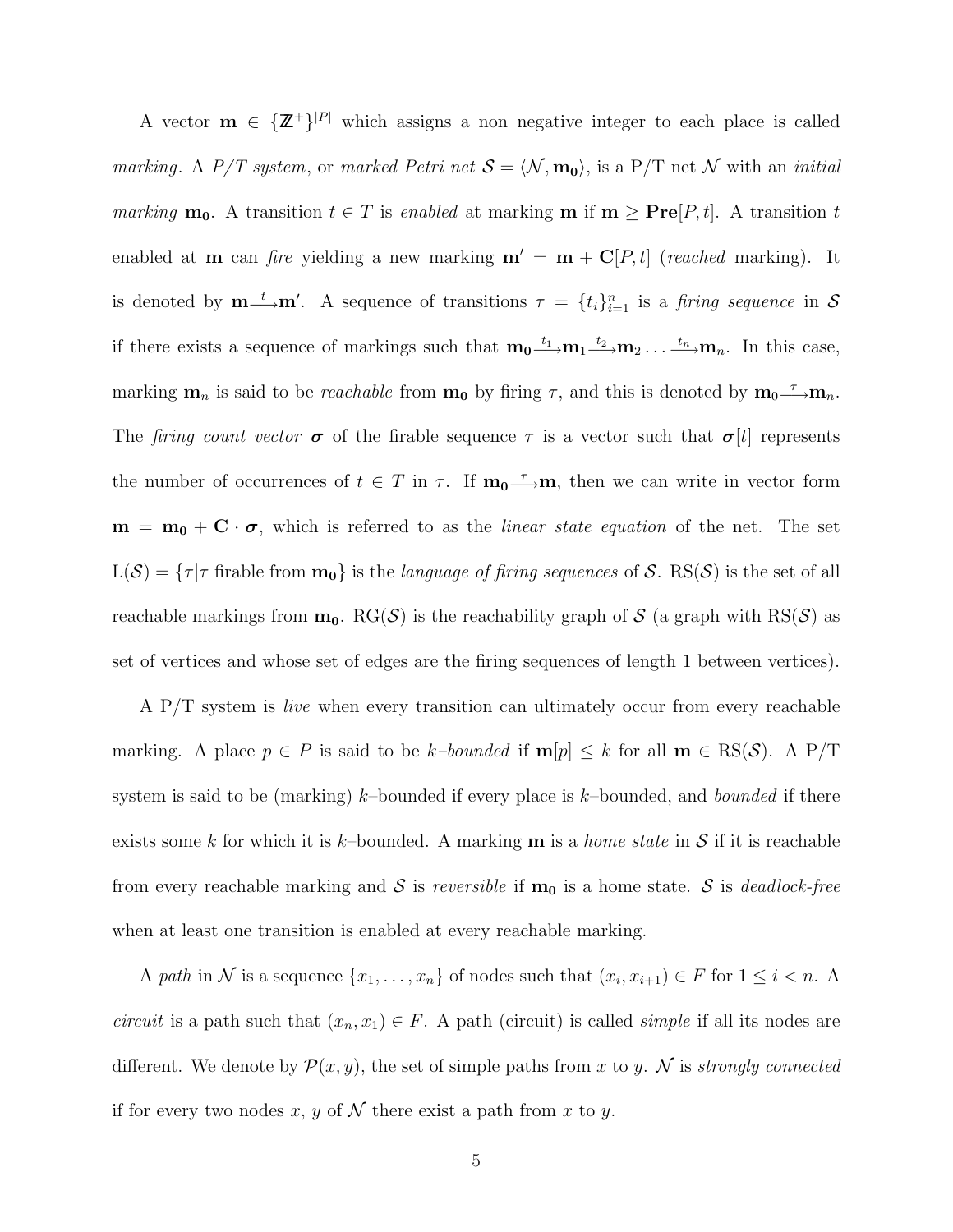A vector $\mathbf{m} \in \{\mathbb{Z}^+\}^{|P|}$ which assigns a non negative integer to each place is called *marking*. A *P/T system*, or *marked Petri net* $\mathcal{S} = \langle \mathcal{N}, \mathbf{m_0} \rangle$, is a P/T net $\mathcal{N}$ with an *initial marking* $\mathbf{m_0}$. A transition $t \in T$ is *enabled* at marking $\mathbf{m}$ if $\mathbf{m} \geq \mathbf{Pre}[P,t]$. A transition $t$ enabled at $\mathbf{m}$ can *fire* yielding a new marking $\mathbf{m'} = \mathbf{m} + \mathbf{C}[P,t]$ (*reached* marking). It is denoted by $\mathbf{m} \xrightarrow{t} \mathbf{m'}$. A sequence of transitions $\tau = \{t_i\}_{i=1}^n$ is a *firing sequence* in $\mathcal{S}$ if there exists a sequence of markings such that $\mathbf{m_0} \xrightarrow{t_1} \mathbf{m}_1 \xrightarrow{t_2} \mathbf{m}_2 \ldots \xrightarrow{t_n} \mathbf{m}_n$. In this case, marking $\mathbf{m}_n$ is said to be *reachable* from $\mathbf{m_0}$ by firing $\tau$, and this is denoted by $\mathbf{m}_0 \xrightarrow{\tau} \mathbf{m}_n$. The *firing count vector* $\boldsymbol{\sigma}$ of the firable sequence $\tau$ is a vector such that $\boldsymbol{\sigma}[t]$ represents the number of occurrences of $t \in T$ in $\tau$. If $\mathbf{m_0} \xrightarrow{\tau} \mathbf{m}$, then we can write in vector form $\mathbf{m} = \mathbf{m_0} + \mathbf{C} \cdot \boldsymbol{\sigma}$, which is referred to as the *linear state equation* of the net. The set $\mathrm{L}(\mathcal{S}) = \{\tau | \tau \text{ firable from } \mathbf{m_0}\}$ is the *language of firing sequences* of $\mathcal{S}$. $\mathrm{RS}(\mathcal{S})$ is the set of all reachable markings from $\mathbf{m_0}$. $\mathrm{RG}(\mathcal{S})$ is the reachability graph of $\mathcal{S}$ (a graph with $\mathrm{RS}(\mathcal{S})$ as set of vertices and whose set of edges are the firing sequences of length 1 between vertices).

A P/T system is *live* when every transition can ultimately occur from every reachable marking. A place $p \in P$ is said to be $k$*–bounded* if $\mathbf{m}[p] \leq k$ for all $\mathbf{m} \in \mathrm{RS}(\mathcal{S})$. A P/T system is said to be (marking) $k$–bounded if every place is $k$–bounded, and *bounded* if there exists some $k$ for which it is $k$–bounded. A marking $\mathbf{m}$ is a *home state* in $\mathcal{S}$ if it is reachable from every reachable marking and $\mathcal{S}$ is *reversible* if $\mathbf{m_0}$ is a home state. $\mathcal{S}$ is *deadlock-free* when at least one transition is enabled at every reachable marking.

A *path* in $\mathcal{N}$ is a sequence $\{x_1, \ldots, x_n\}$ of nodes such that $(x_i, x_{i+1}) \in F$ for $1 \leq i < n$. A *circuit* is a path such that $(x_n, x_1) \in F$. A path (circuit) is called *simple* if all its nodes are different. We denote by $\mathcal{P}(x,y)$, the set of simple paths from $x$ to $y$. $\mathcal{N}$ is *strongly connected* if for every two nodes $x$, $y$ of $\mathcal{N}$ there exist a path from $x$ to $y$.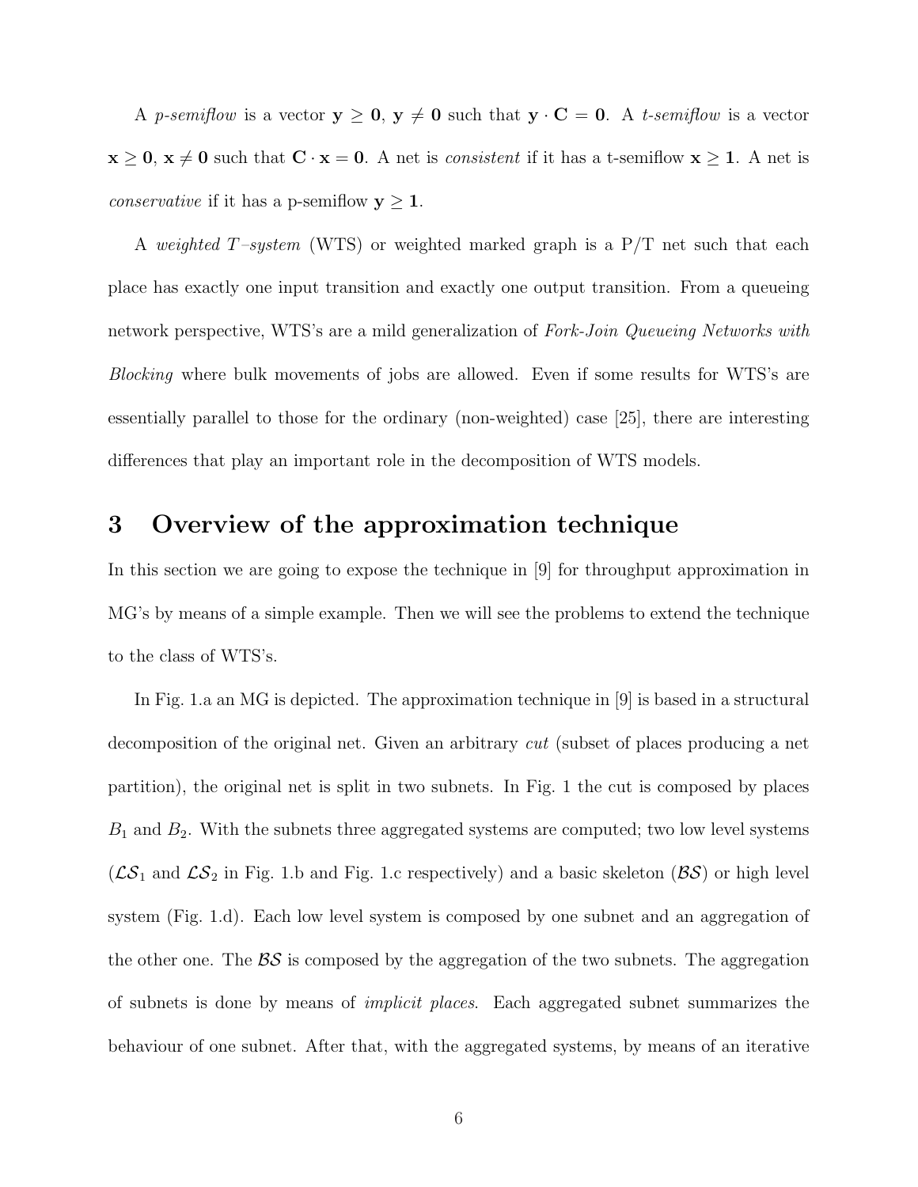A *p-semiflow* is a vector $\mathbf{y} \geq \mathbf{0}$, $\mathbf{y} \neq \mathbf{0}$ such that $\mathbf{y} \cdot \mathbf{C} = \mathbf{0}$. A *t-semiflow* is a vector $\mathbf{x} \geq \mathbf{0}$, $\mathbf{x} \neq \mathbf{0}$ such that $\mathbf{C} \cdot \mathbf{x} = \mathbf{0}$. A net is *consistent* if it has a t-semiflow $\mathbf{x} \geq \mathbf{1}$. A net is *conservative* if it has a p-semiflow $\mathbf{y} \geq \mathbf{1}$.

A *weighted T–system* (WTS) or weighted marked graph is a P/T net such that each place has exactly one input transition and exactly one output transition. From a queueing network perspective, WTS's are a mild generalization of *Fork-Join Queueing Networks with Blocking* where bulk movements of jobs are allowed. Even if some results for WTS's are essentially parallel to those for the ordinary (non-weighted) case [25], there are interesting differences that play an important role in the decomposition of WTS models.

## 3 Overview of the approximation technique

In this section we are going to expose the technique in [9] for throughput approximation in MG's by means of a simple example. Then we will see the problems to extend the technique to the class of WTS's.

In Fig. 1.a an MG is depicted. The approximation technique in [9] is based in a structural decomposition of the original net. Given an arbitrary *cut* (subset of places producing a net partition), the original net is split in two subnets. In Fig. 1 the cut is composed by places $B_1$ and $B_2$. With the subnets three aggregated systems are computed; two low level systems ($\mathcal{LS}_1$ and $\mathcal{LS}_2$ in Fig. 1.b and Fig. 1.c respectively) and a basic skeleton ($\mathcal{BS}$) or high level system (Fig. 1.d). Each low level system is composed by one subnet and an aggregation of the other one. The $\mathcal{BS}$ is composed by the aggregation of the two subnets. The aggregation of subnets is done by means of *implicit places*. Each aggregated subnet summarizes the behaviour of one subnet. After that, with the aggregated systems, by means of an iterative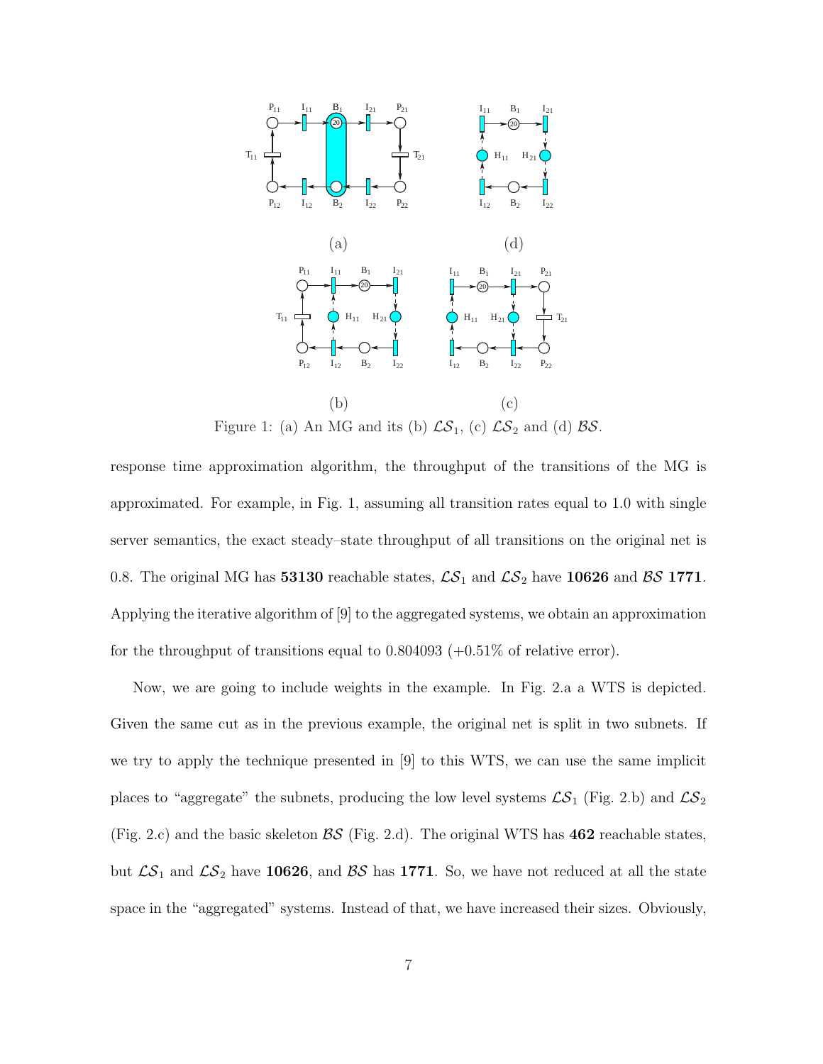Figure 1: (a) An MG and its (b) $\mathcal{LS}_1$, (c) $\mathcal{LS}_2$ and (d) $\mathcal{BS}$.

response time approximation algorithm, the throughput of the transitions of the MG is approximated. For example, in Fig. 1, assuming all transition rates equal to 1.0 with single server semantics, the exact steady–state throughput of all transitions on the original net is 0.8. The original MG has **53130** reachable states, $\mathcal{LS}_1$ and $\mathcal{LS}_2$ have **10626** and $\mathcal{BS}$ **1771**. Applying the iterative algorithm of [9] to the aggregated systems, we obtain an approximation for the throughput of transitions equal to 0.804093 (+0.51% of relative error).

Now, we are going to include weights in the example. In Fig. 2.a a WTS is depicted. Given the same cut as in the previous example, the original net is split in two subnets. If we try to apply the technique presented in [9] to this WTS, we can use the same implicit places to "aggregate" the subnets, producing the low level systems $\mathcal{LS}_1$ (Fig. 2.b) and $\mathcal{LS}_2$ (Fig. 2.c) and the basic skeleton $\mathcal{BS}$ (Fig. 2.d). The original WTS has **462** reachable states, but $\mathcal{LS}_1$ and $\mathcal{LS}_2$ have **10626**, and $\mathcal{BS}$ has **1771**. So, we have not reduced at all the state space in the "aggregated" systems. Instead of that, we have increased their sizes. Obviously,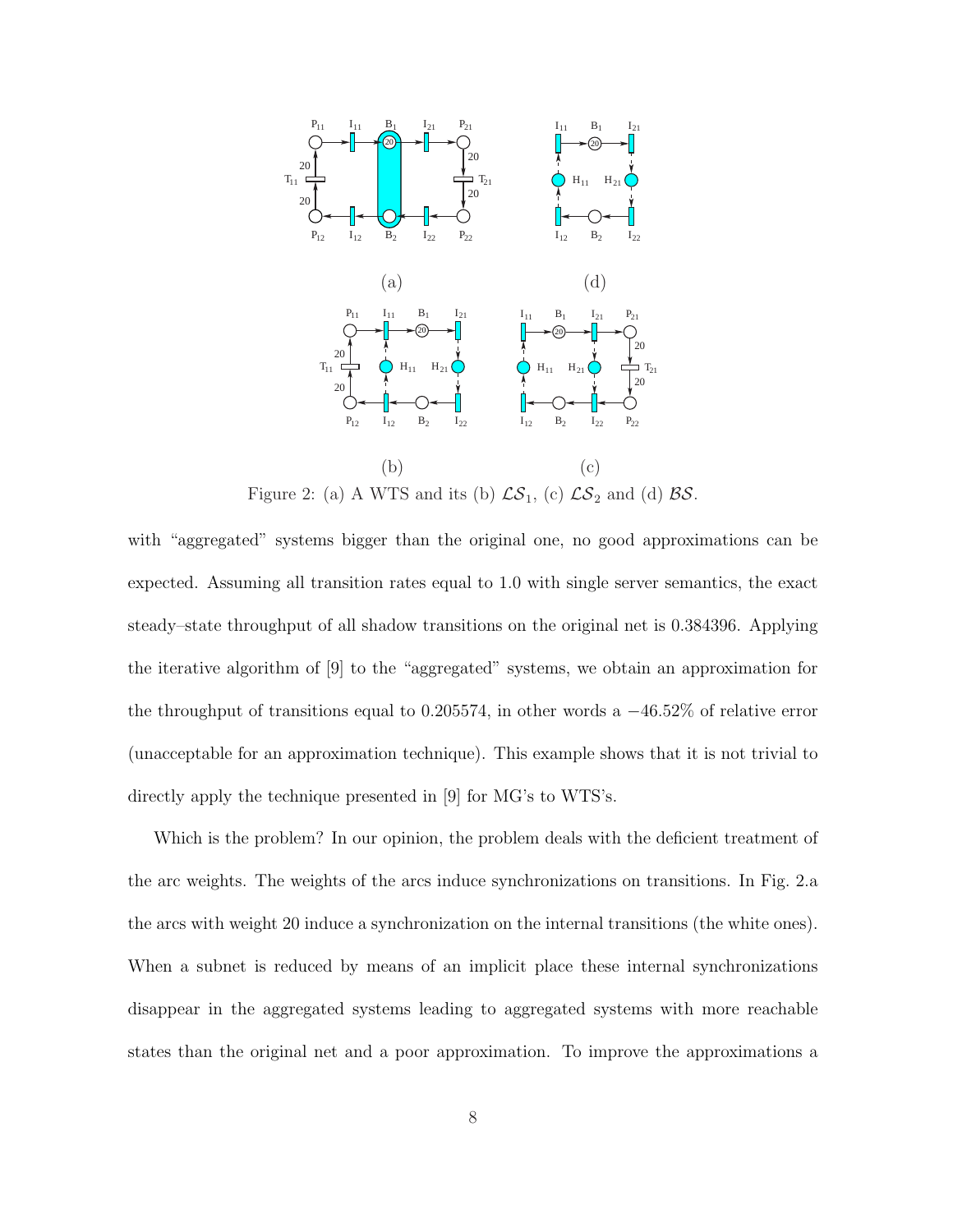Figure 2: (a) A WTS and its (b) $\mathcal{LS}_1$, (c) $\mathcal{LS}_2$ and (d) $\mathcal{BS}$.

with “aggregated” systems bigger than the original one, no good approximations can be expected. Assuming all transition rates equal to 1.0 with single server semantics, the exact steady–state throughput of all shadow transitions on the original net is 0.384396. Applying the iterative algorithm of [9] to the “aggregated” systems, we obtain an approximation for the throughput of transitions equal to 0.205574, in other words a $-46.52\%$ of relative error (unacceptable for an approximation technique). This example shows that it is not trivial to directly apply the technique presented in [9] for MG’s to WTS’s.

Which is the problem? In our opinion, the problem deals with the deficient treatment of the arc weights. The weights of the arcs induce synchronizations on transitions. In Fig. 2.a the arcs with weight 20 induce a synchronization on the internal transitions (the white ones). When a subnet is reduced by means of an implicit place these internal synchronizations disappear in the aggregated systems leading to aggregated systems with more reachable states than the original net and a poor approximation. To improve the approximations a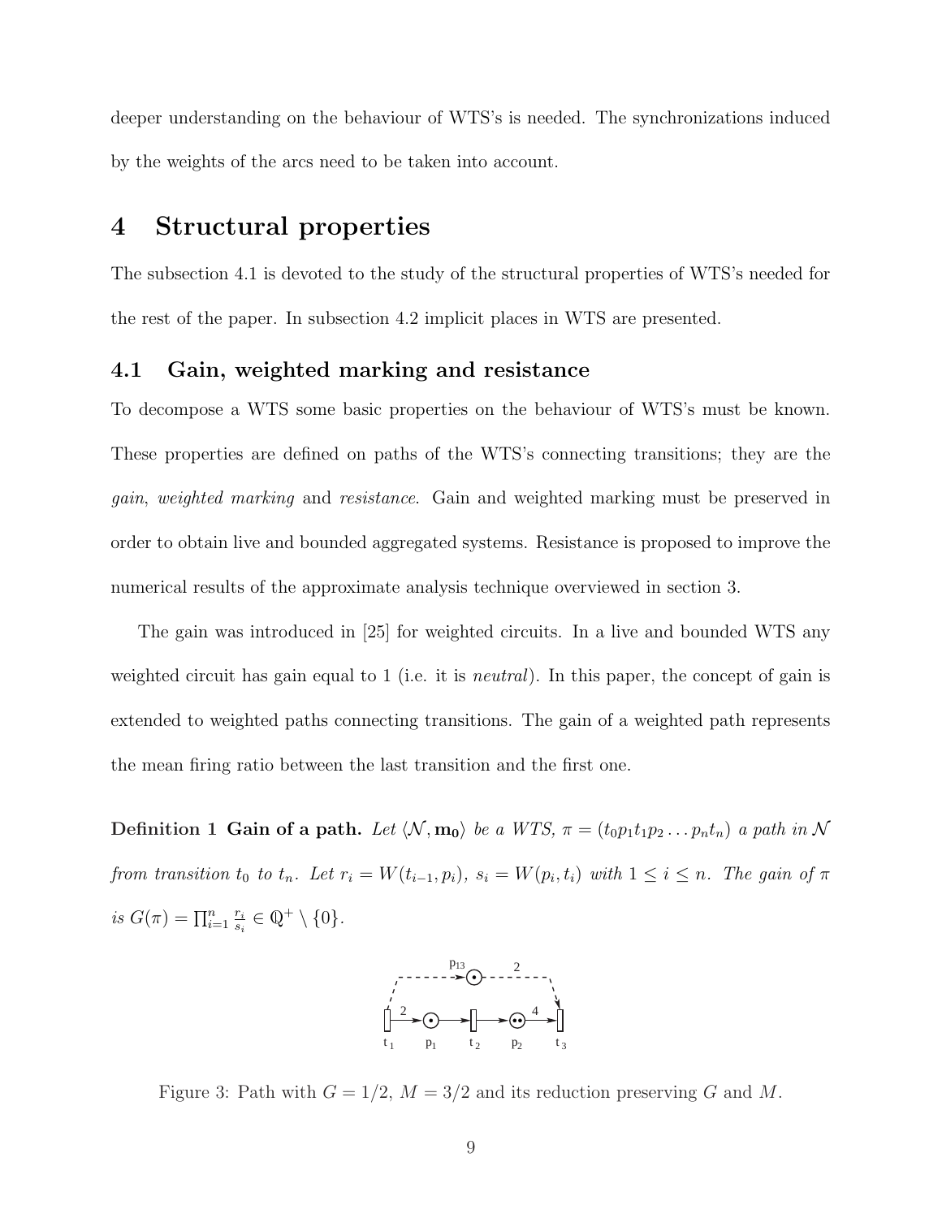deeper understanding on the behaviour of WTS's is needed. The synchronizations induced by the weights of the arcs need to be taken into account.

# 4 Structural properties

The subsection 4.1 is devoted to the study of the structural properties of WTS's needed for the rest of the paper. In subsection 4.2 implicit places in WTS are presented.

## 4.1 Gain, weighted marking and resistance

To decompose a WTS some basic properties on the behaviour of WTS's must be known. These properties are defined on paths of the WTS's connecting transitions; they are the *gain*, *weighted marking* and *resistance*. Gain and weighted marking must be preserved in order to obtain live and bounded aggregated systems. Resistance is proposed to improve the numerical results of the approximate analysis technique overviewed in section 3.

The gain was introduced in [25] for weighted circuits. In a live and bounded WTS any weighted circuit has gain equal to 1 (i.e. it is *neutral*). In this paper, the concept of gain is extended to weighted paths connecting transitions. The gain of a weighted path represents the mean firing ratio between the last transition and the first one.

**Definition 1 Gain of a path.** *Let $\langle \mathcal{N}, \mathbf{m_0} \rangle$ be a WTS, $\pi = (t_0 p_1 t_1 p_2 \ldots p_n t_n)$ a path in $\mathcal{N}$ from transition $t_0$ to $t_n$. Let $r_i = W(t_{i-1}, p_i)$, $s_i = W(p_i, t_i)$ with $1 \leq i \leq n$. The gain of $\pi$ is $G(\pi) = \prod_{i=1}^{n} \frac{r_i}{s_i} \in \mathbb{Q}^+ \setminus \{0\}$.*

Figure 3: Path with $G = 1/2$, $M = 3/2$ and its reduction preserving $G$ and $M$.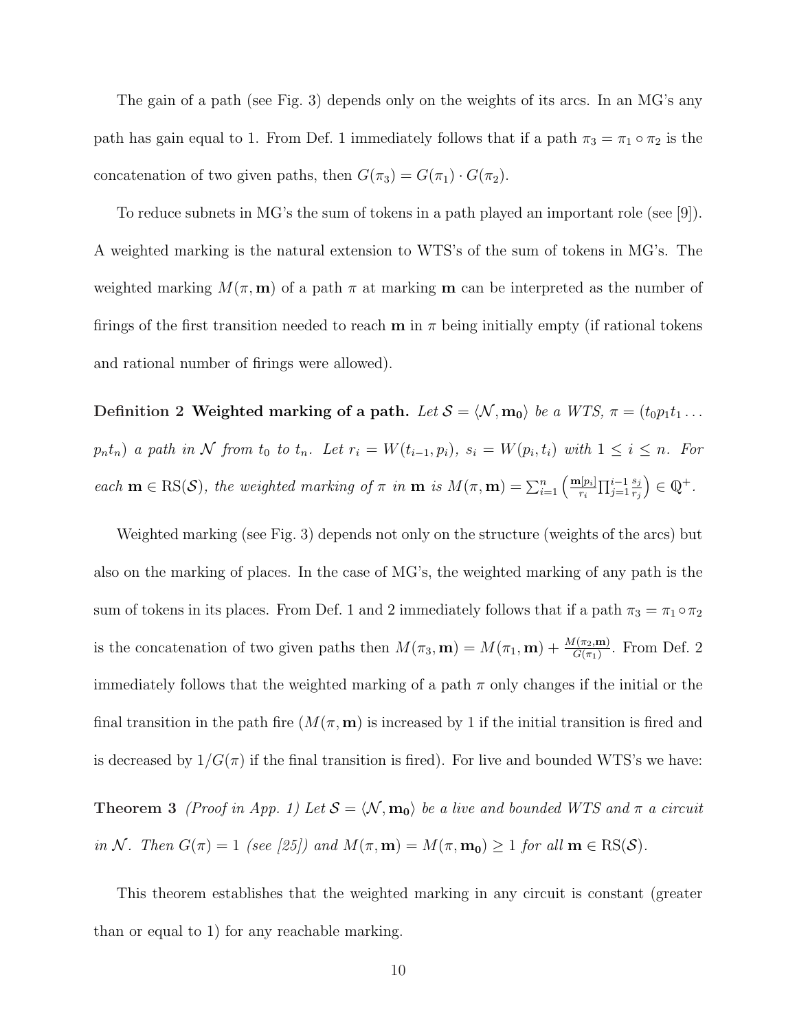The gain of a path (see Fig. 3) depends only on the weights of its arcs. In an MG's any path has gain equal to 1. From Def. 1 immediately follows that if a path $\pi_3 = \pi_1 \circ \pi_2$ is the concatenation of two given paths, then $G(\pi_3) = G(\pi_1) \cdot G(\pi_2)$.

To reduce subnets in MG's the sum of tokens in a path played an important role (see [9]). A weighted marking is the natural extension to WTS's of the sum of tokens in MG's. The weighted marking $M(\pi, \mathbf{m})$ of a path $\pi$ at marking $\mathbf{m}$ can be interpreted as the number of firings of the first transition needed to reach $\mathbf{m}$ in $\pi$ being initially empty (if rational tokens and rational number of firings were allowed).

**Definition 2 Weighted marking of a path.** *Let $\mathcal{S} = \langle \mathcal{N}, \mathbf{m_0} \rangle$ be a WTS, $\pi = (t_0 p_1 t_1 \ldots p_n t_n)$ a path in $\mathcal{N}$ from $t_0$ to $t_n$. Let $r_i = W(t_{i-1}, p_i)$, $s_i = W(p_i, t_i)$ with $1 \leq i \leq n$. For each $\mathbf{m} \in \mathrm{RS}(\mathcal{S})$, the weighted marking of $\pi$ in $\mathbf{m}$ is $M(\pi, \mathbf{m}) = \sum_{i=1}^{n} \left( \frac{\mathbf{m}[p_i]}{r_i} \prod_{j=1}^{i-1} \frac{s_j}{r_j} \right) \in \mathbb{Q}^+$.*

Weighted marking (see Fig. 3) depends not only on the structure (weights of the arcs) but also on the marking of places. In the case of MG's, the weighted marking of any path is the sum of tokens in its places. From Def. 1 and 2 immediately follows that if a path $\pi_3 = \pi_1 \circ \pi_2$ is the concatenation of two given paths then $M(\pi_3, \mathbf{m}) = M(\pi_1, \mathbf{m}) + \frac{M(\pi_2, \mathbf{m})}{G(\pi_1)}$. From Def. 2 immediately follows that the weighted marking of a path $\pi$ only changes if the initial or the final transition in the path fire ($M(\pi, \mathbf{m})$ is increased by 1 if the initial transition is fired and is decreased by $1/G(\pi)$ if the final transition is fired). For live and bounded WTS's we have:

**Theorem 3** *(Proof in App. 1) Let $\mathcal{S} = \langle \mathcal{N}, \mathbf{m_0} \rangle$ be a live and bounded WTS and $\pi$ a circuit in $\mathcal{N}$. Then $G(\pi) = 1$ (see [25]) and $M(\pi, \mathbf{m}) = M(\pi, \mathbf{m_0}) \geq 1$ for all $\mathbf{m} \in \mathrm{RS}(\mathcal{S})$.*

This theorem establishes that the weighted marking in any circuit is constant (greater than or equal to 1) for any reachable marking.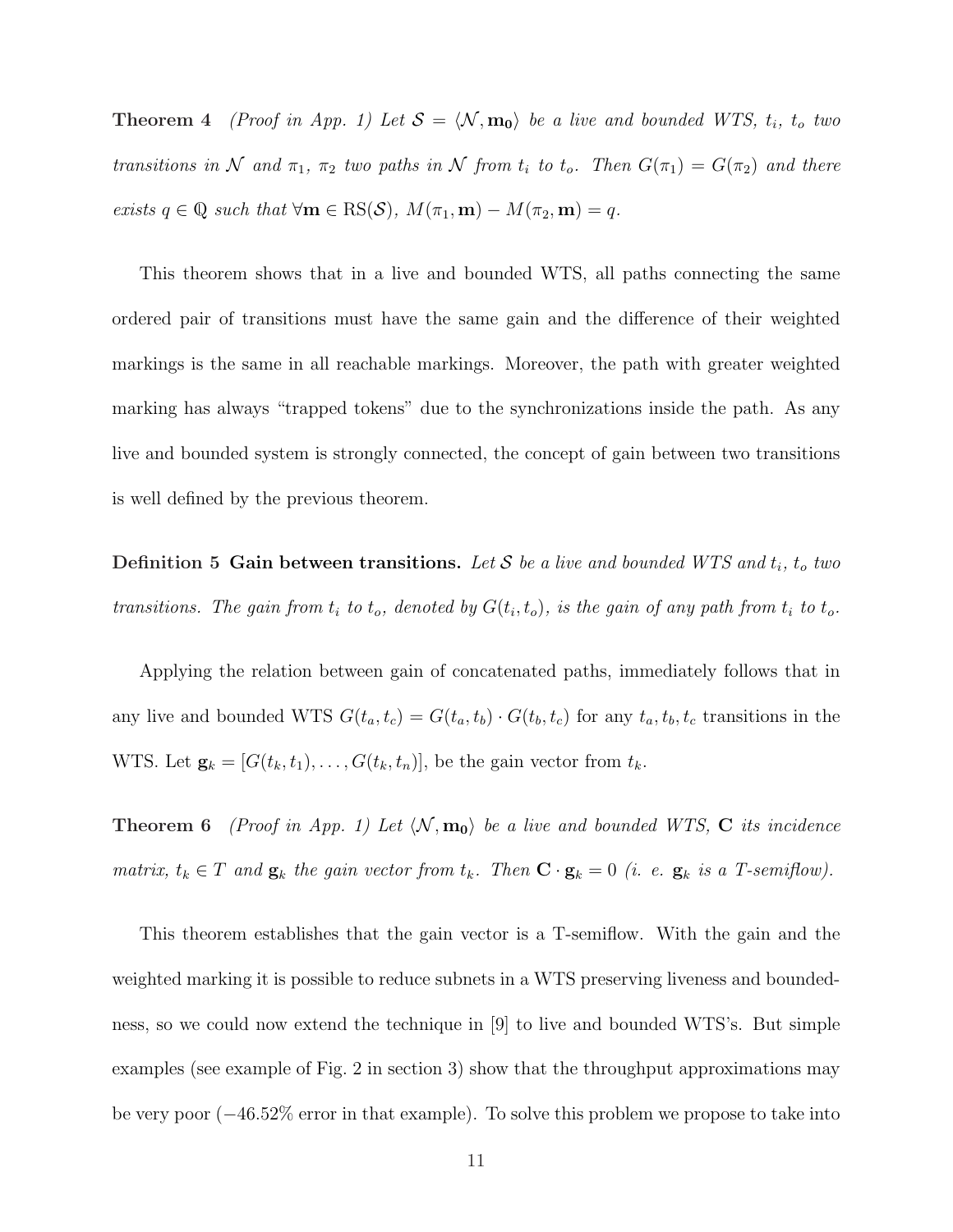**Theorem 4** *(Proof in App. 1) Let $\mathcal{S} = \langle \mathcal{N}, \mathbf{m_0} \rangle$ be a live and bounded WTS, $t_i$, $t_o$ two transitions in $\mathcal{N}$ and $\pi_1$, $\pi_2$ two paths in $\mathcal{N}$ from $t_i$ to $t_o$. Then $G(\pi_1) = G(\pi_2)$ and there exists $q \in \mathbb{Q}$ such that $\forall \mathbf{m} \in \mathrm{RS}(\mathcal{S})$, $M(\pi_1, \mathbf{m}) - M(\pi_2, \mathbf{m}) = q$.*

This theorem shows that in a live and bounded WTS, all paths connecting the same ordered pair of transitions must have the same gain and the difference of their weighted markings is the same in all reachable markings. Moreover, the path with greater weighted marking has always "trapped tokens" due to the synchronizations inside the path. As any live and bounded system is strongly connected, the concept of gain between two transitions is well defined by the previous theorem.

**Definition 5** **Gain between transitions.** *Let $\mathcal{S}$ be a live and bounded WTS and $t_i$, $t_o$ two transitions. The gain from $t_i$ to $t_o$, denoted by $G(t_i, t_o)$, is the gain of any path from $t_i$ to $t_o$.*

Applying the relation between gain of concatenated paths, immediately follows that in any live and bounded WTS $G(t_a, t_c) = G(t_a, t_b) \cdot G(t_b, t_c)$ for any $t_a, t_b, t_c$ transitions in the WTS. Let $\mathbf{g}_k = [G(t_k, t_1), \ldots, G(t_k, t_n)]$, be the gain vector from $t_k$.

**Theorem 6** *(Proof in App. 1) Let $\langle \mathcal{N}, \mathbf{m_0} \rangle$ be a live and bounded WTS, $\mathbf{C}$ its incidence matrix, $t_k \in T$ and $\mathbf{g}_k$ the gain vector from $t_k$. Then $\mathbf{C} \cdot \mathbf{g}_k = 0$ (i. e. $\mathbf{g}_k$ is a T-semiflow).*

This theorem establishes that the gain vector is a T-semiflow. With the gain and the weighted marking it is possible to reduce subnets in a WTS preserving liveness and boundedness, so we could now extend the technique in [9] to live and bounded WTS's. But simple examples (see example of Fig. 2 in section 3) show that the throughput approximations may be very poor ($-46.52\%$ error in that example). To solve this problem we propose to take into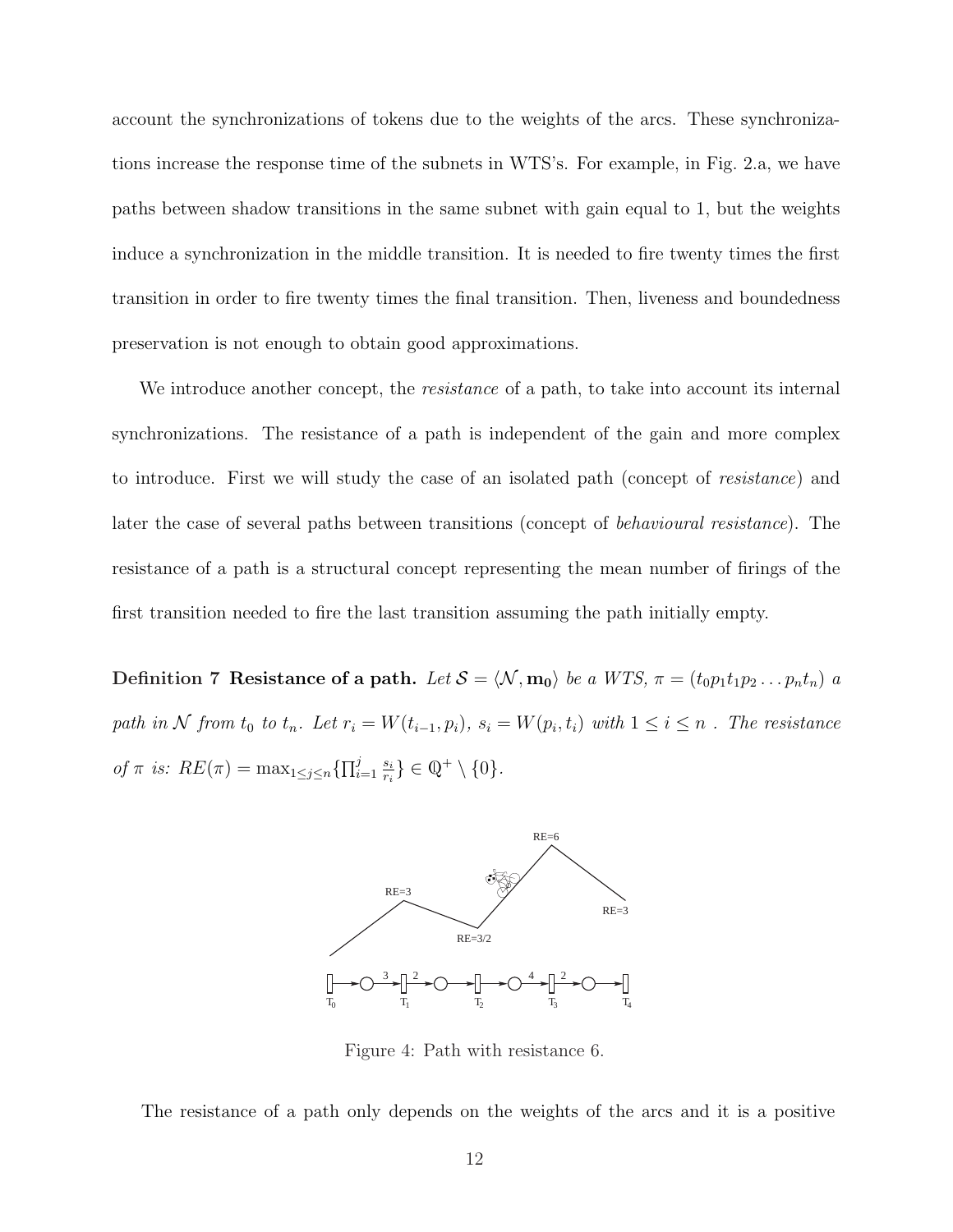account the synchronizations of tokens due to the weights of the arcs. These synchronizations increase the response time of the subnets in WTS's. For example, in Fig. 2.a, we have paths between shadow transitions in the same subnet with gain equal to 1, but the weights induce a synchronization in the middle transition. It is needed to fire twenty times the first transition in order to fire twenty times the final transition. Then, liveness and boundedness preservation is not enough to obtain good approximations.

We introduce another concept, the *resistance* of a path, to take into account its internal synchronizations. The resistance of a path is independent of the gain and more complex to introduce. First we will study the case of an isolated path (concept of *resistance*) and later the case of several paths between transitions (concept of *behavioural resistance*). The resistance of a path is a structural concept representing the mean number of firings of the first transition needed to fire the last transition assuming the path initially empty.

**Definition 7 Resistance of a path.** *Let $\mathcal{S} = \langle \mathcal{N}, \mathbf{m_0} \rangle$ be a WTS, $\pi = (t_0 p_1 t_1 p_2 \ldots p_n t_n)$ a path in $\mathcal{N}$ from $t_0$ to $t_n$. Let $r_i = W(t_{i-1}, p_i)$, $s_i = W(p_i, t_i)$ with $1 \leq i \leq n$ . The resistance of $\pi$ is: $RE(\pi) = \max_{1 \leq j \leq n} \{\prod_{i=1}^{j} \frac{s_i}{r_i}\} \in \mathbb{Q}^+ \setminus \{0\}$.*

Figure 4: Path with resistance 6.

The resistance of a path only depends on the weights of the arcs and it is a positive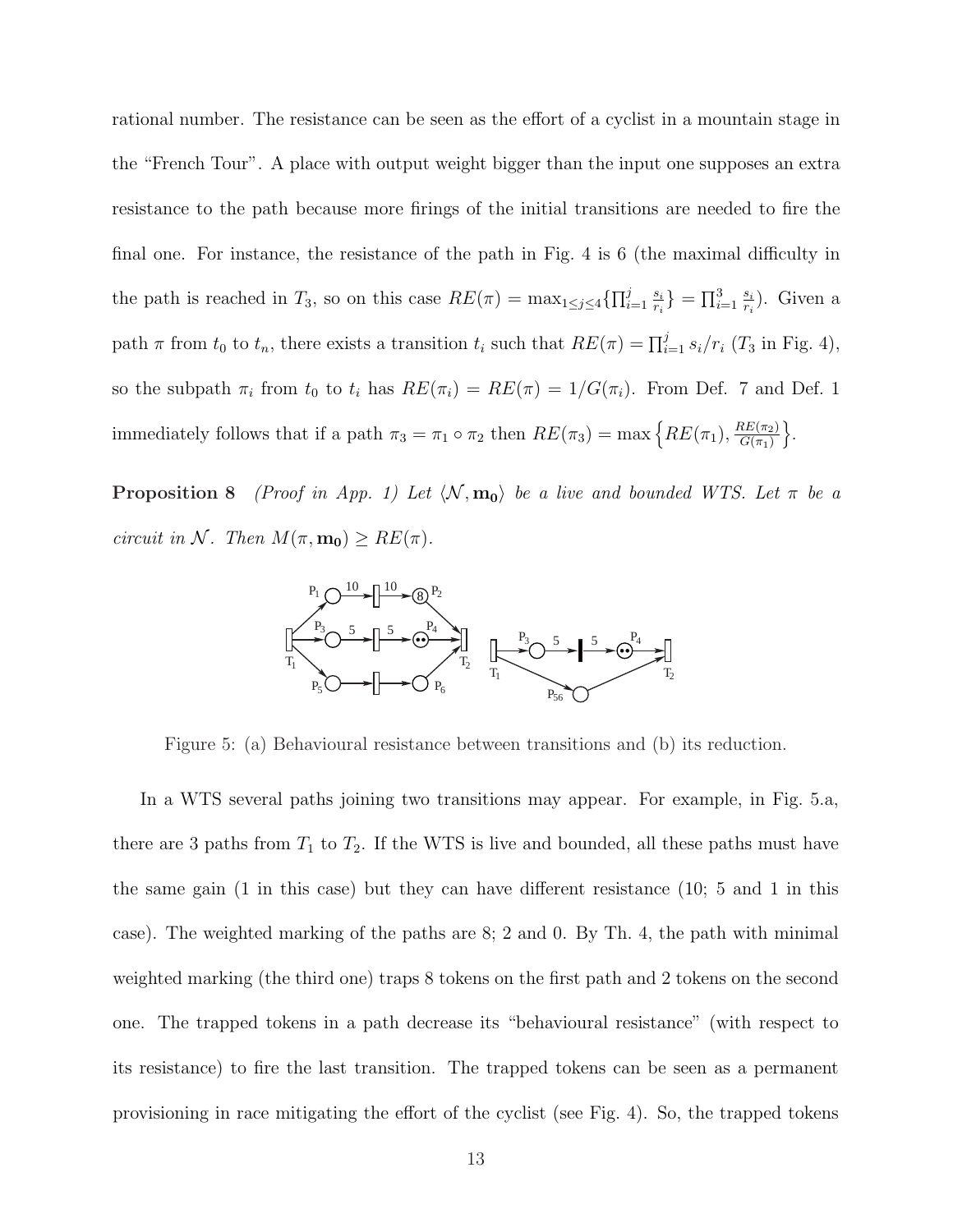rational number. The resistance can be seen as the effort of a cyclist in a mountain stage in the "French Tour". A place with output weight bigger than the input one supposes an extra resistance to the path because more firings of the initial transitions are needed to fire the final one. For instance, the resistance of the path in Fig. 4 is 6 (the maximal difficulty in the path is reached in $T_3$, so on this case $RE(\pi) = \max_{1\leq j\leq 4}\{\prod_{i=1}^{j} \frac{s_i}{r_i}\} = \prod_{i=1}^{3} \frac{s_i}{r_i}$). Given a path $\pi$ from $t_0$ to $t_n$, there exists a transition $t_i$ such that $RE(\pi) = \prod_{i=1}^{j} s_i/r_i$ ($T_3$ in Fig. 4), so the subpath $\pi_i$ from $t_0$ to $t_i$ has $RE(\pi_i) = RE(\pi) = 1/G(\pi_i)$. From Def. 7 and Def. 1 immediately follows that if a path $\pi_3 = \pi_1 \circ \pi_2$ then $RE(\pi_3) = \max\left\{RE(\pi_1), \frac{RE(\pi_2)}{G(\pi_1)}\right\}$.

**Proposition 8** *(Proof in App. 1) Let $\langle \mathcal{N}, \mathbf{m_0}\rangle$ be a live and bounded WTS. Let $\pi$ be a circuit in $\mathcal{N}$. Then $M(\pi, \mathbf{m_0}) \geq RE(\pi)$.*

Figure 5: (a) Behavioural resistance between transitions and (b) its reduction.

In a WTS several paths joining two transitions may appear. For example, in Fig. 5.a, there are 3 paths from $T_1$ to $T_2$. If the WTS is live and bounded, all these paths must have the same gain (1 in this case) but they can have different resistance (10; 5 and 1 in this case). The weighted marking of the paths are 8; 2 and 0. By Th. 4, the path with minimal weighted marking (the third one) traps 8 tokens on the first path and 2 tokens on the second one. The trapped tokens in a path decrease its "behavioural resistance" (with respect to its resistance) to fire the last transition. The trapped tokens can be seen as a permanent provisioning in race mitigating the effort of the cyclist (see Fig. 4). So, the trapped tokens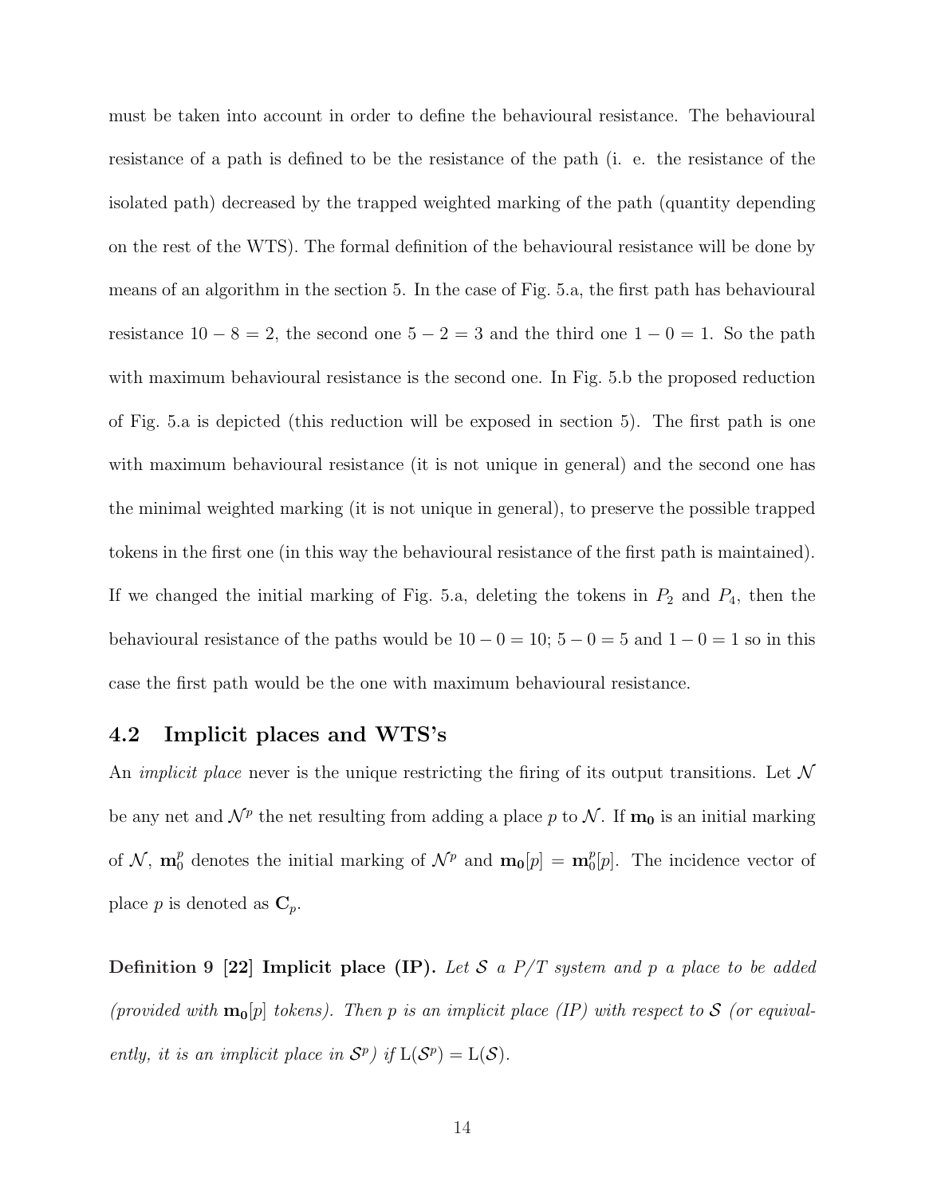must be taken into account in order to define the behavioural resistance. The behavioural resistance of a path is defined to be the resistance of the path (i. e. the resistance of the isolated path) decreased by the trapped weighted marking of the path (quantity depending on the rest of the WTS). The formal definition of the behavioural resistance will be done by means of an algorithm in the section 5. In the case of Fig. 5.a, the first path has behavioural resistance $10 - 8 = 2$, the second one $5 - 2 = 3$ and the third one $1 - 0 = 1$. So the path with maximum behavioural resistance is the second one. In Fig. 5.b the proposed reduction of Fig. 5.a is depicted (this reduction will be exposed in section 5). The first path is one with maximum behavioural resistance (it is not unique in general) and the second one has the minimal weighted marking (it is not unique in general), to preserve the possible trapped tokens in the first one (in this way the behavioural resistance of the first path is maintained). If we changed the initial marking of Fig. 5.a, deleting the tokens in $P_2$ and $P_4$, then the behavioural resistance of the paths would be $10 - 0 = 10$; $5 - 0 = 5$ and $1 - 0 = 1$ so in this case the first path would be the one with maximum behavioural resistance.

## 4.2 Implicit places and WTS's

An *implicit place* never is the unique restricting the firing of its output transitions. Let $\mathcal{N}$ be any net and $\mathcal{N}^p$ the net resulting from adding a place $p$ to $\mathcal{N}$. If $\mathbf{m_0}$ is an initial marking of $\mathcal{N}$, $\mathbf{m}_0^p$ denotes the initial marking of $\mathcal{N}^p$ and $\mathbf{m_0}[p] = \mathbf{m}_0^p[p]$. The incidence vector of place $p$ is denoted as $\mathbf{C}_p$.

**Definition 9 [22] Implicit place (IP).** *Let $\mathcal{S}$ a P/T system and $p$ a place to be added (provided with $\mathbf{m_0}[p]$ tokens). Then $p$ is an implicit place (IP) with respect to $\mathcal{S}$ (or equivalently, it is an implicit place in $\mathcal{S}^p$) if $\mathrm{L}(\mathcal{S}^p) = \mathrm{L}(\mathcal{S})$.*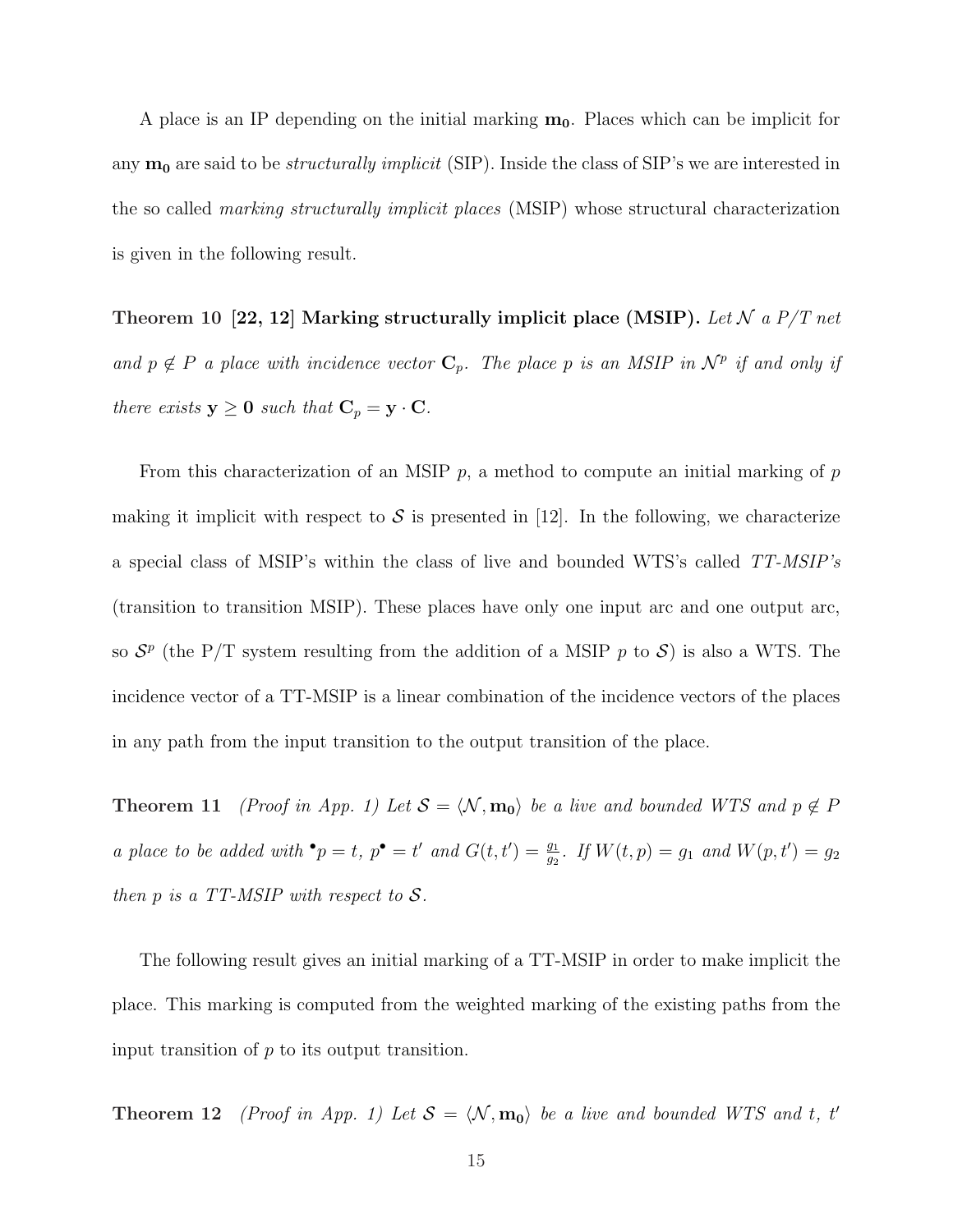A place is an IP depending on the initial marking $\mathbf{m_0}$. Places which can be implicit for any $\mathbf{m_0}$ are said to be *structurally implicit* (SIP). Inside the class of SIP's we are interested in the so called *marking structurally implicit places* (MSIP) whose structural characterization is given in the following result.

**Theorem 10 [22, 12] Marking structurally implicit place (MSIP).** *Let $\mathcal{N}$ a P/T net and $p \notin P$ a place with incidence vector $\mathbf{C}_p$. The place $p$ is an MSIP in $\mathcal{N}^p$ if and only if there exists $\mathbf{y} \geq \mathbf{0}$ such that $\mathbf{C}_p = \mathbf{y} \cdot \mathbf{C}$.*

From this characterization of an MSIP $p$, a method to compute an initial marking of $p$ making it implicit with respect to $\mathcal{S}$ is presented in [12]. In the following, we characterize a special class of MSIP's within the class of live and bounded WTS's called *TT-MSIP's* (transition to transition MSIP). These places have only one input arc and one output arc, so $\mathcal{S}^p$ (the P/T system resulting from the addition of a MSIP $p$ to $\mathcal{S}$) is also a WTS. The incidence vector of a TT-MSIP is a linear combination of the incidence vectors of the places in any path from the input transition to the output transition of the place.

**Theorem 11** *(Proof in App. 1) Let $\mathcal{S} = \langle \mathcal{N}, \mathbf{m_0} \rangle$ be a live and bounded WTS and $p \notin P$ a place to be added with ${}^\bullet p = t$, $p^\bullet = t'$ and $G(t, t') = \frac{g_1}{g_2}$. If $W(t, p) = g_1$ and $W(p, t') = g_2$ then $p$ is a TT-MSIP with respect to $\mathcal{S}$.*

The following result gives an initial marking of a TT-MSIP in order to make implicit the place. This marking is computed from the weighted marking of the existing paths from the input transition of $p$ to its output transition.

**Theorem 12** *(Proof in App. 1) Let $\mathcal{S} = \langle \mathcal{N}, \mathbf{m_0} \rangle$ be a live and bounded WTS and $t$, $t'$*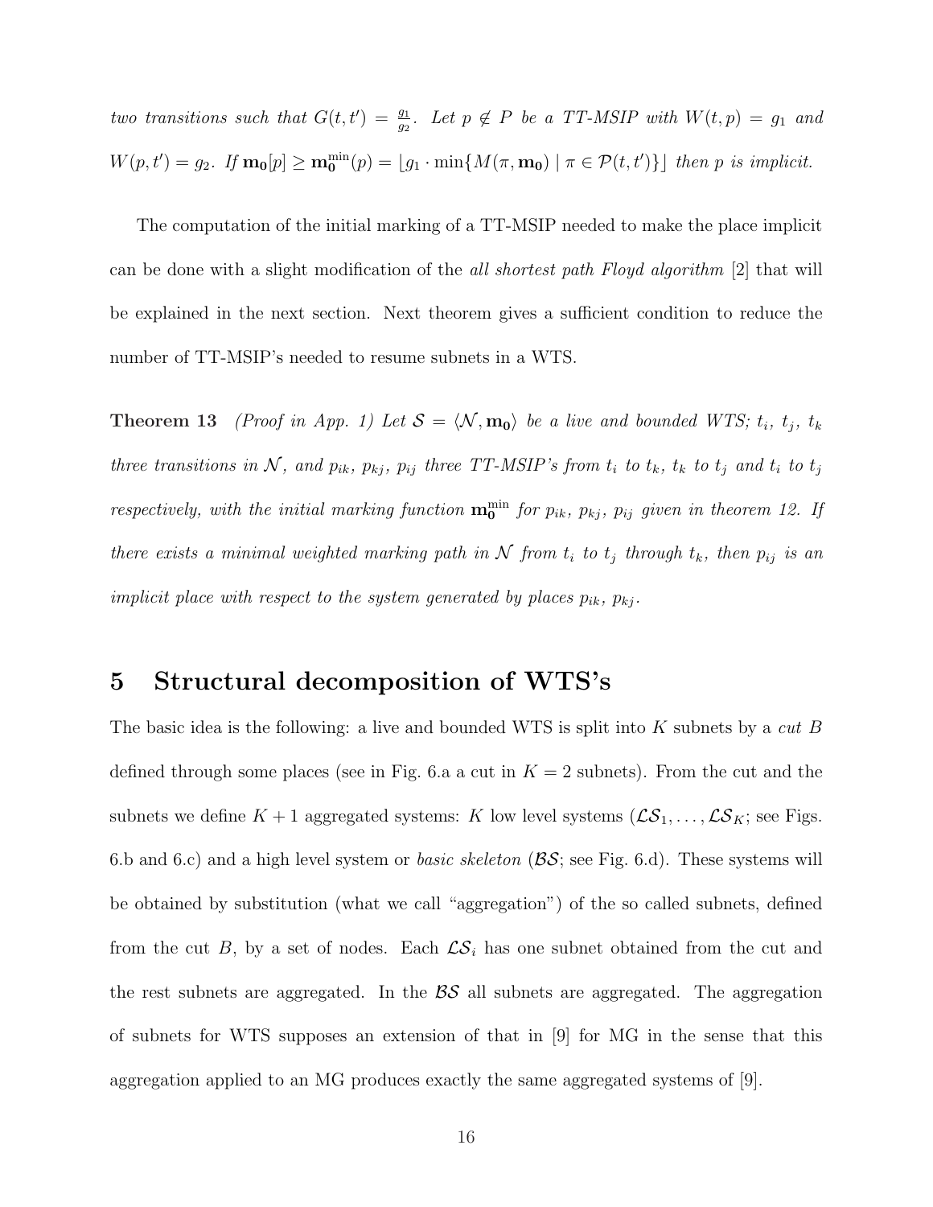*two transitions such that $G(t,t') = \frac{g_1}{g_2}$. Let $p \notin P$ be a TT-MSIP with $W(t,p) = g_1$ and $W(p,t') = g_2$. If $\mathbf{m_0}[p] \geq \mathbf{m_0}^{\min}(p) = \lfloor g_1 \cdot \min\{M(\pi, \mathbf{m_0}) \mid \pi \in \mathcal{P}(t,t')\} \rfloor$ then $p$ is implicit.*

The computation of the initial marking of a TT-MSIP needed to make the place implicit can be done with a slight modification of the *all shortest path Floyd algorithm* [2] that will be explained in the next section. Next theorem gives a sufficient condition to reduce the number of TT-MSIP's needed to resume subnets in a WTS.

**Theorem 13** *(Proof in App. 1) Let $\mathcal{S} = \langle \mathcal{N}, \mathbf{m_0} \rangle$ be a live and bounded WTS; $t_i$, $t_j$, $t_k$ three transitions in $\mathcal{N}$, and $p_{ik}$, $p_{kj}$, $p_{ij}$ three TT-MSIP's from $t_i$ to $t_k$, $t_k$ to $t_j$ and $t_i$ to $t_j$ respectively, with the initial marking function $\mathbf{m_0}^{\min}$ for $p_{ik}$, $p_{kj}$, $p_{ij}$ given in theorem 12. If there exists a minimal weighted marking path in $\mathcal{N}$ from $t_i$ to $t_j$ through $t_k$, then $p_{ij}$ is an implicit place with respect to the system generated by places $p_{ik}$, $p_{kj}$.*

# 5 Structural decomposition of WTS's

The basic idea is the following: a live and bounded WTS is split into $K$ subnets by a *cut* $B$ defined through some places (see in Fig. 6.a a cut in $K = 2$ subnets). From the cut and the subnets we define $K + 1$ aggregated systems: $K$ low level systems ($\mathcal{LS}_1, \ldots, \mathcal{LS}_K$; see Figs. 6.b and 6.c) and a high level system or *basic skeleton* ($\mathcal{BS}$; see Fig. 6.d). These systems will be obtained by substitution (what we call "aggregation") of the so called subnets, defined from the cut $B$, by a set of nodes. Each $\mathcal{LS}_i$ has one subnet obtained from the cut and the rest subnets are aggregated. In the $\mathcal{BS}$ all subnets are aggregated. The aggregation of subnets for WTS supposes an extension of that in [9] for MG in the sense that this aggregation applied to an MG produces exactly the same aggregated systems of [9].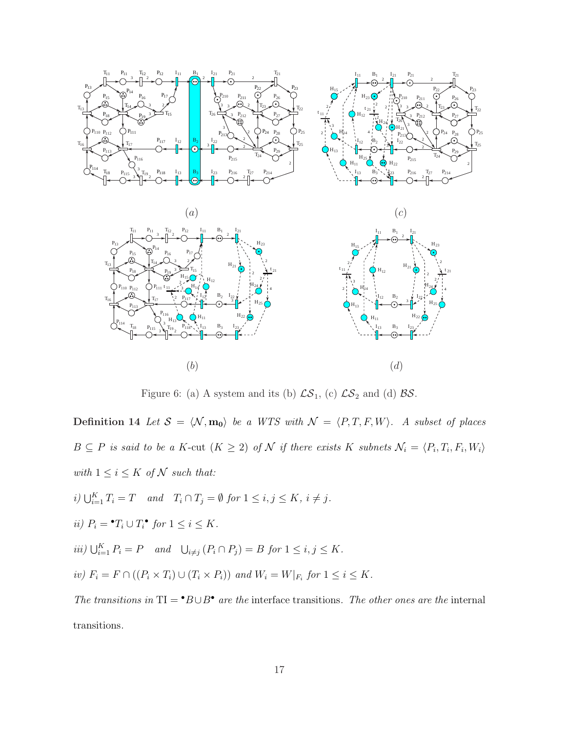Figure 6: (a) A system and its (b) $\mathcal{LS}_1$, (c) $\mathcal{LS}_2$ and (d) $\mathcal{BS}$.

**Definition 14** *Let $\mathcal{S} = \langle \mathcal{N}, \mathbf{m_0} \rangle$ be a WTS with $\mathcal{N} = \langle P, T, F, W \rangle$. A subset of places $B \subseteq P$ is said to be a K-*cut *($K \geq 2$) of $\mathcal{N}$ if there exists $K$ subnets $\mathcal{N}_i = \langle P_i, T_i, F_i, W_i \rangle$ with $1 \leq i \leq K$ of $\mathcal{N}$ such that:*

*i)* $\bigcup_{i=1}^{K} T_i = T \quad$ *and* $\quad T_i \cap T_j = \emptyset$ *for* $1 \leq i, j \leq K$, $i \neq j$.

*ii)* $P_i = {}^{\bullet}T_i \cup T_i{}^{\bullet}$ *for* $1 \leq i \leq K$.

*iii)* $\bigcup_{i=1}^{K} P_i = P \quad$ *and* $\quad \bigcup_{i \neq j} (P_i \cap P_j) = B$ *for* $1 \leq i, j \leq K$.

*iv)* $F_i = F \cap ((P_i \times T_i) \cup (T_i \times P_i))$ *and* $W_i = W|_{F_i}$ *for* $1 \leq i \leq K$.

*The transitions in* $\mathrm{TI} = {}^{\bullet}B \cup B^{\bullet}$ *are the* interface transitions. *The other ones are the* internal transitions.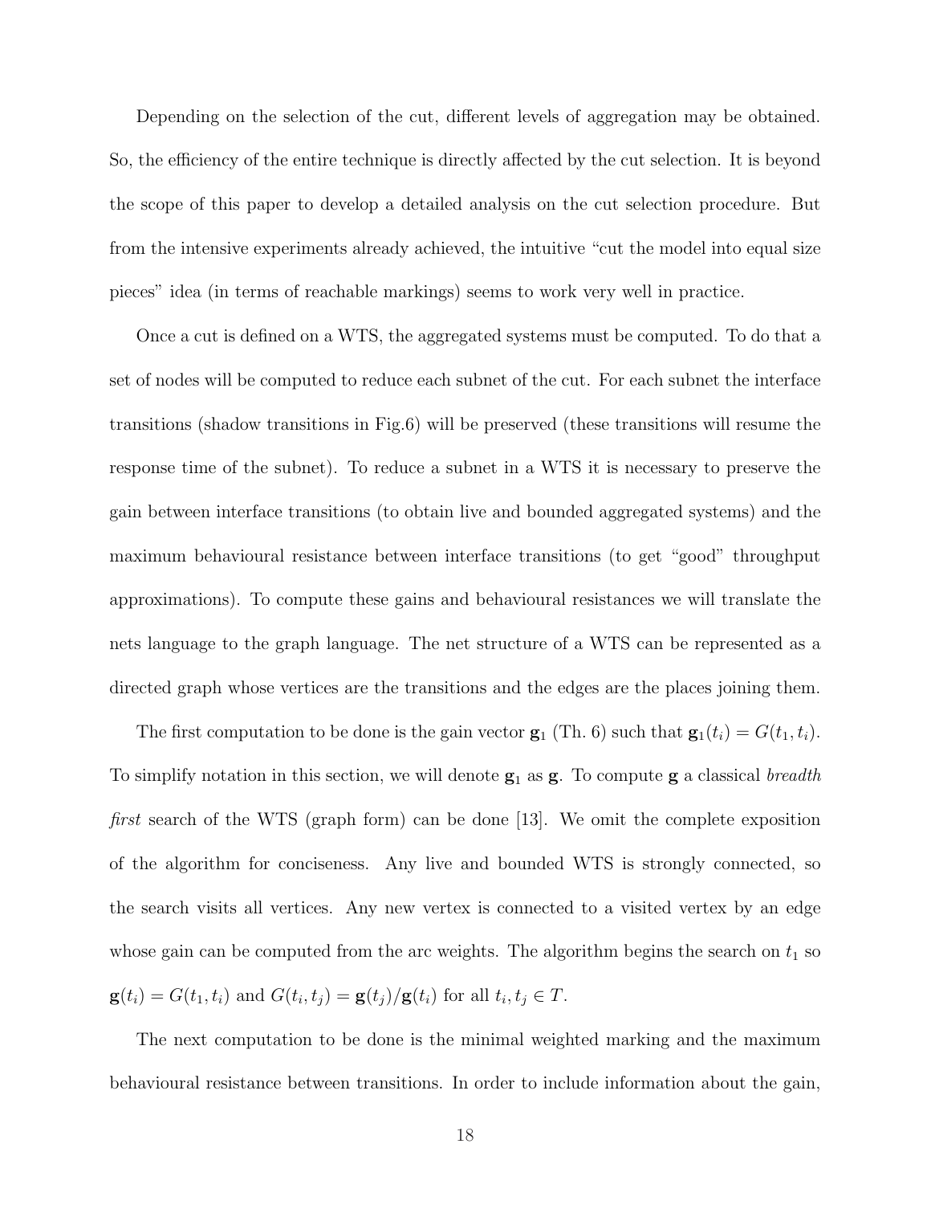Depending on the selection of the cut, different levels of aggregation may be obtained. So, the efficiency of the entire technique is directly affected by the cut selection. It is beyond the scope of this paper to develop a detailed analysis on the cut selection procedure. But from the intensive experiments already achieved, the intuitive "cut the model into equal size pieces" idea (in terms of reachable markings) seems to work very well in practice.

Once a cut is defined on a WTS, the aggregated systems must be computed. To do that a set of nodes will be computed to reduce each subnet of the cut. For each subnet the interface transitions (shadow transitions in Fig.6) will be preserved (these transitions will resume the response time of the subnet). To reduce a subnet in a WTS it is necessary to preserve the gain between interface transitions (to obtain live and bounded aggregated systems) and the maximum behavioural resistance between interface transitions (to get "good" throughput approximations). To compute these gains and behavioural resistances we will translate the nets language to the graph language. The net structure of a WTS can be represented as a directed graph whose vertices are the transitions and the edges are the places joining them.

The first computation to be done is the gain vector $\mathbf{g}_1$ (Th. 6) such that $\mathbf{g}_1(t_i) = G(t_1, t_i)$. To simplify notation in this section, we will denote $\mathbf{g}_1$ as $\mathbf{g}$. To compute $\mathbf{g}$ a classical *breadth first* search of the WTS (graph form) can be done [13]. We omit the complete exposition of the algorithm for conciseness. Any live and bounded WTS is strongly connected, so the search visits all vertices. Any new vertex is connected to a visited vertex by an edge whose gain can be computed from the arc weights. The algorithm begins the search on $t_1$ so $\mathbf{g}(t_i) = G(t_1, t_i)$ and $G(t_i, t_j) = \mathbf{g}(t_j)/\mathbf{g}(t_i)$ for all $t_i, t_j \in T$.

The next computation to be done is the minimal weighted marking and the maximum behavioural resistance between transitions. In order to include information about the gain,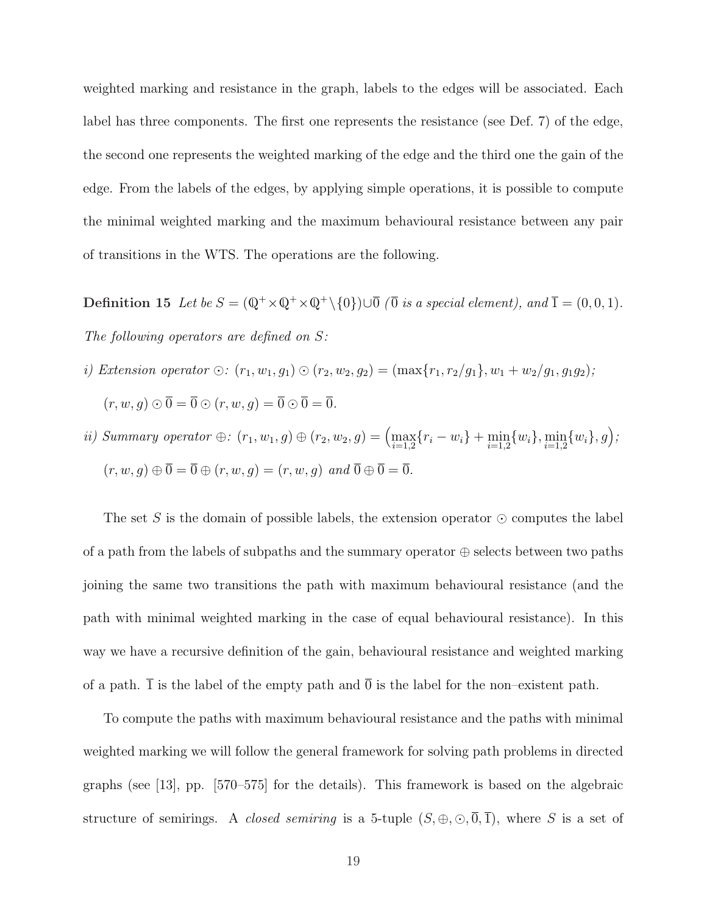weighted marking and resistance in the graph, labels to the edges will be associated. Each label has three components. The first one represents the resistance (see Def. 7) of the edge, the second one represents the weighted marking of the edge and the third one the gain of the edge. From the labels of the edges, by applying simple operations, it is possible to compute the minimal weighted marking and the maximum behavioural resistance between any pair of transitions in the WTS. The operations are the following.

**Definition 15** *Let be* $S = (\mathbb{Q}^+ \times \mathbb{Q}^+ \times \mathbb{Q}^+ \setminus \{0\}) \cup \overline{0}$ *($\overline{0}$ is a special element), and* $\overline{1} = (0, 0, 1)$*. The following operators are defined on* $S$*:*

*i) Extension operator* $\odot$*:* $(r_1, w_1, g_1) \odot (r_2, w_2, g_2) = (\max\{r_1, r_2/g_1\}, w_1 + w_2/g_1, g_1 g_2)$*;*

$(r, w, g) \odot \overline{0} = \overline{0} \odot (r, w, g) = \overline{0} \odot \overline{0} = \overline{0}$.

*ii) Summary operator* $\oplus$*:* $(r_1, w_1, g) \oplus (r_2, w_2, g) = \Big(\max\limits_{i=1,2}\{r_i - w_i\} + \min\limits_{i=1,2}\{w_i\}, \min\limits_{i=1,2}\{w_i\}, g\Big)$*;*

$(r, w, g) \oplus \overline{0} = \overline{0} \oplus (r, w, g) = (r, w, g)$ *and* $\overline{0} \oplus \overline{0} = \overline{0}$.

The set $S$ is the domain of possible labels, the extension operator $\odot$ computes the label of a path from the labels of subpaths and the summary operator $\oplus$ selects between two paths joining the same two transitions the path with maximum behavioural resistance (and the path with minimal weighted marking in the case of equal behavioural resistance). In this way we have a recursive definition of the gain, behavioural resistance and weighted marking of a path. $\overline{1}$ is the label of the empty path and $\overline{0}$ is the label for the non–existent path.

To compute the paths with maximum behavioural resistance and the paths with minimal weighted marking we will follow the general framework for solving path problems in directed graphs (see [13], pp. [570–575] for the details). This framework is based on the algebraic structure of semirings. A *closed semiring* is a 5-tuple $(S, \oplus, \odot, \overline{0}, \overline{1})$, where $S$ is a set of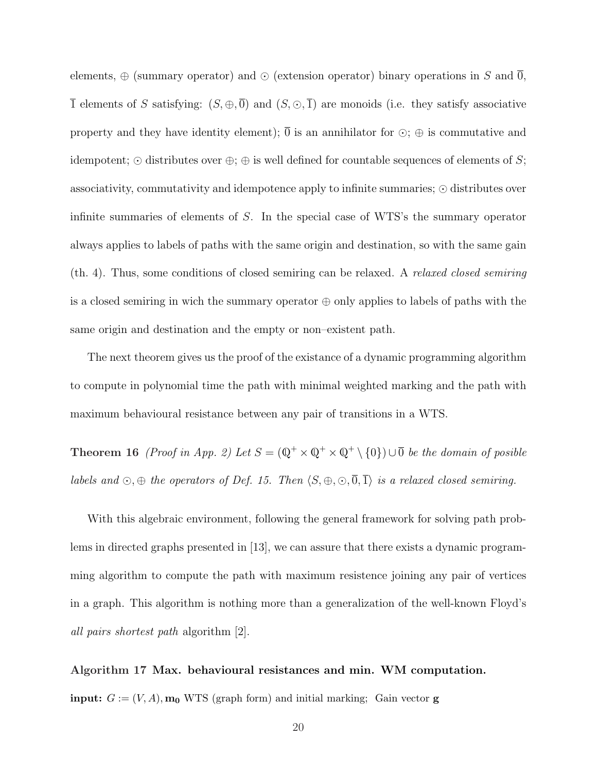elements, $\oplus$ (summary operator) and $\odot$ (extension operator) binary operations in $S$ and $\overline{0}$, $\overline{1}$ elements of $S$ satisfying: $(S, \oplus, \overline{0})$ and $(S, \odot, \overline{1})$ are monoids (i.e. they satisfy associative property and they have identity element); $\overline{0}$ is an annihilator for $\odot$; $\oplus$ is commutative and idempotent; $\odot$ distributes over $\oplus$; $\oplus$ is well defined for countable sequences of elements of $S$; associativity, commutativity and idempotence apply to infinite summaries; $\odot$ distributes over infinite summaries of elements of $S$. In the special case of WTS's the summary operator always applies to labels of paths with the same origin and destination, so with the same gain (th. 4). Thus, some conditions of closed semiring can be relaxed. A *relaxed closed semiring* is a closed semiring in wich the summary operator $\oplus$ only applies to labels of paths with the same origin and destination and the empty or non–existent path.

The next theorem gives us the proof of the existance of a dynamic programming algorithm to compute in polynomial time the path with minimal weighted marking and the path with maximum behavioural resistance between any pair of transitions in a WTS.

**Theorem 16** *(Proof in App. 2) Let $S = (\mathbb{Q}^+ \times \mathbb{Q}^+ \times \mathbb{Q}^+ \setminus \{0\}) \cup \overline{0}$ be the domain of posible labels and $\odot, \oplus$ the operators of Def. 15. Then $\langle S, \oplus, \odot, \overline{0}, \overline{1} \rangle$ is a relaxed closed semiring.*

With this algebraic environment, following the general framework for solving path problems in directed graphs presented in [13], we can assure that there exists a dynamic programming algorithm to compute the path with maximum resistence joining any pair of vertices in a graph. This algorithm is nothing more than a generalization of the well-known Floyd's *all pairs shortest path* algorithm [2].

**Algorithm 17 Max. behavioural resistances and min. WM computation.**

**input:** $G := (V, A), \mathbf{m_0}$ WTS (graph form) and initial marking; Gain vector $\mathbf{g}$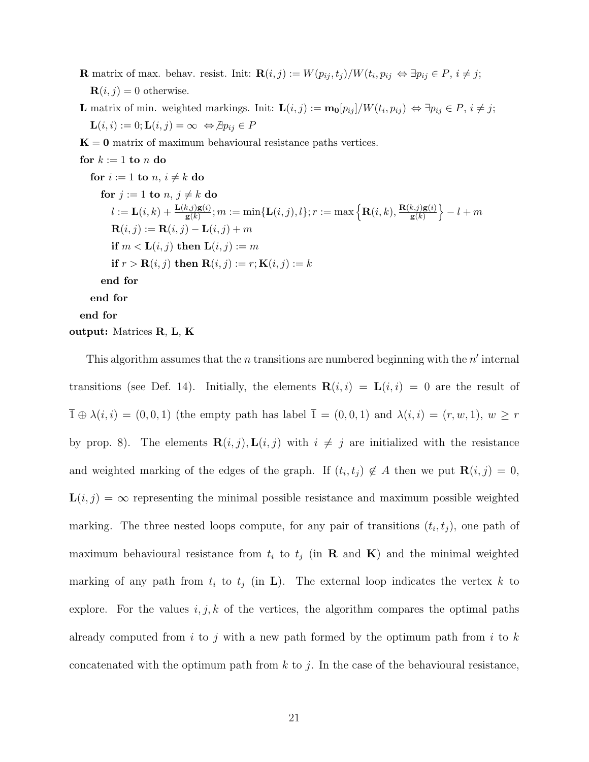**R** matrix of max. behav. resist. Init: $\mathbf{R}(i,j) := W(p_{ij}, t_j)/W(t_i, p_{ij} \Leftrightarrow \exists p_{ij} \in P,\ i \neq j$;
$\mathbf{R}(i,j) = 0$ otherwise.

**L** matrix of min. weighted markings. Init: $\mathbf{L}(i,j) := \mathbf{m_0}[p_{ij}]/W(t_i, p_{ij}) \Leftrightarrow \exists p_{ij} \in P,\ i \neq j$;
$\mathbf{L}(i,i) := 0; \mathbf{L}(i,j) = \infty \Leftrightarrow \nexists p_{ij} \in P$

$\mathbf{K} = \mathbf{0}$ matrix of maximum behavioural resistance paths vertices.

**for** $k := 1$ **to** $n$ **do**
  **for** $i := 1$ **to** $n$, $i \neq k$ **do**
    **for** $j := 1$ **to** $n$, $j \neq k$ **do**
      $l := \mathbf{L}(i,k) + \frac{\mathbf{L}(k,j)\mathbf{g}(i)}{\mathbf{g}(k)}; m := \min\{\mathbf{L}(i,j), l\}; r := \max\left\{\mathbf{R}(i,k), \frac{\mathbf{R}(k,j)\mathbf{g}(i)}{\mathbf{g}(k)}\right\} - l + m$
      $\mathbf{R}(i,j) := \mathbf{R}(i,j) - \mathbf{L}(i,j) + m$
      **if** $m < \mathbf{L}(i,j)$ **then** $\mathbf{L}(i,j) := m$
      **if** $r > \mathbf{R}(i,j)$ **then** $\mathbf{R}(i,j) := r; \mathbf{K}(i,j) := k$
    **end for**
  **end for**
**end for**

**output:** Matrices **R**, **L**, **K**

This algorithm assumes that the $n$ transitions are numbered beginning with the $n'$ internal transitions (see Def. 14). Initially, the elements $\mathbf{R}(i,i) = \mathbf{L}(i,i) = 0$ are the result of $\overline{1} \oplus \lambda(i,i) = (0,0,1)$ (the empty path has label $\overline{1} = (0,0,1)$ and $\lambda(i,i) = (r,w,1)$, $w \geq r$ by prop. 8). The elements $\mathbf{R}(i,j), \mathbf{L}(i,j)$ with $i \neq j$ are initialized with the resistance and weighted marking of the edges of the graph. If $(t_i, t_j) \notin A$ then we put $\mathbf{R}(i,j) = 0$, $\mathbf{L}(i,j) = \infty$ representing the minimal possible resistance and maximum possible weighted marking. The three nested loops compute, for any pair of transitions $(t_i, t_j)$, one path of maximum behavioural resistance from $t_i$ to $t_j$ (in **R** and **K**) and the minimal weighted marking of any path from $t_i$ to $t_j$ (in **L**). The external loop indicates the vertex $k$ to explore. For the values $i, j, k$ of the vertices, the algorithm compares the optimal paths already computed from $i$ to $j$ with a new path formed by the optimum path from $i$ to $k$ concatenated with the optimum path from $k$ to $j$. In the case of the behavioural resistance,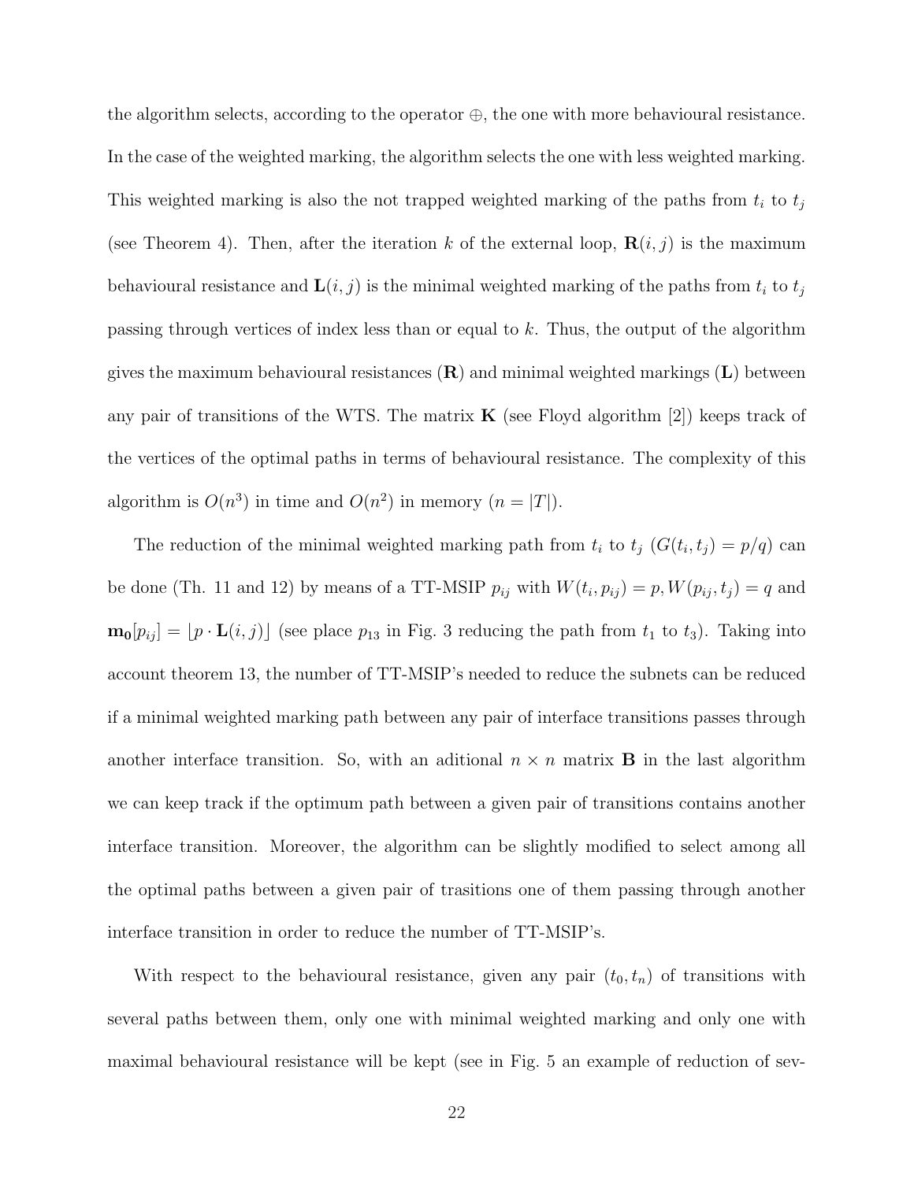the algorithm selects, according to the operator $\oplus$, the one with more behavioural resistance. In the case of the weighted marking, the algorithm selects the one with less weighted marking. This weighted marking is also the not trapped weighted marking of the paths from $t_i$ to $t_j$ (see Theorem 4). Then, after the iteration $k$ of the external loop, $\mathbf{R}(i, j)$ is the maximum behavioural resistance and $\mathbf{L}(i, j)$ is the minimal weighted marking of the paths from $t_i$ to $t_j$ passing through vertices of index less than or equal to $k$. Thus, the output of the algorithm gives the maximum behavioural resistances ($\mathbf{R}$) and minimal weighted markings ($\mathbf{L}$) between any pair of transitions of the WTS. The matrix $\mathbf{K}$ (see Floyd algorithm [2]) keeps track of the vertices of the optimal paths in terms of behavioural resistance. The complexity of this algorithm is $O(n^3)$ in time and $O(n^2)$ in memory ($n = |T|$).

The reduction of the minimal weighted marking path from $t_i$ to $t_j$ ($G(t_i, t_j) = p/q$) can be done (Th. 11 and 12) by means of a TT-MSIP $p_{ij}$ with $W(t_i, p_{ij}) = p, W(p_{ij}, t_j) = q$ and $\mathbf{m_0}[p_{ij}] = \lfloor p \cdot \mathbf{L}(i, j) \rfloor$ (see place $p_{13}$ in Fig. 3 reducing the path from $t_1$ to $t_3$). Taking into account theorem 13, the number of TT-MSIP's needed to reduce the subnets can be reduced if a minimal weighted marking path between any pair of interface transitions passes through another interface transition. So, with an aditional $n \times n$ matrix $\mathbf{B}$ in the last algorithm we can keep track if the optimum path between a given pair of transitions contains another interface transition. Moreover, the algorithm can be slightly modified to select among all the optimal paths between a given pair of trasitions one of them passing through another interface transition in order to reduce the number of TT-MSIP's.

With respect to the behavioural resistance, given any pair $(t_0, t_n)$ of transitions with several paths between them, only one with minimal weighted marking and only one with maximal behavioural resistance will be kept (see in Fig. 5 an example of reduction of sev-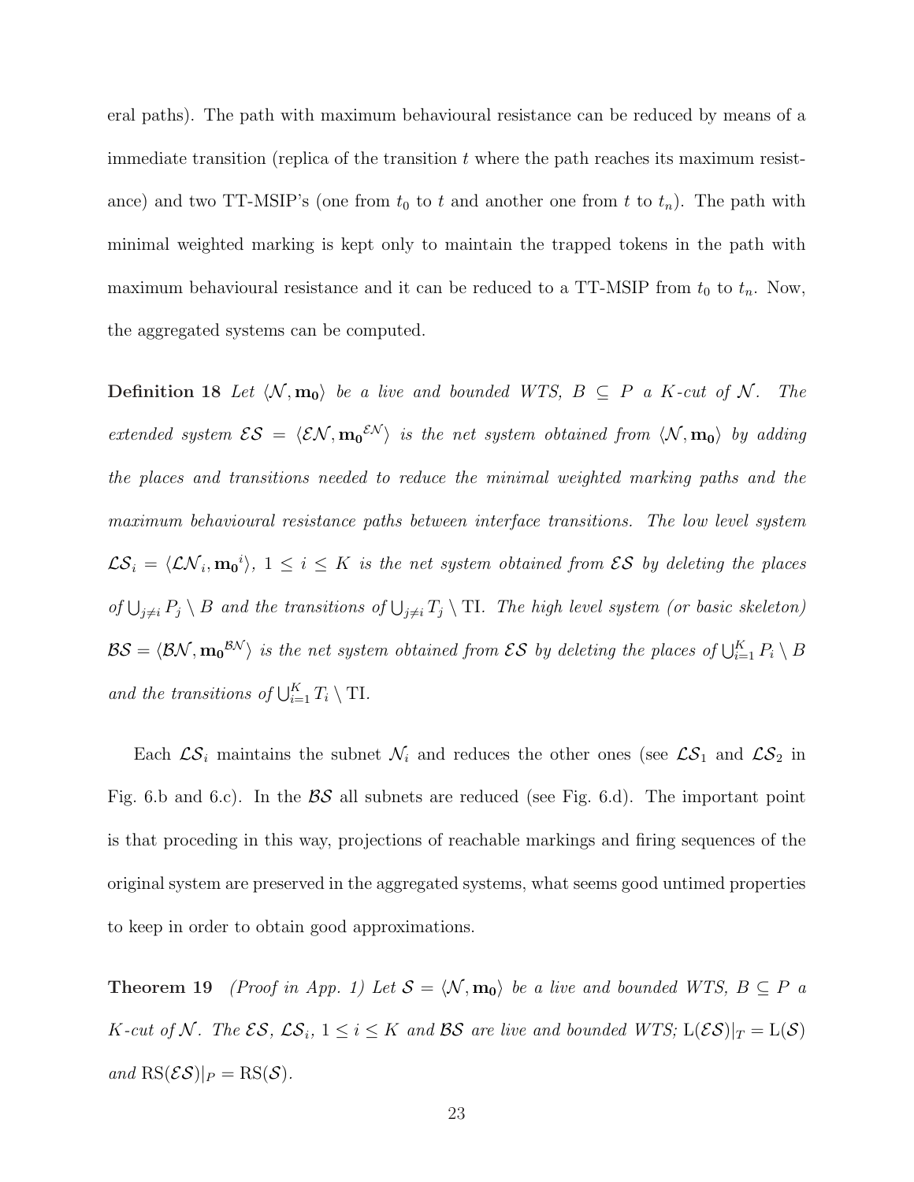eral paths). The path with maximum behavioural resistance can be reduced by means of a immediate transition (replica of the transition $t$ where the path reaches its maximum resistance) and two TT-MSIP's (one from $t_0$ to $t$ and another one from $t$ to $t_n$). The path with minimal weighted marking is kept only to maintain the trapped tokens in the path with maximum behavioural resistance and it can be reduced to a TT-MSIP from $t_0$ to $t_n$. Now, the aggregated systems can be computed.

**Definition 18** *Let $\langle \mathcal{N}, \mathbf{m_0} \rangle$ be a live and bounded WTS, $B \subseteq P$ a $K$-cut of $\mathcal{N}$. The extended system $\mathcal{ES} = \langle \mathcal{EN}, \mathbf{m_0}^{\mathcal{EN}} \rangle$ is the net system obtained from $\langle \mathcal{N}, \mathbf{m_0} \rangle$ by adding the places and transitions needed to reduce the minimal weighted marking paths and the maximum behavioural resistance paths between interface transitions. The low level system $\mathcal{LS}_i = \langle \mathcal{LN}_i, \mathbf{m_0}^i \rangle$, $1 \leq i \leq K$ is the net system obtained from $\mathcal{ES}$ by deleting the places of $\bigcup_{j \neq i} P_j \setminus B$ and the transitions of $\bigcup_{j \neq i} T_j \setminus \mathrm{TI}$. The high level system (or basic skeleton) $\mathcal{BS} = \langle \mathcal{BN}, \mathbf{m_0}^{\mathcal{BN}} \rangle$ is the net system obtained from $\mathcal{ES}$ by deleting the places of $\bigcup_{i=1}^{K} P_i \setminus B$ and the transitions of $\bigcup_{i=1}^{K} T_i \setminus \mathrm{TI}$.*

Each $\mathcal{LS}_i$ maintains the subnet $\mathcal{N}_i$ and reduces the other ones (see $\mathcal{LS}_1$ and $\mathcal{LS}_2$ in Fig. 6.b and 6.c). In the $\mathcal{BS}$ all subnets are reduced (see Fig. 6.d). The important point is that proceding in this way, projections of reachable markings and firing sequences of the original system are preserved in the aggregated systems, what seems good untimed properties to keep in order to obtain good approximations.

**Theorem 19** *(Proof in App. 1) Let $\mathcal{S} = \langle \mathcal{N}, \mathbf{m_0} \rangle$ be a live and bounded WTS, $B \subseteq P$ a $K$-cut of $\mathcal{N}$. The $\mathcal{ES}$, $\mathcal{LS}_i$, $1 \leq i \leq K$ and $\mathcal{BS}$ are live and bounded WTS; $\mathrm{L}(\mathcal{ES})|_T = \mathrm{L}(\mathcal{S})$ and $\mathrm{RS}(\mathcal{ES})|_P = \mathrm{RS}(\mathcal{S})$.*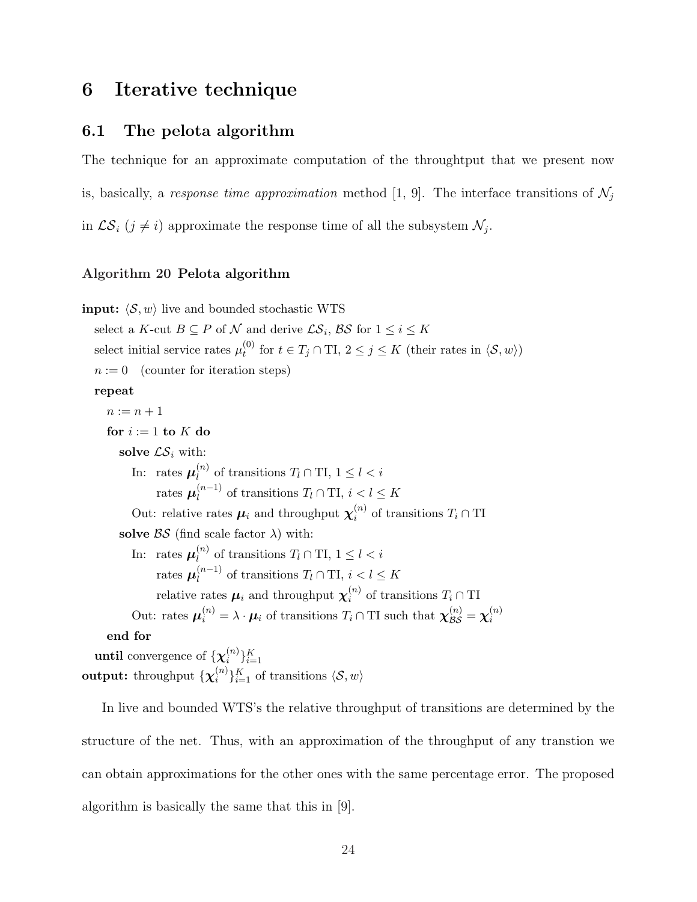# 6 Iterative technique

## 6.1 The pelota algorithm

The technique for an approximate computation of the throughtput that we present now is, basically, a *response time approximation* method [1, 9]. The interface transitions of $\mathcal{N}_j$ in $\mathcal{LS}_i$ ($j \neq i$) approximate the response time of all the subsystem $\mathcal{N}_j$.

**Algorithm 20 Pelota algorithm**

**input:** $\langle \mathcal{S}, w \rangle$ live and bounded stochastic WTS
  select a $K$-cut $B \subseteq P$ of $\mathcal{N}$ and derive $\mathcal{LS}_i$, $\mathcal{BS}$ for $1 \leq i \leq K$
  select initial service rates $\mu_t^{(0)}$ for $t \in T_j \cap \text{TI}$, $2 \leq j \leq K$ (their rates in $\langle \mathcal{S}, w \rangle$)
  $n := 0$  (counter for iteration steps)
  **repeat**
    $n := n + 1$
    **for** $i := 1$ **to** $K$ **do**
      **solve** $\mathcal{LS}_i$ with:
        In: rates $\boldsymbol{\mu}_l^{(n)}$ of transitions $T_l \cap \text{TI}$, $1 \leq l < i$
          rates $\boldsymbol{\mu}_l^{(n-1)}$ of transitions $T_l \cap \text{TI}$, $i < l \leq K$
        Out: relative rates $\boldsymbol{\mu}_i$ and throughput $\boldsymbol{\chi}_i^{(n)}$ of transitions $T_i \cap \text{TI}$
      **solve** $\mathcal{BS}$ (find scale factor $\lambda$) with:
        In: rates $\boldsymbol{\mu}_l^{(n)}$ of transitions $T_l \cap \text{TI}$, $1 \leq l < i$
          rates $\boldsymbol{\mu}_l^{(n-1)}$ of transitions $T_l \cap \text{TI}$, $i < l \leq K$
          relative rates $\boldsymbol{\mu}_i$ and throughput $\boldsymbol{\chi}_i^{(n)}$ of transitions $T_i \cap \text{TI}$
        Out: rates $\boldsymbol{\mu}_i^{(n)} = \lambda \cdot \boldsymbol{\mu}_i$ of transitions $T_i \cap \text{TI}$ such that $\boldsymbol{\chi}_{\mathcal{BS}}^{(n)} = \boldsymbol{\chi}_i^{(n)}$
    **end for**
  **until** convergence of $\{\boldsymbol{\chi}_i^{(n)}\}_{i=1}^K$
**output:** throughput $\{\boldsymbol{\chi}_i^{(n)}\}_{i=1}^K$ of transitions $\langle \mathcal{S}, w \rangle$

In live and bounded WTS's the relative throughput of transitions are determined by the structure of the net. Thus, with an approximation of the throughput of any transtion we can obtain approximations for the other ones with the same percentage error. The proposed algorithm is basically the same that this in [9].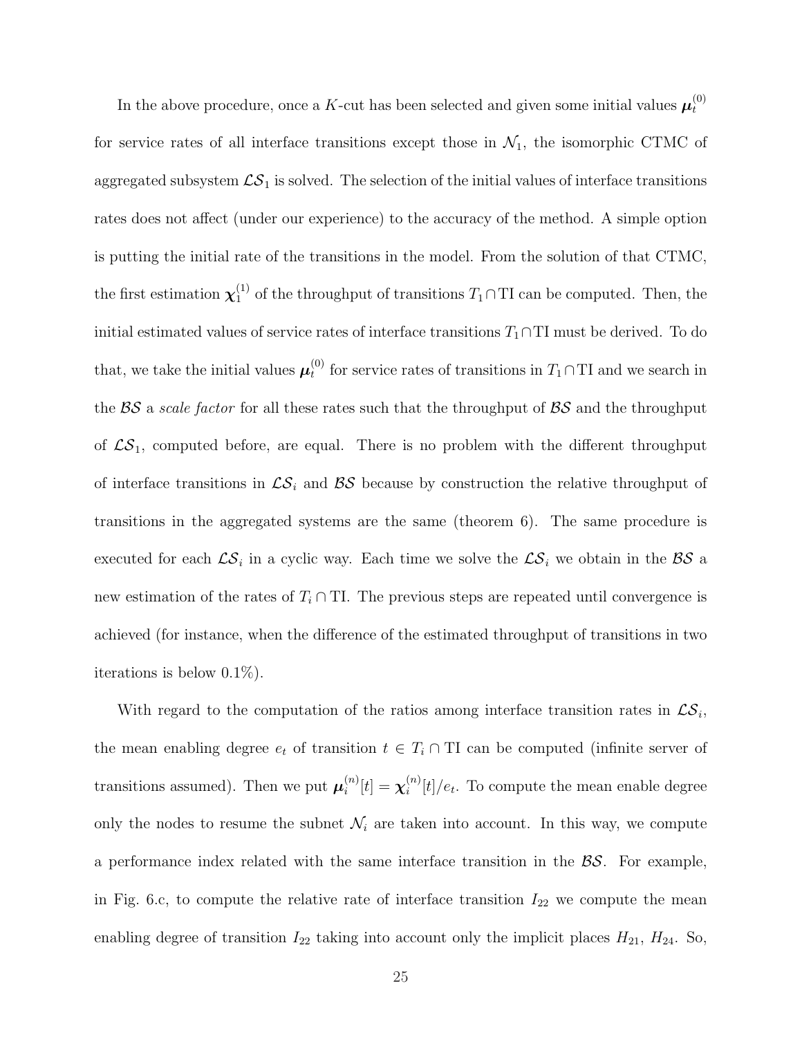In the above procedure, once a $K$-cut has been selected and given some initial values $\boldsymbol{\mu}_t^{(0)}$ for service rates of all interface transitions except those in $\mathcal{N}_1$, the isomorphic CTMC of aggregated subsystem $\mathcal{LS}_1$ is solved. The selection of the initial values of interface transitions rates does not affect (under our experience) to the accuracy of the method. A simple option is putting the initial rate of the transitions in the model. From the solution of that CTMC, the first estimation $\boldsymbol{\chi}_1^{(1)}$ of the throughput of transitions $T_1 \cap \mathrm{TI}$ can be computed. Then, the initial estimated values of service rates of interface transitions $T_1 \cap \mathrm{TI}$ must be derived. To do that, we take the initial values $\boldsymbol{\mu}_t^{(0)}$ for service rates of transitions in $T_1 \cap \mathrm{TI}$ and we search in the $\mathcal{BS}$ a *scale factor* for all these rates such that the throughput of $\mathcal{BS}$ and the throughput of $\mathcal{LS}_1$, computed before, are equal. There is no problem with the different throughput of interface transitions in $\mathcal{LS}_i$ and $\mathcal{BS}$ because by construction the relative throughput of transitions in the aggregated systems are the same (theorem 6). The same procedure is executed for each $\mathcal{LS}_i$ in a cyclic way. Each time we solve the $\mathcal{LS}_i$ we obtain in the $\mathcal{BS}$ a new estimation of the rates of $T_i \cap \mathrm{TI}$. The previous steps are repeated until convergence is achieved (for instance, when the difference of the estimated throughput of transitions in two iterations is below 0.1%).

With regard to the computation of the ratios among interface transition rates in $\mathcal{LS}_i$, the mean enabling degree $e_t$ of transition $t \in T_i \cap \mathrm{TI}$ can be computed (infinite server of transitions assumed). Then we put $\boldsymbol{\mu}_i^{(n)}[t] = \boldsymbol{\chi}_i^{(n)}[t]/e_t$. To compute the mean enable degree only the nodes to resume the subnet $\mathcal{N}_i$ are taken into account. In this way, we compute a performance index related with the same interface transition in the $\mathcal{BS}$. For example, in Fig. 6.c, to compute the relative rate of interface transition $I_{22}$ we compute the mean enabling degree of transition $I_{22}$ taking into account only the implicit places $H_{21}$, $H_{24}$. So,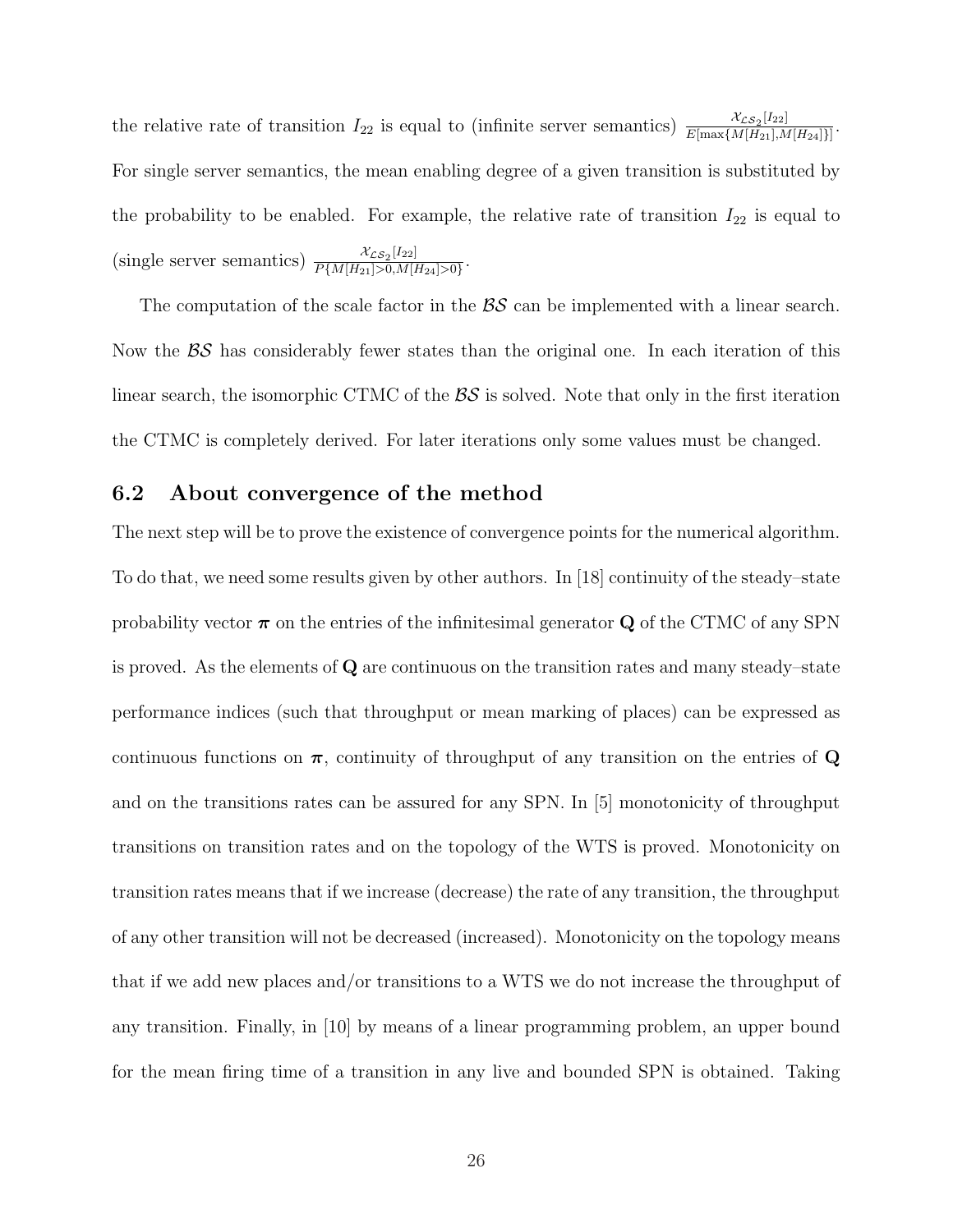the relative rate of transition $I_{22}$ is equal to (infinite server semantics) $\frac{\mathcal{X}_{\mathcal{LS}_2}[I_{22}]}{E[\max\{M[H_{21}],M[H_{24}]\}]}$. For single server semantics, the mean enabling degree of a given transition is substituted by the probability to be enabled. For example, the relative rate of transition $I_{22}$ is equal to (single server semantics) $\frac{\mathcal{X}_{\mathcal{LS}_2}[I_{22}]}{P\{M[H_{21}]>0,M[H_{24}]>0\}}$.

The computation of the scale factor in the $\mathcal{BS}$ can be implemented with a linear search. Now the $\mathcal{BS}$ has considerably fewer states than the original one. In each iteration of this linear search, the isomorphic CTMC of the $\mathcal{BS}$ is solved. Note that only in the first iteration the CTMC is completely derived. For later iterations only some values must be changed.

### 6.2 About convergence of the method

The next step will be to prove the existence of convergence points for the numerical algorithm. To do that, we need some results given by other authors. In [18] continuity of the steady–state probability vector $\boldsymbol{\pi}$ on the entries of the infinitesimal generator $\mathbf{Q}$ of the CTMC of any SPN is proved. As the elements of $\mathbf{Q}$ are continuous on the transition rates and many steady–state performance indices (such that throughput or mean marking of places) can be expressed as continuous functions on $\boldsymbol{\pi}$, continuity of throughput of any transition on the entries of $\mathbf{Q}$ and on the transitions rates can be assured for any SPN. In [5] monotonicity of throughput transitions on transition rates and on the topology of the WTS is proved. Monotonicity on transition rates means that if we increase (decrease) the rate of any transition, the throughput of any other transition will not be decreased (increased). Monotonicity on the topology means that if we add new places and/or transitions to a WTS we do not increase the throughput of any transition. Finally, in [10] by means of a linear programming problem, an upper bound for the mean firing time of a transition in any live and bounded SPN is obtained. Taking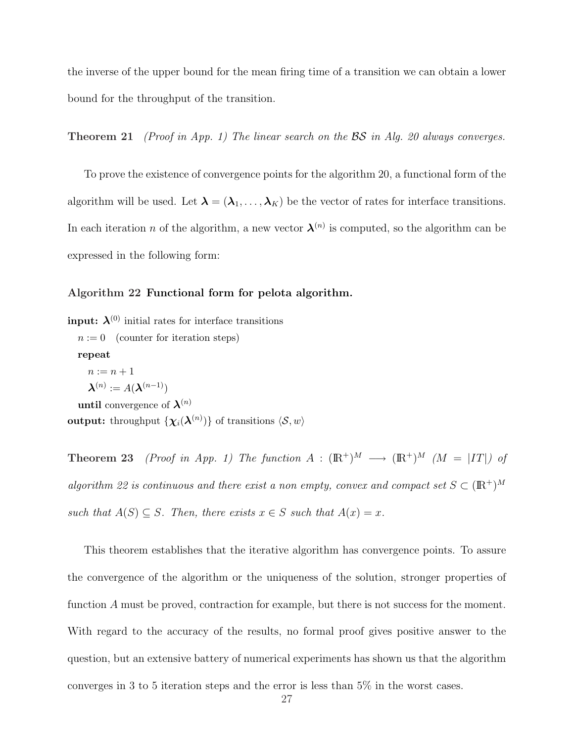the inverse of the upper bound for the mean firing time of a transition we can obtain a lower bound for the throughput of the transition.

**Theorem 21** *(Proof in App. 1) The linear search on the $\mathcal{BS}$ in Alg. 20 always converges.*

To prove the existence of convergence points for the algorithm 20, a functional form of the algorithm will be used. Let $\boldsymbol{\lambda} = (\boldsymbol{\lambda}_1, \ldots, \boldsymbol{\lambda}_K)$ be the vector of rates for interface transitions. In each iteration $n$ of the algorithm, a new vector $\boldsymbol{\lambda}^{(n)}$ is computed, so the algorithm can be expressed in the following form:

**Algorithm 22 Functional form for pelota algorithm.**

**input:** $\boldsymbol{\lambda}^{(0)}$ initial rates for interface transitions
  $n := 0$   (counter for iteration steps)
  **repeat**
    $n := n + 1$
    $\boldsymbol{\lambda}^{(n)} := A(\boldsymbol{\lambda}^{(n-1)})$
  **until** convergence of $\boldsymbol{\lambda}^{(n)}$
**output:** throughput $\{\boldsymbol{\chi}_i(\boldsymbol{\lambda}^{(n)})\}$ of transitions $\langle \mathcal{S}, w \rangle$

**Theorem 23** *(Proof in App. 1) The function $A : (\mathrm{I\!R}^+)^M \longrightarrow (\mathrm{I\!R}^+)^M$ ($M = |IT|$) of algorithm 22 is continuous and there exist a non empty, convex and compact set $S \subset (\mathrm{I\!R}^+)^M$ such that $A(S) \subseteq S$. Then, there exists $x \in S$ such that $A(x) = x$.*

This theorem establishes that the iterative algorithm has convergence points. To assure the convergence of the algorithm or the uniqueness of the solution, stronger properties of function $A$ must be proved, contraction for example, but there is not success for the moment. With regard to the accuracy of the results, no formal proof gives positive answer to the question, but an extensive battery of numerical experiments has shown us that the algorithm converges in 3 to 5 iteration steps and the error is less than 5% in the worst cases.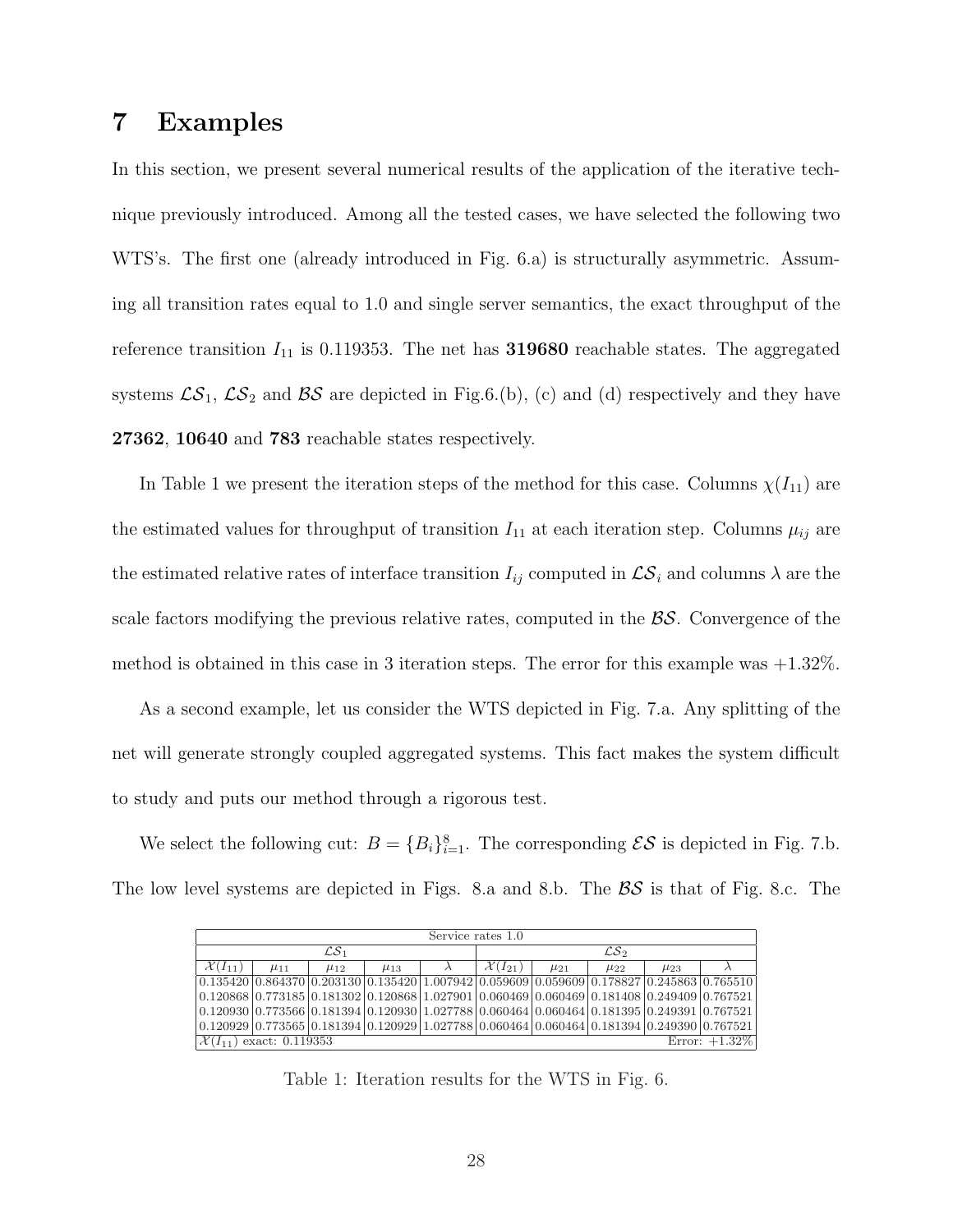# 7 Examples

In this section, we present several numerical results of the application of the iterative technique previously introduced. Among all the tested cases, we have selected the following two WTS's. The first one (already introduced in Fig. 6.a) is structurally asymmetric. Assuming all transition rates equal to 1.0 and single server semantics, the exact throughput of the reference transition $I_{11}$ is 0.119353. The net has **319680** reachable states. The aggregated systems $\mathcal{LS}_1$, $\mathcal{LS}_2$ and $\mathcal{BS}$ are depicted in Fig.6.(b), (c) and (d) respectively and they have **27362**, **10640** and **783** reachable states respectively.

In Table 1 we present the iteration steps of the method for this case. Columns $\chi(I_{11})$ are the estimated values for throughput of transition $I_{11}$ at each iteration step. Columns $\mu_{ij}$ are the estimated relative rates of interface transition $I_{ij}$ computed in $\mathcal{LS}_i$ and columns $\lambda$ are the scale factors modifying the previous relative rates, computed in the $\mathcal{BS}$. Convergence of the method is obtained in this case in 3 iteration steps. The error for this example was +1.32%.

As a second example, let us consider the WTS depicted in Fig. 7.a. Any splitting of the net will generate strongly coupled aggregated systems. This fact makes the system difficult to study and puts our method through a rigorous test.

We select the following cut: $B = \{B_i\}_{i=1}^{8}$. The corresponding $\mathcal{ES}$ is depicted in Fig. 7.b. The low level systems are depicted in Figs. 8.a and 8.b. The $\mathcal{BS}$ is that of Fig. 8.c. The

| Service rates 1.0 | | | | | | | | | |
|---|---|---|---|---|---|---|---|---|---|
| $\mathcal{LS}_1$ | | | | | $\mathcal{LS}_2$ | | | | |
| $\mathcal{X}(I_{11})$ | $\mu_{11}$ | $\mu_{12}$ | $\mu_{13}$ | $\lambda$ | $\mathcal{X}(I_{21})$ | $\mu_{21}$ | $\mu_{22}$ | $\mu_{23}$ | $\lambda$ |
| 0.135420 | 0.864370 | 0.203130 | 0.135420 | 1.007942 | 0.059609 | 0.059609 | 0.178827 | 0.245863 | 0.765510 |
| 0.120868 | 0.773185 | 0.181302 | 0.120868 | 1.027901 | 0.060469 | 0.060469 | 0.181408 | 0.249409 | 0.767521 |
| 0.120930 | 0.773566 | 0.181394 | 0.120930 | 1.027788 | 0.060464 | 0.060464 | 0.181395 | 0.249391 | 0.767521 |
| 0.120929 | 0.773565 | 0.181394 | 0.120929 | 1.027788 | 0.060464 | 0.060464 | 0.181394 | 0.249390 | 0.767521 |
| $\mathcal{X}(I_{11})$ exact: 0.119353 | | | | | | | | | Error: +1.32% |

Table 1: Iteration results for the WTS in Fig. 6.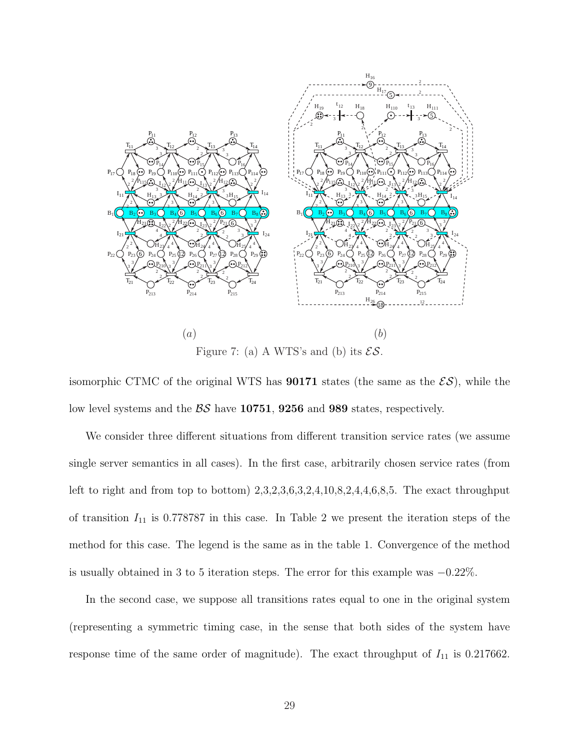(a) (b)

Figure 7: (a) A WTS's and (b) its $\mathcal{ES}$.

isomorphic CTMC of the original WTS has **90171** states (the same as the $\mathcal{ES}$), while the low level systems and the $\mathcal{BS}$ have **10751**, **9256** and **989** states, respectively.

We consider three different situations from different transition service rates (we assume single server semantics in all cases). In the first case, arbitrarily chosen service rates (from left to right and from top to bottom) 2,3,2,3,6,3,2,4,10,8,2,4,4,6,8,5. The exact throughput of transition $I_{11}$ is 0.778787 in this case. In Table 2 we present the iteration steps of the method for this case. The legend is the same as in the table 1. Convergence of the method is usually obtained in 3 to 5 iteration steps. The error for this example was $-0.22\%$.

In the second case, we suppose all transitions rates equal to one in the original system (representing a symmetric timing case, in the sense that both sides of the system have response time of the same order of magnitude). The exact throughput of $I_{11}$ is 0.217662.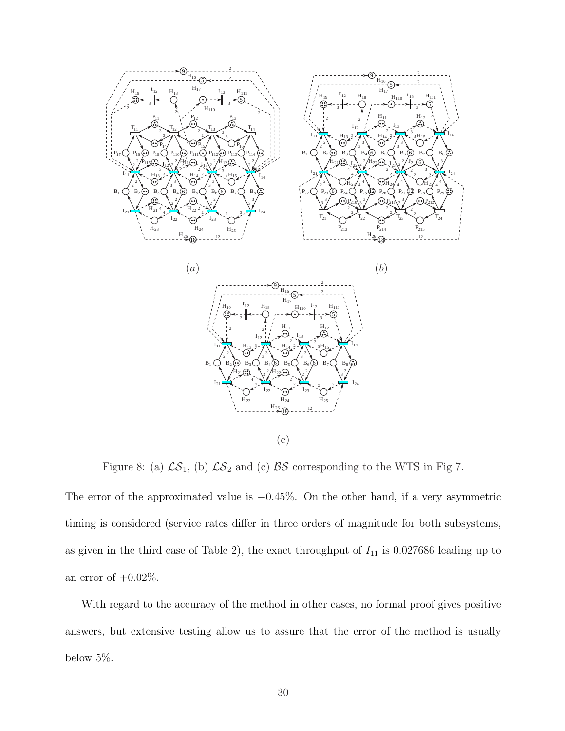Figure 8: (a) $\mathcal{LS}_1$, (b) $\mathcal{LS}_2$ and (c) $\mathcal{BS}$ corresponding to the WTS in Fig 7.

The error of the approximated value is $-0.45\%$. On the other hand, if a very asymmetric timing is considered (service rates differ in three orders of magnitude for both subsystems, as given in the third case of Table 2), the exact throughput of $I_{11}$ is 0.027686 leading up to an error of $+0.02\%$.

With regard to the accuracy of the method in other cases, no formal proof gives positive answers, but extensive testing allow us to assure that the error of the method is usually below 5%.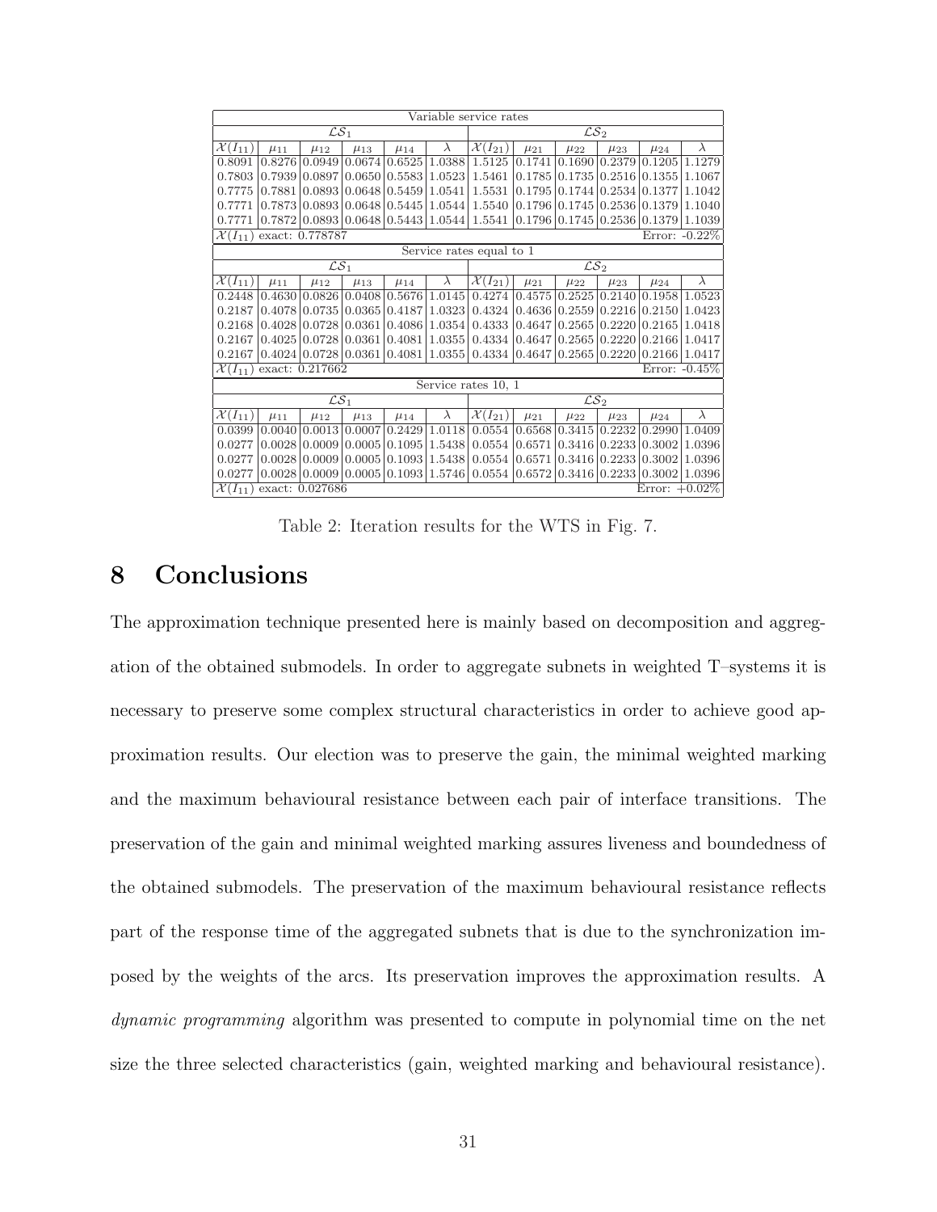| Variable service rates | | | | | | | | | | | |
|---|---|---|---|---|---|---|---|---|---|---|---|
| $\mathcal{LS}_1$ | | | | | | $\mathcal{LS}_2$ | | | | | |
| $\mathcal{X}(I_{11})$ | $\mu_{11}$ | $\mu_{12}$ | $\mu_{13}$ | $\mu_{14}$ | $\lambda$ | $\mathcal{X}(I_{21})$ | $\mu_{21}$ | $\mu_{22}$ | $\mu_{23}$ | $\mu_{24}$ | $\lambda$ |
| 0.8091 | 0.8276 | 0.0949 | 0.0674 | 0.6525 | 1.0388 | 1.5125 | 0.1741 | 0.1690 | 0.2379 | 0.1205 | 1.1279 |
| 0.7803 | 0.7939 | 0.0897 | 0.0650 | 0.5583 | 1.0523 | 1.5461 | 0.1785 | 0.1735 | 0.2516 | 0.1355 | 1.1067 |
| 0.7775 | 0.7881 | 0.0893 | 0.0648 | 0.5459 | 1.0541 | 1.5531 | 0.1795 | 0.1744 | 0.2534 | 0.1377 | 1.1042 |
| 0.7771 | 0.7873 | 0.0893 | 0.0648 | 0.5445 | 1.0544 | 1.5540 | 0.1796 | 0.1745 | 0.2536 | 0.1379 | 1.1040 |
| 0.7771 | 0.7872 | 0.0893 | 0.0648 | 0.5443 | 1.0544 | 1.5541 | 0.1796 | 0.1745 | 0.2536 | 0.1379 | 1.1039 |
| $\mathcal{X}(I_{11})$ exact: 0.778787 | | | | | | | | | | Error: -0.22% | |
| Service rates equal to 1 | | | | | | | | | | | |
| $\mathcal{LS}_1$ | | | | | | $\mathcal{LS}_2$ | | | | | |
| $\mathcal{X}(I_{11})$ | $\mu_{11}$ | $\mu_{12}$ | $\mu_{13}$ | $\mu_{14}$ | $\lambda$ | $\mathcal{X}(I_{21})$ | $\mu_{21}$ | $\mu_{22}$ | $\mu_{23}$ | $\mu_{24}$ | $\lambda$ |
| 0.2448 | 0.4630 | 0.0826 | 0.0408 | 0.5676 | 1.0145 | 0.4274 | 0.4575 | 0.2525 | 0.2140 | 0.1958 | 1.0523 |
| 0.2187 | 0.4078 | 0.0735 | 0.0365 | 0.4187 | 1.0323 | 0.4324 | 0.4636 | 0.2559 | 0.2216 | 0.2150 | 1.0423 |
| 0.2168 | 0.4028 | 0.0728 | 0.0361 | 0.4086 | 1.0354 | 0.4333 | 0.4647 | 0.2565 | 0.2220 | 0.2165 | 1.0418 |
| 0.2167 | 0.4025 | 0.0728 | 0.0361 | 0.4081 | 1.0355 | 0.4334 | 0.4647 | 0.2565 | 0.2220 | 0.2166 | 1.0417 |
| 0.2167 | 0.4024 | 0.0728 | 0.0361 | 0.4081 | 1.0355 | 0.4334 | 0.4647 | 0.2565 | 0.2220 | 0.2166 | 1.0417 |
| $\mathcal{X}(I_{11})$ exact: 0.217662 | | | | | | | | | | Error: -0.45% | |
| Service rates 10, 1 | | | | | | | | | | | |
| $\mathcal{LS}_1$ | | | | | | $\mathcal{LS}_2$ | | | | | |
| $\mathcal{X}(I_{11})$ | $\mu_{11}$ | $\mu_{12}$ | $\mu_{13}$ | $\mu_{14}$ | $\lambda$ | $\mathcal{X}(I_{21})$ | $\mu_{21}$ | $\mu_{22}$ | $\mu_{23}$ | $\mu_{24}$ | $\lambda$ |
| 0.0399 | 0.0040 | 0.0013 | 0.0007 | 0.2429 | 1.0118 | 0.0554 | 0.6568 | 0.3415 | 0.2232 | 0.2990 | 1.0409 |
| 0.0277 | 0.0028 | 0.0009 | 0.0005 | 0.1095 | 1.5438 | 0.0554 | 0.6571 | 0.3416 | 0.2233 | 0.3002 | 1.0396 |
| 0.0277 | 0.0028 | 0.0009 | 0.0005 | 0.1093 | 1.5438 | 0.0554 | 0.6571 | 0.3416 | 0.2233 | 0.3002 | 1.0396 |
| 0.0277 | 0.0028 | 0.0009 | 0.0005 | 0.1093 | 1.5746 | 0.0554 | 0.6572 | 0.3416 | 0.2233 | 0.3002 | 1.0396 |
| $\mathcal{X}(I_{11})$ exact: 0.027686 | | | | | | | | | | Error: +0.02% | |

Table 2: Iteration results for the WTS in Fig. 7.

# 8 Conclusions

The approximation technique presented here is mainly based on decomposition and aggregation of the obtained submodels. In order to aggregate subnets in weighted T–systems it is necessary to preserve some complex structural characteristics in order to achieve good approximation results. Our election was to preserve the gain, the minimal weighted marking and the maximum behavioural resistance between each pair of interface transitions. The preservation of the gain and minimal weighted marking assures liveness and boundedness of the obtained submodels. The preservation of the maximum behavioural resistance reflects part of the response time of the aggregated subnets that is due to the synchronization imposed by the weights of the arcs. Its preservation improves the approximation results. A *dynamic programming* algorithm was presented to compute in polynomial time on the net size the three selected characteristics (gain, weighted marking and behavioural resistance).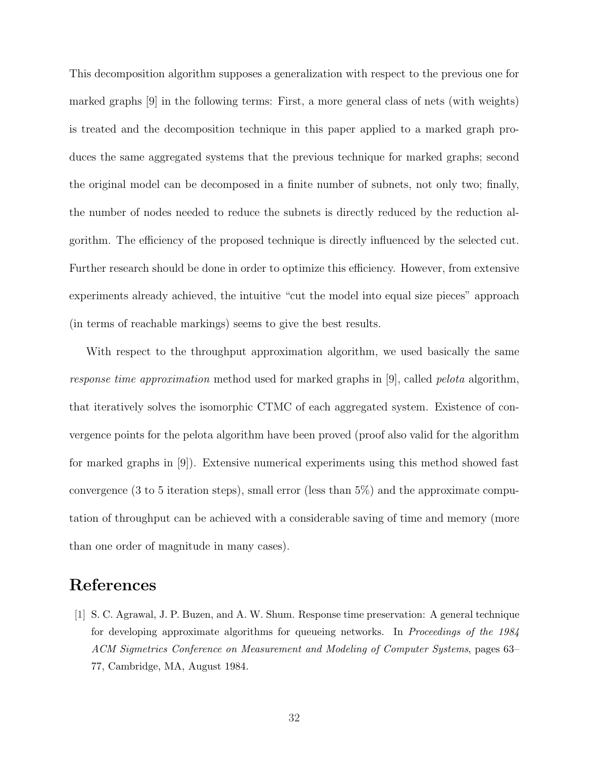This decomposition algorithm supposes a generalization with respect to the previous one for marked graphs [9] in the following terms: First, a more general class of nets (with weights) is treated and the decomposition technique in this paper applied to a marked graph produces the same aggregated systems that the previous technique for marked graphs; second the original model can be decomposed in a finite number of subnets, not only two; finally, the number of nodes needed to reduce the subnets is directly reduced by the reduction algorithm. The efficiency of the proposed technique is directly influenced by the selected cut. Further research should be done in order to optimize this efficiency. However, from extensive experiments already achieved, the intuitive "cut the model into equal size pieces" approach (in terms of reachable markings) seems to give the best results.

With respect to the throughput approximation algorithm, we used basically the same *response time approximation* method used for marked graphs in [9], called *pelota* algorithm, that iteratively solves the isomorphic CTMC of each aggregated system. Existence of convergence points for the pelota algorithm have been proved (proof also valid for the algorithm for marked graphs in [9]). Extensive numerical experiments using this method showed fast convergence (3 to 5 iteration steps), small error (less than 5%) and the approximate computation of throughput can be achieved with a considerable saving of time and memory (more than one order of magnitude in many cases).

# References

[1] S. C. Agrawal, J. P. Buzen, and A. W. Shum. Response time preservation: A general technique for developing approximate algorithms for queueing networks. In *Proceedings of the 1984 ACM Sigmetrics Conference on Measurement and Modeling of Computer Systems*, pages 63–77, Cambridge, MA, August 1984.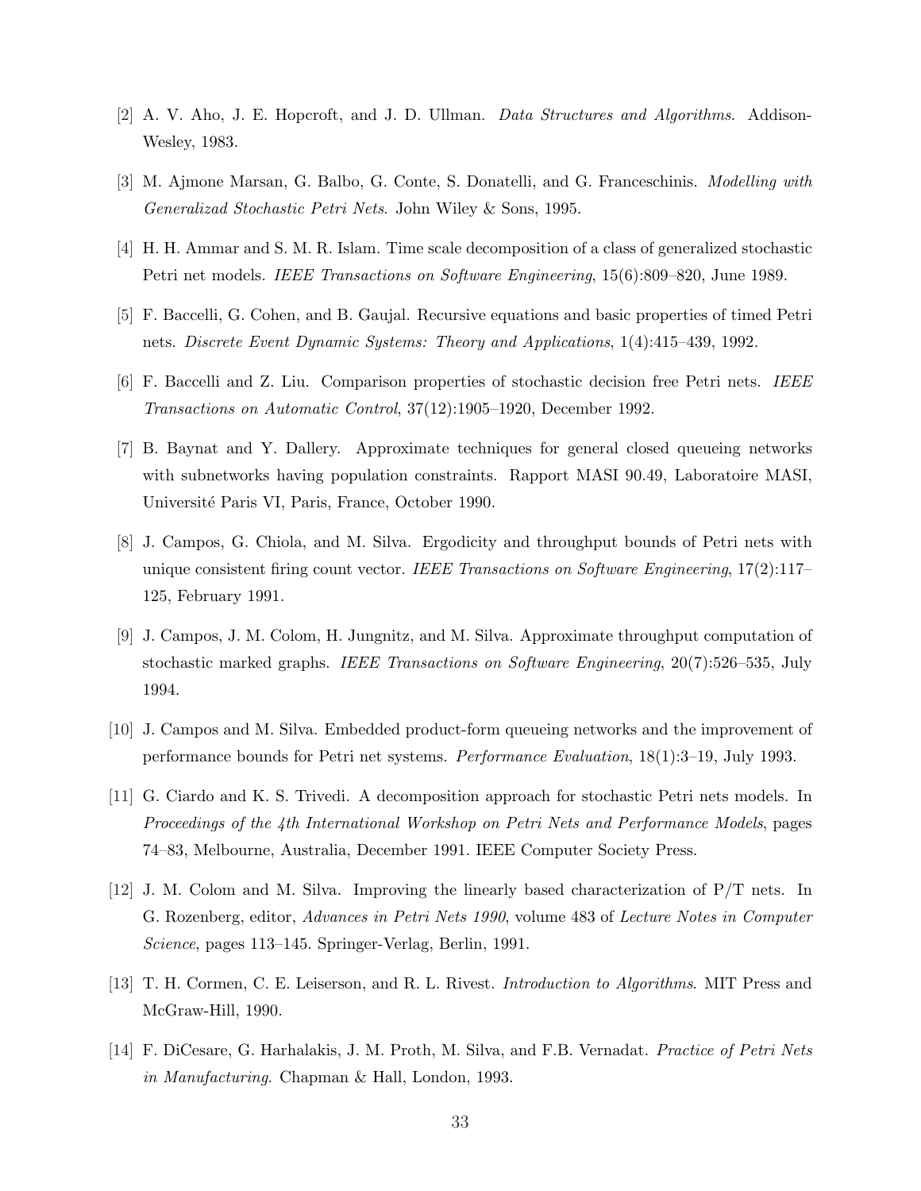[2] A. V. Aho, J. E. Hopcroft, and J. D. Ullman. *Data Structures and Algorithms*. Addison-Wesley, 1983.

[3] M. Ajmone Marsan, G. Balbo, G. Conte, S. Donatelli, and G. Franceschinis. *Modelling with Generalizad Stochastic Petri Nets*. John Wiley & Sons, 1995.

[4] H. H. Ammar and S. M. R. Islam. Time scale decomposition of a class of generalized stochastic Petri net models. *IEEE Transactions on Software Engineering*, 15(6):809–820, June 1989.

[5] F. Baccelli, G. Cohen, and B. Gaujal. Recursive equations and basic properties of timed Petri nets. *Discrete Event Dynamic Systems: Theory and Applications*, 1(4):415–439, 1992.

[6] F. Baccelli and Z. Liu. Comparison properties of stochastic decision free Petri nets. *IEEE Transactions on Automatic Control*, 37(12):1905–1920, December 1992.

[7] B. Baynat and Y. Dallery. Approximate techniques for general closed queueing networks with subnetworks having population constraints. Rapport MASI 90.49, Laboratoire MASI, Université Paris VI, Paris, France, October 1990.

[8] J. Campos, G. Chiola, and M. Silva. Ergodicity and throughput bounds of Petri nets with unique consistent firing count vector. *IEEE Transactions on Software Engineering*, 17(2):117–125, February 1991.

[9] J. Campos, J. M. Colom, H. Jungnitz, and M. Silva. Approximate throughput computation of stochastic marked graphs. *IEEE Transactions on Software Engineering*, 20(7):526–535, July 1994.

[10] J. Campos and M. Silva. Embedded product-form queueing networks and the improvement of performance bounds for Petri net systems. *Performance Evaluation*, 18(1):3–19, July 1993.

[11] G. Ciardo and K. S. Trivedi. A decomposition approach for stochastic Petri nets models. In *Proceedings of the 4th International Workshop on Petri Nets and Performance Models*, pages 74–83, Melbourne, Australia, December 1991. IEEE Computer Society Press.

[12] J. M. Colom and M. Silva. Improving the linearly based characterization of P/T nets. In G. Rozenberg, editor, *Advances in Petri Nets 1990*, volume 483 of *Lecture Notes in Computer Science*, pages 113–145. Springer-Verlag, Berlin, 1991.

[13] T. H. Cormen, C. E. Leiserson, and R. L. Rivest. *Introduction to Algorithms*. MIT Press and McGraw-Hill, 1990.

[14] F. DiCesare, G. Harhalakis, J. M. Proth, M. Silva, and F.B. Vernadat. *Practice of Petri Nets in Manufacturing*. Chapman & Hall, London, 1993.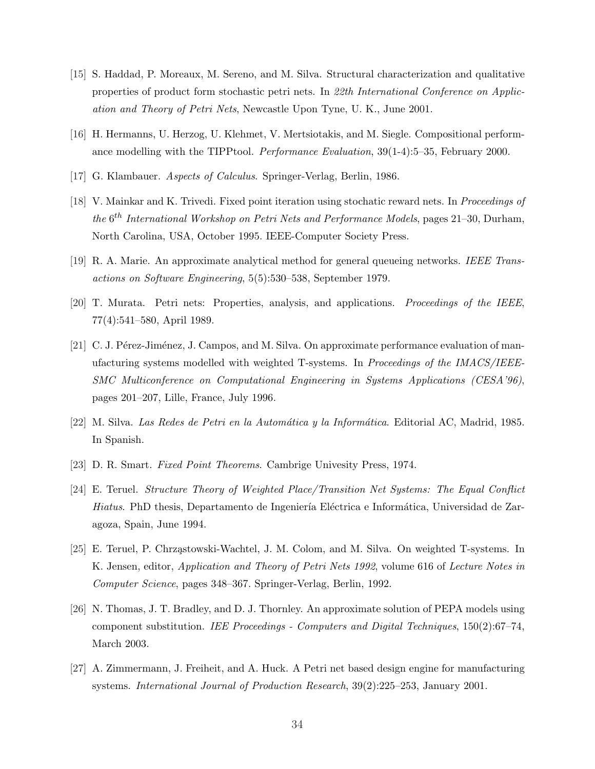[15] S. Haddad, P. Moreaux, M. Sereno, and M. Silva. Structural characterization and qualitative properties of product form stochastic petri nets. In *22th International Conference on Application and Theory of Petri Nets*, Newcastle Upon Tyne, U. K., June 2001.

[16] H. Hermanns, U. Herzog, U. Klehmet, V. Mertsiotakis, and M. Siegle. Compositional performance modelling with the TIPPtool. *Performance Evaluation*, 39(1-4):5–35, February 2000.

[17] G. Klambauer. *Aspects of Calculus*. Springer-Verlag, Berlin, 1986.

[18] V. Mainkar and K. Trivedi. Fixed point iteration using stochatic reward nets. In *Proceedings of the* $6^{th}$ *International Workshop on Petri Nets and Performance Models*, pages 21–30, Durham, North Carolina, USA, October 1995. IEEE-Computer Society Press.

[19] R. A. Marie. An approximate analytical method for general queueing networks. *IEEE Transactions on Software Engineering*, 5(5):530–538, September 1979.

[20] T. Murata. Petri nets: Properties, analysis, and applications. *Proceedings of the IEEE*, 77(4):541–580, April 1989.

[21] C. J. Pérez-Jiménez, J. Campos, and M. Silva. On approximate performance evaluation of manufacturing systems modelled with weighted T-systems. In *Proceedings of the IMACS/IEEE-SMC Multiconference on Computational Engineering in Systems Applications (CESA'96)*, pages 201–207, Lille, France, July 1996.

[22] M. Silva. *Las Redes de Petri en la Automática y la Informática*. Editorial AC, Madrid, 1985. In Spanish.

[23] D. R. Smart. *Fixed Point Theorems*. Cambrige Univesity Press, 1974.

[24] E. Teruel. *Structure Theory of Weighted Place/Transition Net Systems: The Equal Conflict Hiatus*. PhD thesis, Departamento de Ingeniería Eléctrica e Informática, Universidad de Zaragoza, Spain, June 1994.

[25] E. Teruel, P. Chrząstowski-Wachtel, J. M. Colom, and M. Silva. On weighted T-systems. In K. Jensen, editor, *Application and Theory of Petri Nets 1992*, volume 616 of *Lecture Notes in Computer Science*, pages 348–367. Springer-Verlag, Berlin, 1992.

[26] N. Thomas, J. T. Bradley, and D. J. Thornley. An approximate solution of PEPA models using component substitution. *IEE Proceedings - Computers and Digital Techniques*, 150(2):67–74, March 2003.

[27] A. Zimmermann, J. Freiheit, and A. Huck. A Petri net based design engine for manufacturing systems. *International Journal of Production Research*, 39(2):225–253, January 2001.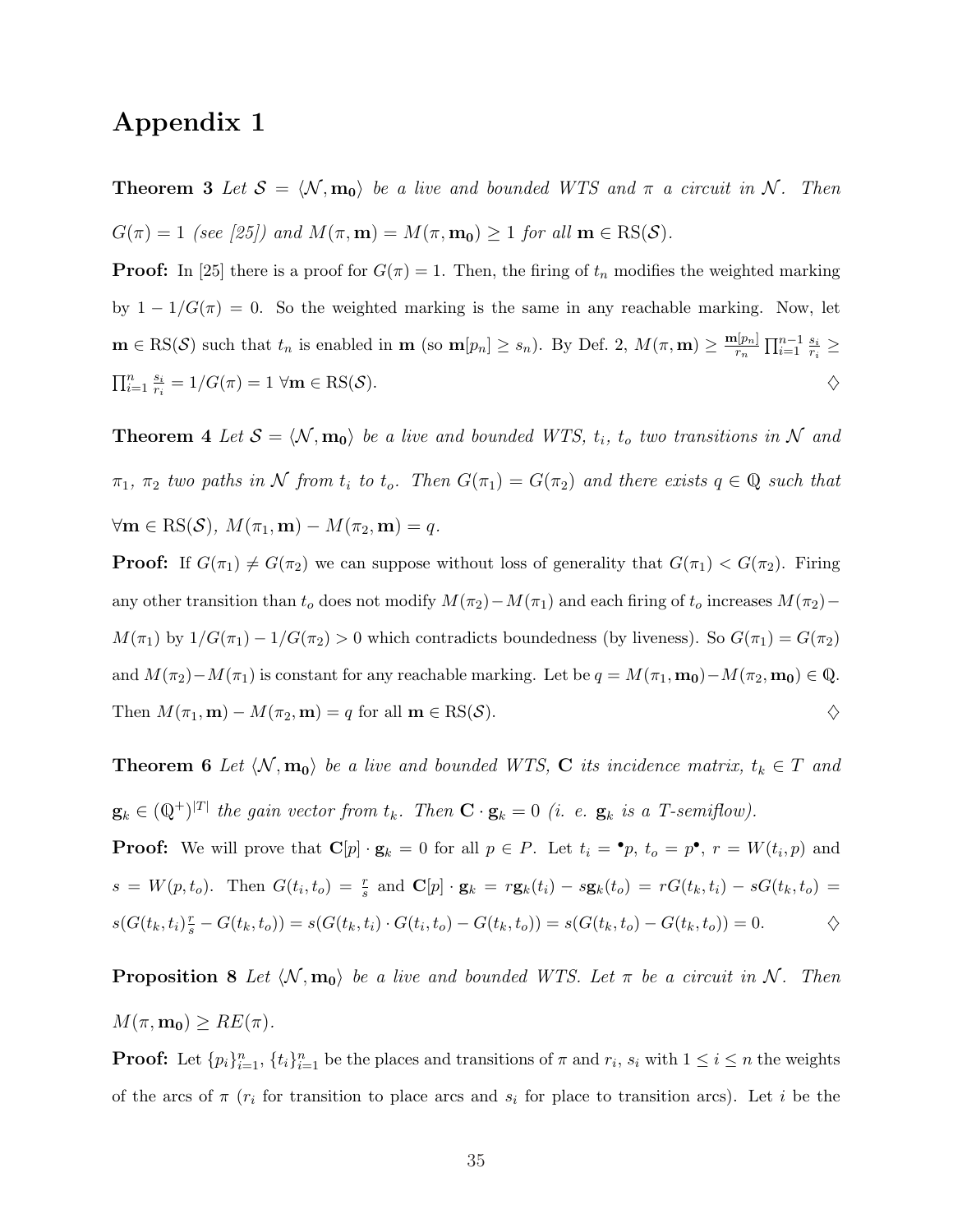# Appendix 1

**Theorem 3** *Let $\mathcal{S} = \langle \mathcal{N}, \mathbf{m_0} \rangle$ be a live and bounded WTS and $\pi$ a circuit in $\mathcal{N}$. Then $G(\pi) = 1$ (see [25]) and $M(\pi, \mathbf{m}) = M(\pi, \mathbf{m_0}) \geq 1$ for all $\mathbf{m} \in \mathrm{RS}(\mathcal{S})$.*

**Proof:** In [25] there is a proof for $G(\pi) = 1$. Then, the firing of $t_n$ modifies the weighted marking by $1 - 1/G(\pi) = 0$. So the weighted marking is the same in any reachable marking. Now, let $\mathbf{m} \in \mathrm{RS}(\mathcal{S})$ such that $t_n$ is enabled in $\mathbf{m}$ (so $\mathbf{m}[p_n] \geq s_n$). By Def. 2, $M(\pi, \mathbf{m}) \geq \frac{\mathbf{m}[p_n]}{r_n} \prod_{i=1}^{n-1} \frac{s_i}{r_i} \geq \prod_{i=1}^{n} \frac{s_i}{r_i} = 1/G(\pi) = 1 \ \forall \mathbf{m} \in \mathrm{RS}(\mathcal{S})$. ♢

**Theorem 4** *Let $\mathcal{S} = \langle \mathcal{N}, \mathbf{m_0} \rangle$ be a live and bounded WTS, $t_i$, $t_o$ two transitions in $\mathcal{N}$ and $\pi_1$, $\pi_2$ two paths in $\mathcal{N}$ from $t_i$ to $t_o$. Then $G(\pi_1) = G(\pi_2)$ and there exists $q \in \mathbb{Q}$ such that $\forall \mathbf{m} \in \mathrm{RS}(\mathcal{S})$, $M(\pi_1, \mathbf{m}) - M(\pi_2, \mathbf{m}) = q$.*

**Proof:** If $G(\pi_1) \neq G(\pi_2)$ we can suppose without loss of generality that $G(\pi_1) < G(\pi_2)$. Firing any other transition than $t_o$ does not modify $M(\pi_2) - M(\pi_1)$ and each firing of $t_o$ increases $M(\pi_2) - M(\pi_1)$ by $1/G(\pi_1) - 1/G(\pi_2) > 0$ which contradicts boundedness (by liveness). So $G(\pi_1) = G(\pi_2)$ and $M(\pi_2) - M(\pi_1)$ is constant for any reachable marking. Let be $q = M(\pi_1, \mathbf{m_0}) - M(\pi_2, \mathbf{m_0}) \in \mathbb{Q}$. Then $M(\pi_1, \mathbf{m}) - M(\pi_2, \mathbf{m}) = q$ for all $\mathbf{m} \in \mathrm{RS}(\mathcal{S})$. ♢

**Theorem 6** *Let $\langle \mathcal{N}, \mathbf{m_0} \rangle$ be a live and bounded WTS, $\mathbf{C}$ its incidence matrix, $t_k \in T$ and $\mathbf{g}_k \in (\mathbb{Q}^+)^{|T|}$ the gain vector from $t_k$. Then $\mathbf{C} \cdot \mathbf{g}_k = 0$ (i. e. $\mathbf{g}_k$ is a T-semiflow).*

**Proof:** We will prove that $\mathbf{C}[p] \cdot \mathbf{g}_k = 0$ for all $p \in P$. Let $t_i = {}^\bullet p$, $t_o = p^\bullet$, $r = W(t_i, p)$ and $s = W(p, t_o)$. Then $G(t_i, t_o) = \frac{r}{s}$ and $\mathbf{C}[p] \cdot \mathbf{g}_k = r\mathbf{g}_k(t_i) - s\mathbf{g}_k(t_o) = rG(t_k, t_i) - sG(t_k, t_o) = s(G(t_k, t_i)\frac{r}{s} - G(t_k, t_o)) = s(G(t_k, t_i) \cdot G(t_i, t_o) - G(t_k, t_o)) = s(G(t_k, t_o) - G(t_k, t_o)) = 0$. ♢

**Proposition 8** *Let $\langle \mathcal{N}, \mathbf{m_0} \rangle$ be a live and bounded WTS. Let $\pi$ be a circuit in $\mathcal{N}$. Then $M(\pi, \mathbf{m_0}) \geq RE(\pi)$.*

**Proof:** Let $\{p_i\}_{i=1}^n$, $\{t_i\}_{i=1}^n$ be the places and transitions of $\pi$ and $r_i$, $s_i$ with $1 \leq i \leq n$ the weights of the arcs of $\pi$ ($r_i$ for transition to place arcs and $s_i$ for place to transition arcs). Let $i$ be the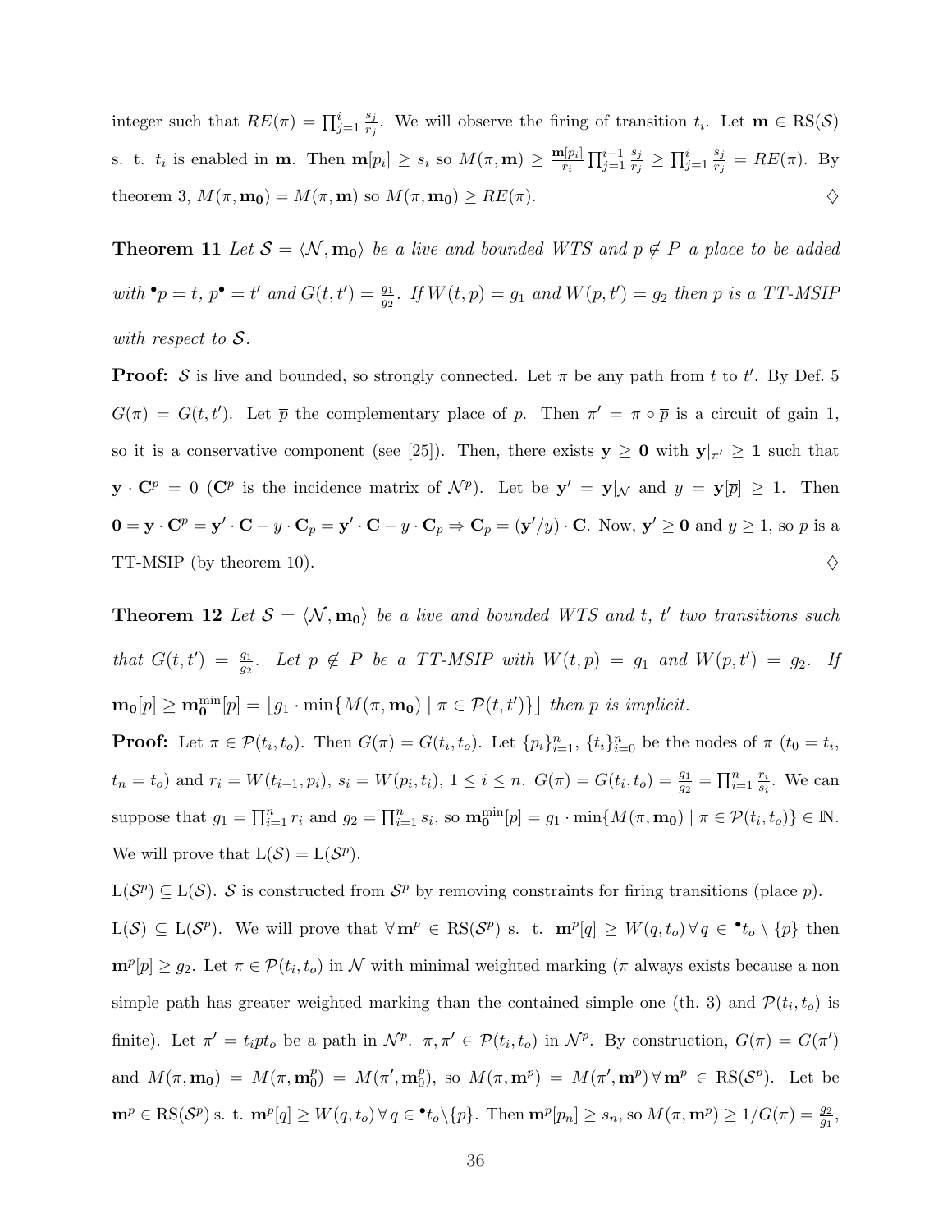integer such that $RE(\pi) = \prod_{j=1}^{i} \frac{s_j}{r_j}$. We will observe the firing of transition $t_i$. Let $\mathbf{m} \in \mathrm{RS}(\mathcal{S})$ s. t. $t_i$ is enabled in $\mathbf{m}$. Then $\mathbf{m}[p_i] \geq s_i$ so $M(\pi, \mathbf{m}) \geq \frac{\mathbf{m}[p_i]}{r_i} \prod_{j=1}^{i-1} \frac{s_j}{r_j} \geq \prod_{j=1}^{i} \frac{s_j}{r_j} = RE(\pi)$. By theorem 3, $M(\pi, \mathbf{m_0}) = M(\pi, \mathbf{m})$ so $M(\pi, \mathbf{m_0}) \geq RE(\pi)$. ♢

**Theorem 11** *Let $\mathcal{S} = \langle \mathcal{N}, \mathbf{m_0} \rangle$ be a live and bounded WTS and $p \notin P$ a place to be added with ${}^\bullet p = t$, $p^\bullet = t'$ and $G(t,t') = \frac{g_1}{g_2}$. If $W(t,p) = g_1$ and $W(p,t') = g_2$ then $p$ is a TT-MSIP with respect to $\mathcal{S}$.*

**Proof:** $\mathcal{S}$ is live and bounded, so strongly connected. Let $\pi$ be any path from $t$ to $t'$. By Def. 5 $G(\pi) = G(t,t')$. Let $\overline{p}$ the complementary place of $p$. Then $\pi' = \pi \circ \overline{p}$ is a circuit of gain 1, so it is a conservative component (see [25]). Then, there exists $\mathbf{y} \geq \mathbf{0}$ with $\mathbf{y}|_{\pi'} \geq \mathbf{1}$ such that $\mathbf{y} \cdot \mathbf{C}^{\overline{p}} = 0$ ($\mathbf{C}^{\overline{p}}$ is the incidence matrix of $\mathcal{N}^{\overline{p}}$). Let be $\mathbf{y}' = \mathbf{y}|_{\mathcal{N}}$ and $y = \mathbf{y}[\overline{p}] \geq 1$. Then $\mathbf{0} = \mathbf{y} \cdot \mathbf{C}^{\overline{p}} = \mathbf{y}' \cdot \mathbf{C} + y \cdot \mathbf{C}_{\overline{p}} = \mathbf{y}' \cdot \mathbf{C} - y \cdot \mathbf{C}_p \Rightarrow \mathbf{C}_p = (\mathbf{y}'/y) \cdot \mathbf{C}$. Now, $\mathbf{y}' \geq \mathbf{0}$ and $y \geq 1$, so $p$ is a TT-MSIP (by theorem 10). ♢

**Theorem 12** *Let $\mathcal{S} = \langle \mathcal{N}, \mathbf{m_0} \rangle$ be a live and bounded WTS and $t$, $t'$ two transitions such that $G(t,t') = \frac{g_1}{g_2}$. Let $p \notin P$ be a TT-MSIP with $W(t,p) = g_1$ and $W(p,t') = g_2$. If $\mathbf{m_0}[p] \geq \mathbf{m_0}^{\min}[p] = \lfloor g_1 \cdot \min\{M(\pi, \mathbf{m_0}) \mid \pi \in \mathcal{P}(t,t')\} \rfloor$ then $p$ is implicit.*

**Proof:** Let $\pi \in \mathcal{P}(t_i, t_o)$. Then $G(\pi) = G(t_i, t_o)$. Let $\{p_i\}_{i=1}^{n}$, $\{t_i\}_{i=0}^{n}$ be the nodes of $\pi$ ($t_0 = t_i$, $t_n = t_o$) and $r_i = W(t_{i-1}, p_i)$, $s_i = W(p_i, t_i)$, $1 \leq i \leq n$. $G(\pi) = G(t_i, t_o) = \frac{g_1}{g_2} = \prod_{i=1}^{n} \frac{r_i}{s_i}$. We can suppose that $g_1 = \prod_{i=1}^{n} r_i$ and $g_2 = \prod_{i=1}^{n} s_i$, so $\mathbf{m_0}^{\min}[p] = g_1 \cdot \min\{M(\pi, \mathbf{m_0}) \mid \pi \in \mathcal{P}(t_i, t_o)\} \in \mathbb{N}$. We will prove that $\mathrm{L}(\mathcal{S}) = \mathrm{L}(\mathcal{S}^p)$.

$\mathrm{L}(\mathcal{S}^p) \subseteq \mathrm{L}(\mathcal{S})$. $\mathcal{S}$ is constructed from $\mathcal{S}^p$ by removing constraints for firing transitions (place $p$).

$\mathrm{L}(\mathcal{S}) \subseteq \mathrm{L}(\mathcal{S}^p)$. We will prove that $\forall\, \mathbf{m}^p \in \mathrm{RS}(\mathcal{S}^p)$ s. t. $\mathbf{m}^p[q] \geq W(q, t_o) \,\forall\, q \in {}^\bullet t_o \setminus \{p\}$ then $\mathbf{m}^p[p] \geq g_2$. Let $\pi \in \mathcal{P}(t_i, t_o)$ in $\mathcal{N}$ with minimal weighted marking ($\pi$ always exists because a non simple path has greater weighted marking than the contained simple one (th. 3) and $\mathcal{P}(t_i, t_o)$ is finite). Let $\pi' = t_i p t_o$ be a path in $\mathcal{N}^p$. $\pi, \pi' \in \mathcal{P}(t_i, t_o)$ in $\mathcal{N}^p$. By construction, $G(\pi) = G(\pi')$ and $M(\pi, \mathbf{m_0}) = M(\pi, \mathbf{m}_0^p) = M(\pi', \mathbf{m}_0^p)$, so $M(\pi, \mathbf{m}^p) = M(\pi', \mathbf{m}^p) \,\forall\, \mathbf{m}^p \in \mathrm{RS}(\mathcal{S}^p)$. Let be $\mathbf{m}^p \in \mathrm{RS}(\mathcal{S}^p)$ s. t. $\mathbf{m}^p[q] \geq W(q, t_o) \,\forall\, q \in {}^\bullet t_o \setminus \{p\}$. Then $\mathbf{m}^p[p_n] \geq s_n$, so $M(\pi, \mathbf{m}^p) \geq 1/G(\pi) = \frac{g_2}{g_1}$,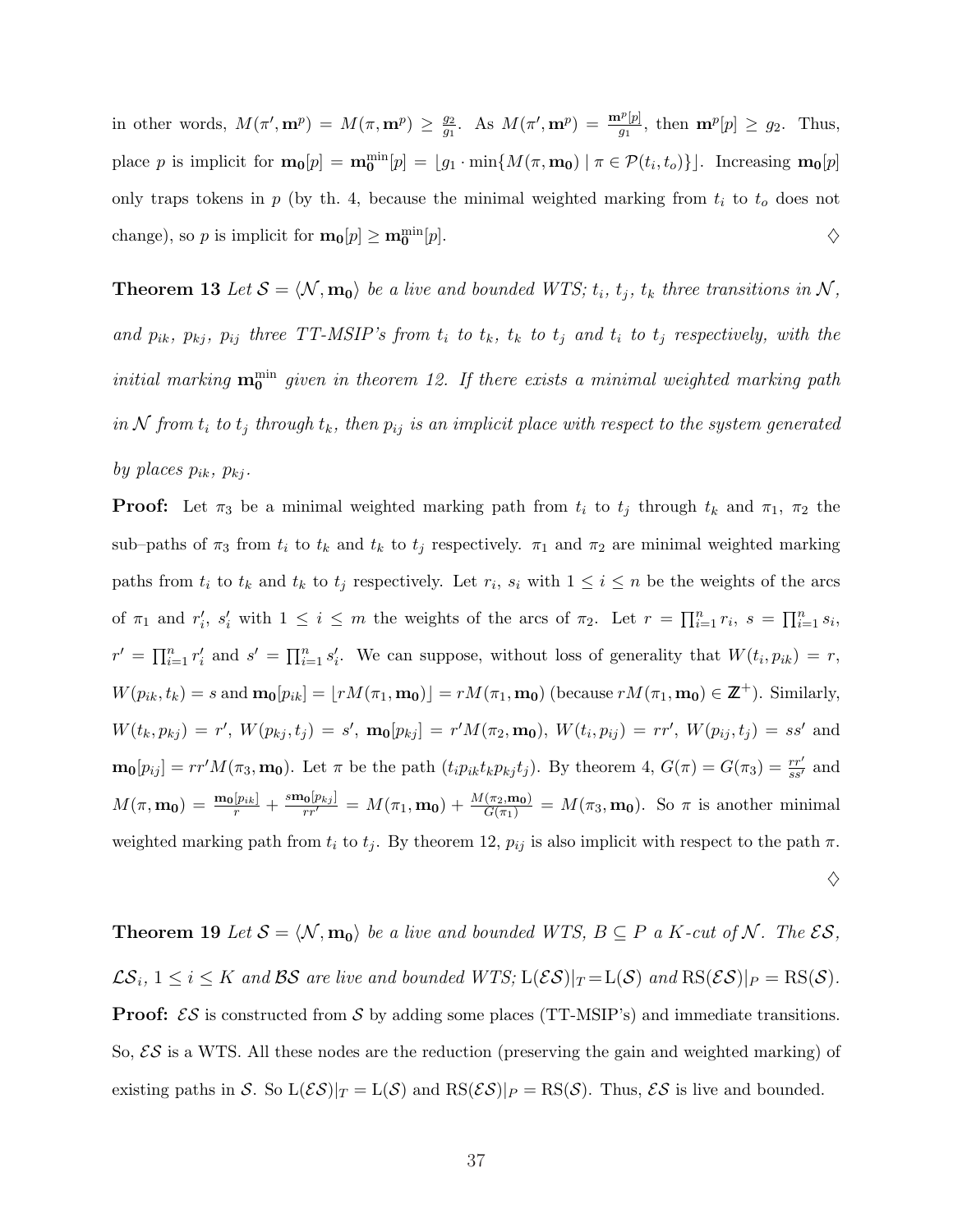in other words, $M(\pi', \mathbf{m}^p) = M(\pi, \mathbf{m}^p) \geq \frac{g_2}{g_1}$. As $M(\pi', \mathbf{m}^p) = \frac{\mathbf{m}^p[p]}{g_1}$, then $\mathbf{m}^p[p] \geq g_2$. Thus, place $p$ is implicit for $\mathbf{m_0}[p] = \mathbf{m_0^{\min}}[p] = \lfloor g_1 \cdot \min\{M(\pi, \mathbf{m_0}) \mid \pi \in \mathcal{P}(t_i, t_o)\}\rfloor$. Increasing $\mathbf{m_0}[p]$ only traps tokens in $p$ (by th. 4, because the minimal weighted marking from $t_i$ to $t_o$ does not change), so $p$ is implicit for $\mathbf{m_0}[p] \geq \mathbf{m_0^{\min}}[p]$. ♢

**Theorem 13** *Let $\mathcal{S} = \langle \mathcal{N}, \mathbf{m_0} \rangle$ be a live and bounded WTS; $t_i$, $t_j$, $t_k$ three transitions in $\mathcal{N}$, and $p_{ik}$, $p_{kj}$, $p_{ij}$ three TT-MSIP's from $t_i$ to $t_k$, $t_k$ to $t_j$ and $t_i$ to $t_j$ respectively, with the initial marking $\mathbf{m_0^{\min}}$ given in theorem 12. If there exists a minimal weighted marking path in $\mathcal{N}$ from $t_i$ to $t_j$ through $t_k$, then $p_{ij}$ is an implicit place with respect to the system generated by places $p_{ik}$, $p_{kj}$.*

**Proof:** Let $\pi_3$ be a minimal weighted marking path from $t_i$ to $t_j$ through $t_k$ and $\pi_1$, $\pi_2$ the sub–paths of $\pi_3$ from $t_i$ to $t_k$ and $t_k$ to $t_j$ respectively. $\pi_1$ and $\pi_2$ are minimal weighted marking paths from $t_i$ to $t_k$ and $t_k$ to $t_j$ respectively. Let $r_i$, $s_i$ with $1 \leq i \leq n$ be the weights of the arcs of $\pi_1$ and $r'_i$, $s'_i$ with $1 \leq i \leq m$ the weights of the arcs of $\pi_2$. Let $r = \prod_{i=1}^{n} r_i$, $s = \prod_{i=1}^{n} s_i$, $r' = \prod_{i=1}^{n} r'_i$ and $s' = \prod_{i=1}^{n} s'_i$. We can suppose, without loss of generality that $W(t_i, p_{ik}) = r$, $W(p_{ik}, t_k) = s$ and $\mathbf{m_0}[p_{ik}] = \lfloor rM(\pi_1, \mathbf{m_0})\rfloor = rM(\pi_1, \mathbf{m_0})$ (because $rM(\pi_1, \mathbf{m_0}) \in \mathbb{Z}^+$). Similarly, $W(t_k, p_{kj}) = r'$, $W(p_{kj}, t_j) = s'$, $\mathbf{m_0}[p_{kj}] = r'M(\pi_2, \mathbf{m_0})$, $W(t_i, p_{ij}) = rr'$, $W(p_{ij}, t_j) = ss'$ and $\mathbf{m_0}[p_{ij}] = rr'M(\pi_3, \mathbf{m_0})$. Let $\pi$ be the path $(t_i p_{ik} t_k p_{kj} t_j)$. By theorem 4, $G(\pi) = G(\pi_3) = \frac{rr'}{ss'}$ and $M(\pi, \mathbf{m_0}) = \frac{\mathbf{m_0}[p_{ik}]}{r} + \frac{s\mathbf{m_0}[p_{kj}]}{rr'} = M(\pi_1, \mathbf{m_0}) + \frac{M(\pi_2, \mathbf{m_0})}{G(\pi_1)} = M(\pi_3, \mathbf{m_0})$. So $\pi$ is another minimal weighted marking path from $t_i$ to $t_j$. By theorem 12, $p_{ij}$ is also implicit with respect to the path $\pi$.

♢

**Theorem 19** *Let $\mathcal{S} = \langle \mathcal{N}, \mathbf{m_0} \rangle$ be a live and bounded WTS, $B \subseteq P$ a $K$-cut of $\mathcal{N}$. The $\mathcal{ES}$, $\mathcal{LS}_i$, $1 \leq i \leq K$ and $\mathcal{BS}$ are live and bounded WTS; $\mathrm{L}(\mathcal{ES})|_T = \mathrm{L}(\mathcal{S})$ and $\mathrm{RS}(\mathcal{ES})|_P = \mathrm{RS}(\mathcal{S})$.*

**Proof:** $\mathcal{ES}$ is constructed from $\mathcal{S}$ by adding some places (TT-MSIP's) and immediate transitions. So, $\mathcal{ES}$ is a WTS. All these nodes are the reduction (preserving the gain and weighted marking) of existing paths in $\mathcal{S}$. So $\mathrm{L}(\mathcal{ES})|_T = \mathrm{L}(\mathcal{S})$ and $\mathrm{RS}(\mathcal{ES})|_P = \mathrm{RS}(\mathcal{S})$. Thus, $\mathcal{ES}$ is live and bounded.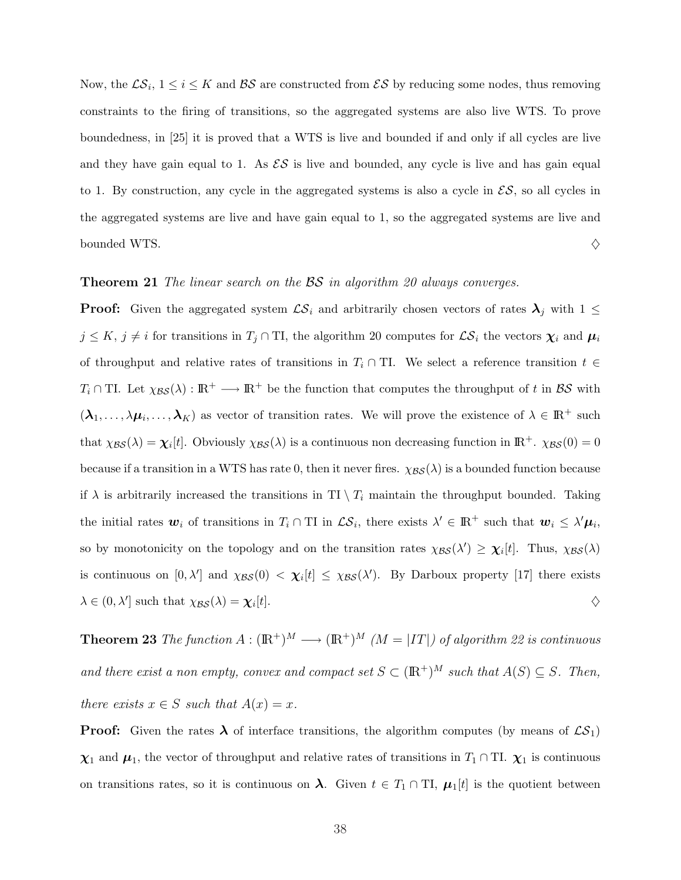Now, the $\mathcal{LS}_i$, $1 \leq i \leq K$ and $\mathcal{BS}$ are constructed from $\mathcal{ES}$ by reducing some nodes, thus removing constraints to the firing of transitions, so the aggregated systems are also live WTS. To prove boundedness, in [25] it is proved that a WTS is live and bounded if and only if all cycles are live and they have gain equal to 1. As $\mathcal{ES}$ is live and bounded, any cycle is live and has gain equal to 1. By construction, any cycle in the aggregated systems is also a cycle in $\mathcal{ES}$, so all cycles in the aggregated systems are live and have gain equal to 1, so the aggregated systems are live and bounded WTS. ♢

**Theorem 21** *The linear search on the $\mathcal{BS}$ in algorithm 20 always converges.*

**Proof:** Given the aggregated system $\mathcal{LS}_i$ and arbitrarily chosen vectors of rates $\boldsymbol{\lambda}_j$ with $1 \leq j \leq K$, $j \neq i$ for transitions in $T_j \cap \mathrm{TI}$, the algorithm 20 computes for $\mathcal{LS}_i$ the vectors $\boldsymbol{\chi}_i$ and $\boldsymbol{\mu}_i$ of throughput and relative rates of transitions in $T_i \cap \mathrm{TI}$. We select a reference transition $t \in T_i \cap \mathrm{TI}$. Let $\chi_{\mathcal{BS}}(\lambda) : \mathbb{R}^+ \longrightarrow \mathbb{R}^+$ be the function that computes the throughput of $t$ in $\mathcal{BS}$ with $(\boldsymbol{\lambda}_1, \ldots, \lambda\boldsymbol{\mu}_i, \ldots, \boldsymbol{\lambda}_K)$ as vector of transition rates. We will prove the existence of $\lambda \in \mathbb{R}^+$ such that $\chi_{\mathcal{BS}}(\lambda) = \boldsymbol{\chi}_i[t]$. Obviously $\chi_{\mathcal{BS}}(\lambda)$ is a continuous non decreasing function in $\mathbb{R}^+$. $\chi_{\mathcal{BS}}(0) = 0$ because if a transition in a WTS has rate 0, then it never fires. $\chi_{\mathcal{BS}}(\lambda)$ is a bounded function because if $\lambda$ is arbitrarily increased the transitions in $\mathrm{TI} \setminus T_i$ maintain the throughput bounded. Taking the initial rates $\boldsymbol{w}_i$ of transitions in $T_i \cap \mathrm{TI}$ in $\mathcal{LS}_i$, there exists $\lambda' \in \mathbb{R}^+$ such that $\boldsymbol{w}_i \leq \lambda'\boldsymbol{\mu}_i$, so by monotonicity on the topology and on the transition rates $\chi_{\mathcal{BS}}(\lambda') \geq \boldsymbol{\chi}_i[t]$. Thus, $\chi_{\mathcal{BS}}(\lambda)$ is continuous on $[0, \lambda']$ and $\chi_{\mathcal{BS}}(0) < \boldsymbol{\chi}_i[t] \leq \chi_{\mathcal{BS}}(\lambda')$. By Darboux property [17] there exists $\lambda \in (0, \lambda']$ such that $\chi_{\mathcal{BS}}(\lambda) = \boldsymbol{\chi}_i[t]$. ♢

**Theorem 23** *The function $A : (\mathbb{R}^+)^M \longrightarrow (\mathbb{R}^+)^M$ ($M = |IT|$) of algorithm 22 is continuous and there exist a non empty, convex and compact set $S \subset (\mathbb{R}^+)^M$ such that $A(S) \subseteq S$. Then, there exists $x \in S$ such that $A(x) = x$.*

**Proof:** Given the rates $\boldsymbol{\lambda}$ of interface transitions, the algorithm computes (by means of $\mathcal{LS}_1$) $\boldsymbol{\chi}_1$ and $\boldsymbol{\mu}_1$, the vector of throughput and relative rates of transitions in $T_1 \cap \mathrm{TI}$. $\boldsymbol{\chi}_1$ is continuous on transitions rates, so it is continuous on $\boldsymbol{\lambda}$. Given $t \in T_1 \cap \mathrm{TI}$, $\boldsymbol{\mu}_1[t]$ is the quotient between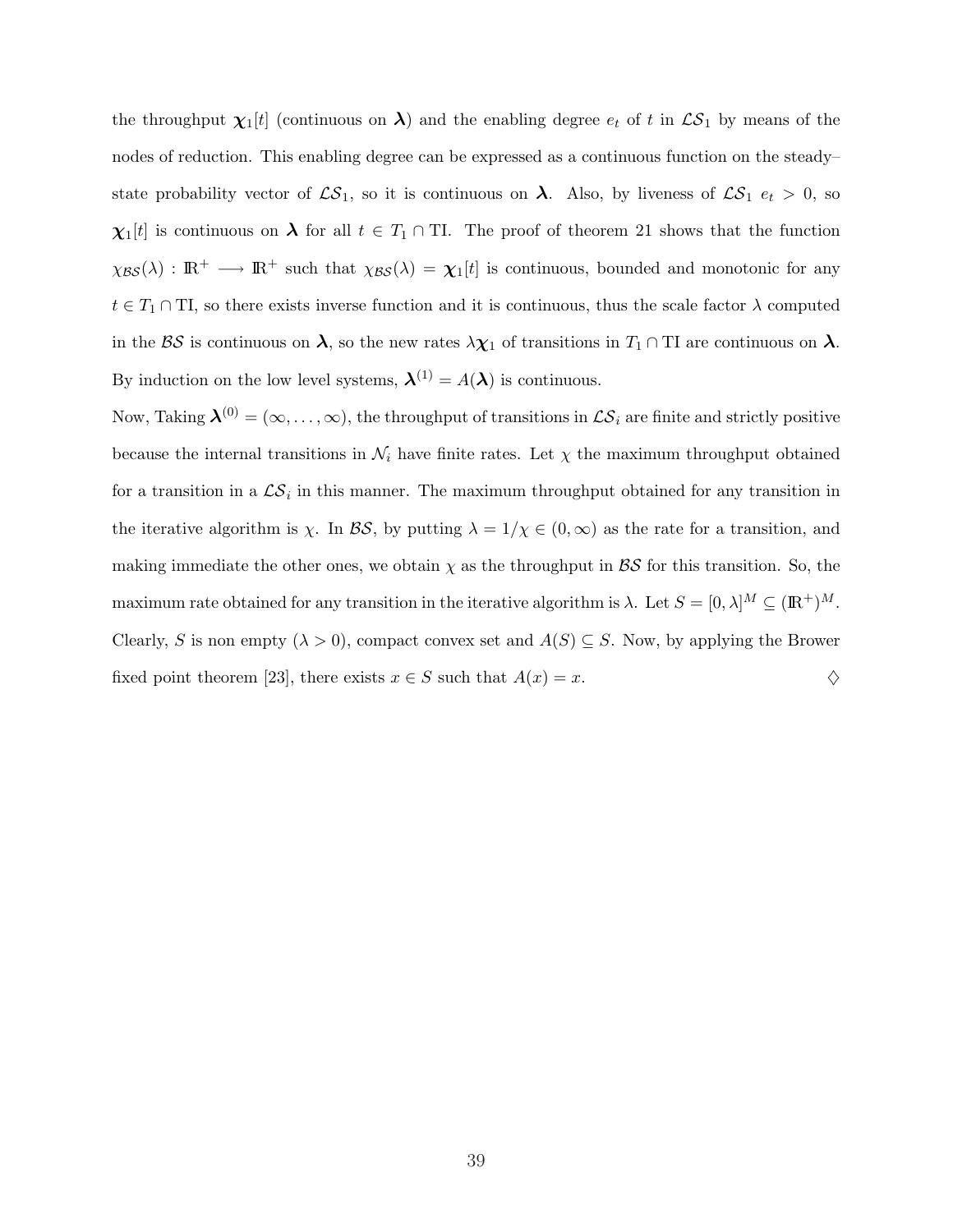the throughput $\boldsymbol{\chi}_1[t]$ (continuous on $\boldsymbol{\lambda}$) and the enabling degree $e_t$ of $t$ in $\mathcal{LS}_1$ by means of the nodes of reduction. This enabling degree can be expressed as a continuous function on the steady–state probability vector of $\mathcal{LS}_1$, so it is continuous on $\boldsymbol{\lambda}$. Also, by liveness of $\mathcal{LS}_1$ $e_t > 0$, so $\boldsymbol{\chi}_1[t]$ is continuous on $\boldsymbol{\lambda}$ for all $t \in T_1 \cap \mathrm{TI}$. The proof of theorem 21 shows that the function $\chi_{\mathcal{BS}}(\lambda) : \mathbb{R}^+ \longrightarrow \mathbb{R}^+$ such that $\chi_{\mathcal{BS}}(\lambda) = \boldsymbol{\chi}_1[t]$ is continuous, bounded and monotonic for any $t \in T_1 \cap \mathrm{TI}$, so there exists inverse function and it is continuous, thus the scale factor $\lambda$ computed in the $\mathcal{BS}$ is continuous on $\boldsymbol{\lambda}$, so the new rates $\lambda\boldsymbol{\chi}_1$ of transitions in $T_1 \cap \mathrm{TI}$ are continuous on $\boldsymbol{\lambda}$. By induction on the low level systems, $\boldsymbol{\lambda}^{(1)} = A(\boldsymbol{\lambda})$ is continuous.

Now, Taking $\boldsymbol{\lambda}^{(0)} = (\infty, \ldots, \infty)$, the throughput of transitions in $\mathcal{LS}_i$ are finite and strictly positive because the internal transitions in $\mathcal{N}_i$ have finite rates. Let $\chi$ the maximum throughput obtained for a transition in a $\mathcal{LS}_i$ in this manner. The maximum throughput obtained for any transition in the iterative algorithm is $\chi$. In $\mathcal{BS}$, by putting $\lambda = 1/\chi \in (0, \infty)$ as the rate for a transition, and making immediate the other ones, we obtain $\chi$ as the throughput in $\mathcal{BS}$ for this transition. So, the maximum rate obtained for any transition in the iterative algorithm is $\lambda$. Let $S = [0, \lambda]^M \subseteq (\mathbb{R}^+)^M$. Clearly, $S$ is non empty ($\lambda > 0$), compact convex set and $A(S) \subseteq S$. Now, by applying the Brower fixed point theorem [23], there exists $x \in S$ such that $A(x) = x$. $\diamondsuit$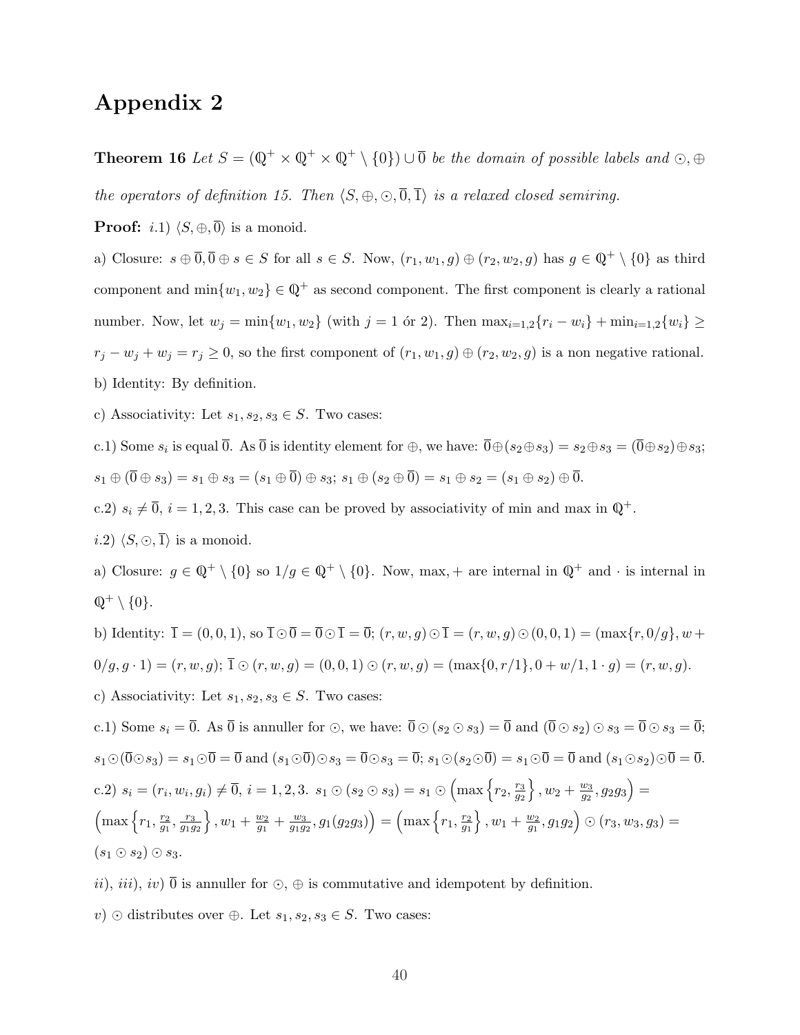# Appendix 2

**Theorem 16** *Let $S = (\mathbb{Q}^+ \times \mathbb{Q}^+ \times \mathbb{Q}^+ \setminus \{0\}) \cup \overline{0}$ be the domain of possible labels and $\odot, \oplus$ the operators of definition 15. Then $\langle S, \oplus, \odot, \overline{0}, \overline{1} \rangle$ is a relaxed closed semiring.*

**Proof:** *i.*1) $\langle S, \oplus, \overline{0} \rangle$ is a monoid.

a) Closure: $s \oplus \overline{0}, \overline{0} \oplus s \in S$ for all $s \in S$. Now, $(r_1, w_1, g) \oplus (r_2, w_2, g)$ has $g \in \mathbb{Q}^+ \setminus \{0\}$ as third component and $\min\{w_1, w_2\} \in \mathbb{Q}^+$ as second component. The first component is clearly a rational number. Now, let $w_j = \min\{w_1, w_2\}$ (with $j = 1$ ór 2). Then $\max_{i=1,2}\{r_i - w_i\} + \min_{i=1,2}\{w_i\} \geq r_j - w_j + w_j = r_j \geq 0$, so the first component of $(r_1, w_1, g) \oplus (r_2, w_2, g)$ is a non negative rational.

b) Identity: By definition.

c) Associativity: Let $s_1, s_2, s_3 \in S$. Two cases:

c.1) Some $s_i$ is equal $\overline{0}$. As $\overline{0}$ is identity element for $\oplus$, we have: $\overline{0} \oplus (s_2 \oplus s_3) = s_2 \oplus s_3 = (\overline{0} \oplus s_2) \oplus s_3$; $s_1 \oplus (\overline{0} \oplus s_3) = s_1 \oplus s_3 = (s_1 \oplus \overline{0}) \oplus s_3$; $s_1 \oplus (s_2 \oplus \overline{0}) = s_1 \oplus s_2 = (s_1 \oplus s_2) \oplus \overline{0}$.

c.2) $s_i \neq \overline{0}$, $i = 1, 2, 3$. This case can be proved by associativity of min and max in $\mathbb{Q}^+$.

*i.*2) $\langle S, \odot, \overline{1} \rangle$ is a monoid.

a) Closure: $g \in \mathbb{Q}^+ \setminus \{0\}$ so $1/g \in \mathbb{Q}^+ \setminus \{0\}$. Now, max, + are internal in $\mathbb{Q}^+$ and $\cdot$ is internal in $\mathbb{Q}^+ \setminus \{0\}$.

b) Identity: $\overline{1} = (0, 0, 1)$, so $\overline{1} \odot \overline{0} = \overline{0} \odot \overline{1} = \overline{0}$; $(r, w, g) \odot \overline{1} = (r, w, g) \odot (0, 0, 1) = (\max\{r, 0/g\}, w + 0/g, g \cdot 1) = (r, w, g)$; $\overline{1} \odot (r, w, g) = (0, 0, 1) \odot (r, w, g) = (\max\{0, r/1\}, 0 + w/1, 1 \cdot g) = (r, w, g)$.

c) Associativity: Let $s_1, s_2, s_3 \in S$. Two cases:

c.1) Some $s_i = \overline{0}$. As $\overline{0}$ is annuller for $\odot$, we have: $\overline{0} \odot (s_2 \odot s_3) = \overline{0}$ and $(\overline{0} \odot s_2) \odot s_3 = \overline{0} \odot s_3 = \overline{0}$; $s_1 \odot (\overline{0} \odot s_3) = s_1 \odot \overline{0} = \overline{0}$ and $(s_1 \odot \overline{0}) \odot s_3 = \overline{0} \odot s_3 = \overline{0}$; $s_1 \odot (s_2 \odot \overline{0}) = s_1 \odot \overline{0} = \overline{0}$ and $(s_1 \odot s_2) \odot \overline{0} = \overline{0}$.

c.2) $s_i = (r_i, w_i, g_i) \neq \overline{0}$, $i = 1, 2, 3$. $s_1 \odot (s_2 \odot s_3) = s_1 \odot \left(\max\left\{r_2, \frac{r_3}{g_2}\right\}, w_2 + \frac{w_3}{g_2}, g_2 g_3\right) = \left(\max\left\{r_1, \frac{r_2}{g_1}, \frac{r_3}{g_1 g_2}\right\}, w_1 + \frac{w_2}{g_1} + \frac{w_3}{g_1 g_2}, g_1(g_2 g_3)\right) = \left(\max\left\{r_1, \frac{r_2}{g_1}\right\}, w_1 + \frac{w_2}{g_1}, g_1 g_2\right) \odot (r_3, w_3, g_3) = (s_1 \odot s_2) \odot s_3$.

*ii*), *iii*), *iv*) $\overline{0}$ is annuller for $\odot$, $\oplus$ is commutative and idempotent by definition.

*v*) $\odot$ distributes over $\oplus$. Let $s_1, s_2, s_3 \in S$. Two cases: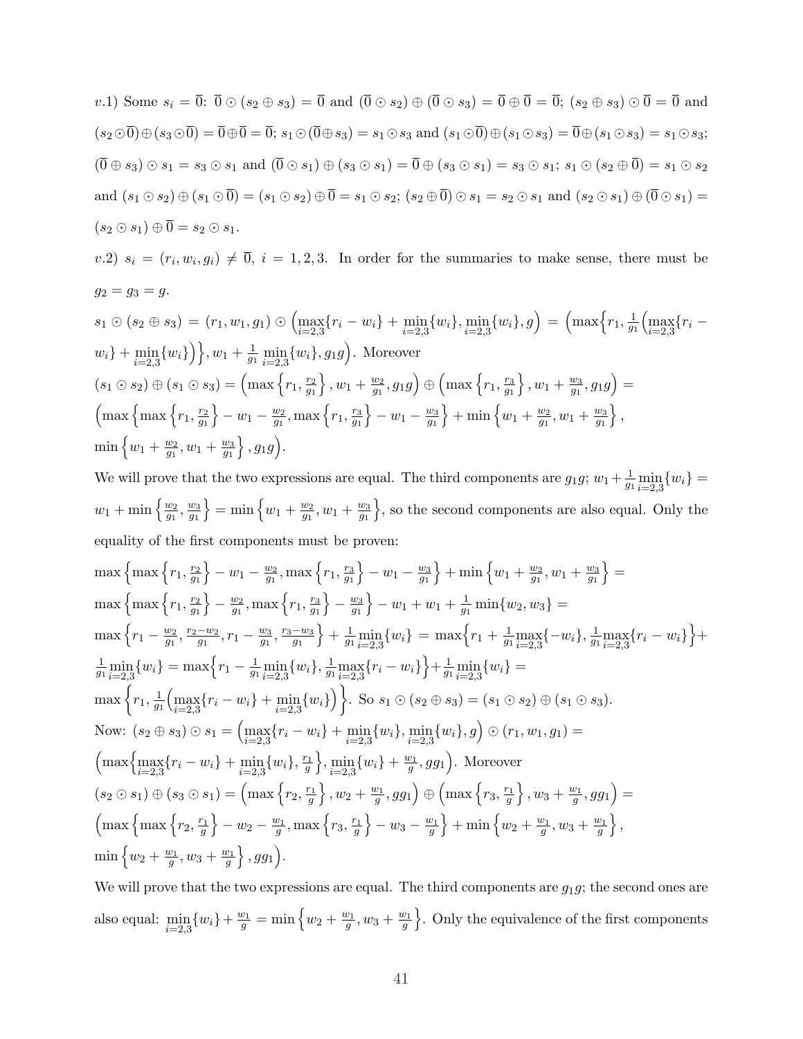$v.1)$ Some $s_i = \overline{0}$: $\overline{0} \odot (s_2 \oplus s_3) = \overline{0}$ and $(\overline{0} \odot s_2) \oplus (\overline{0} \odot s_3) = \overline{0} \oplus \overline{0} = \overline{0}$; $(s_2 \oplus s_3) \odot \overline{0} = \overline{0}$ and $(s_2 \odot \overline{0}) \oplus (s_3 \odot \overline{0}) = \overline{0} \oplus \overline{0} = \overline{0}$; $s_1 \odot (\overline{0} \oplus s_3) = s_1 \odot s_3$ and $(s_1 \odot \overline{0}) \oplus (s_1 \odot s_3) = \overline{0} \oplus (s_1 \odot s_3) = s_1 \odot s_3$; $(\overline{0} \oplus s_3) \odot s_1 = s_3 \odot s_1$ and $(\overline{0} \odot s_1) \oplus (s_3 \odot s_1) = \overline{0} \oplus (s_3 \odot s_1) = s_3 \odot s_1$; $s_1 \odot (s_2 \oplus \overline{0}) = s_1 \odot s_2$ and $(s_1 \odot s_2) \oplus (s_1 \odot \overline{0}) = (s_1 \odot s_2) \oplus \overline{0} = s_1 \odot s_2$; $(s_2 \oplus \overline{0}) \odot s_1 = s_2 \odot s_1$ and $(s_2 \odot s_1) \oplus (\overline{0} \odot s_1) = (s_2 \odot s_1) \oplus \overline{0} = s_2 \odot s_1$.

$v.2)$ $s_i = (r_i, w_i, g_i) \neq \overline{0}$, $i = 1, 2, 3$. In order for the summaries to make sense, there must be $g_2 = g_3 = g$.

$s_1 \odot (s_2 \oplus s_3) = (r_1, w_1, g_1) \odot \Big(\max\limits_{i=2,3}\{r_i - w_i\} + \min\limits_{i=2,3}\{w_i\}, \min\limits_{i=2,3}\{w_i\}, g\Big) = \Big(\max\Big\{r_1, \frac{1}{g_1}\Big(\max\limits_{i=2,3}\{r_i - w_i\} + \min\limits_{i=2,3}\{w_i\}\Big)\Big\}, w_1 + \frac{1}{g_1}\min\limits_{i=2,3}\{w_i\}, g_1 g\Big)$. Moreover

$(s_1 \odot s_2) \oplus (s_1 \odot s_3) = \Big(\max\Big\{r_1, \frac{r_2}{g_1}\Big\}, w_1 + \frac{w_2}{g_1}, g_1 g\Big) \oplus \Big(\max\Big\{r_1, \frac{r_3}{g_1}\Big\}, w_1 + \frac{w_3}{g_1}, g_1 g\Big) =$
$\Big(\max\Big\{\max\Big\{r_1, \frac{r_2}{g_1}\Big\} - w_1 - \frac{w_2}{g_1}, \max\Big\{r_1, \frac{r_3}{g_1}\Big\} - w_1 - \frac{w_3}{g_1}\Big\} + \min\Big\{w_1 + \frac{w_2}{g_1}, w_1 + \frac{w_3}{g_1}\Big\},$
$\min\Big\{w_1 + \frac{w_2}{g_1}, w_1 + \frac{w_3}{g_1}\Big\}, g_1 g\Big)$.

We will prove that the two expressions are equal. The third components are $g_1 g$; $w_1 + \frac{1}{g_1}\min\limits_{i=2,3}\{w_i\} = w_1 + \min\Big\{\frac{w_2}{g_1}, \frac{w_3}{g_1}\Big\} = \min\Big\{w_1 + \frac{w_2}{g_1}, w_1 + \frac{w_3}{g_1}\Big\}$, so the second components are also equal. Only the equality of the first components must be proven:

$\max\Big\{\max\Big\{r_1, \frac{r_2}{g_1}\Big\} - w_1 - \frac{w_2}{g_1}, \max\Big\{r_1, \frac{r_3}{g_1}\Big\} - w_1 - \frac{w_3}{g_1}\Big\} + \min\Big\{w_1 + \frac{w_2}{g_1}, w_1 + \frac{w_3}{g_1}\Big\} =$
$\max\Big\{\max\Big\{r_1, \frac{r_2}{g_1}\Big\} - \frac{w_2}{g_1}, \max\Big\{r_1, \frac{r_3}{g_1}\Big\} - \frac{w_3}{g_1}\Big\} - w_1 + w_1 + \frac{1}{g_1}\min\{w_2, w_3\} =$
$\max\Big\{r_1 - \frac{w_2}{g_1}, \frac{r_2 - w_2}{g_1}, r_1 - \frac{w_3}{g_1}, \frac{r_3 - w_3}{g_1}\Big\} + \frac{1}{g_1}\min\limits_{i=2,3}\{w_i\} = \max\Big\{r_1 + \frac{1}{g_1}\max\limits_{i=2,3}\{-w_i\}, \frac{1}{g_1}\max\limits_{i=2,3}\{r_i - w_i\}\Big\} + \frac{1}{g_1}\min\limits_{i=2,3}\{w_i\} = \max\Big\{r_1 - \frac{1}{g_1}\min\limits_{i=2,3}\{w_i\}, \frac{1}{g_1}\max\limits_{i=2,3}\{r_i - w_i\}\Big\} + \frac{1}{g_1}\min\limits_{i=2,3}\{w_i\} =$
$\max\Big\{r_1, \frac{1}{g_1}\Big(\max\limits_{i=2,3}\{r_i - w_i\} + \min\limits_{i=2,3}\{w_i\}\Big)\Big\}$. So $s_1 \odot (s_2 \oplus s_3) = (s_1 \odot s_2) \oplus (s_1 \odot s_3)$.

Now: $(s_2 \oplus s_3) \odot s_1 = \Big(\max\limits_{i=2,3}\{r_i - w_i\} + \min\limits_{i=2,3}\{w_i\}, \min\limits_{i=2,3}\{w_i\}, g\Big) \odot (r_1, w_1, g_1) =$
$\Big(\max\Big\{\max\limits_{i=2,3}\{r_i - w_i\} + \min\limits_{i=2,3}\{w_i\}, \frac{r_1}{g}\Big\}, \min\limits_{i=2,3}\{w_i\} + \frac{w_1}{g}, g g_1\Big)$. Moreover

$(s_2 \odot s_1) \oplus (s_3 \odot s_1) = \Big(\max\Big\{r_2, \frac{r_1}{g}\Big\}, w_2 + \frac{w_1}{g}, g g_1\Big) \oplus \Big(\max\Big\{r_3, \frac{r_1}{g}\Big\}, w_3 + \frac{w_1}{g}, g g_1\Big) =$
$\Big(\max\Big\{\max\Big\{r_2, \frac{r_1}{g}\Big\} - w_2 - \frac{w_1}{g}, \max\Big\{r_3, \frac{r_1}{g}\Big\} - w_3 - \frac{w_1}{g}\Big\} + \min\Big\{w_2 + \frac{w_1}{g}, w_3 + \frac{w_1}{g}\Big\},$
$\min\Big\{w_2 + \frac{w_1}{g}, w_3 + \frac{w_1}{g}\Big\}, g g_1\Big)$.

We will prove that the two expressions are equal. The third components are $g_1 g$; the second ones are also equal: $\min\limits_{i=2,3}\{w_i\} + \frac{w_1}{g} = \min\Big\{w_2 + \frac{w_1}{g}, w_3 + \frac{w_1}{g}\Big\}$. Only the equivalence of the first components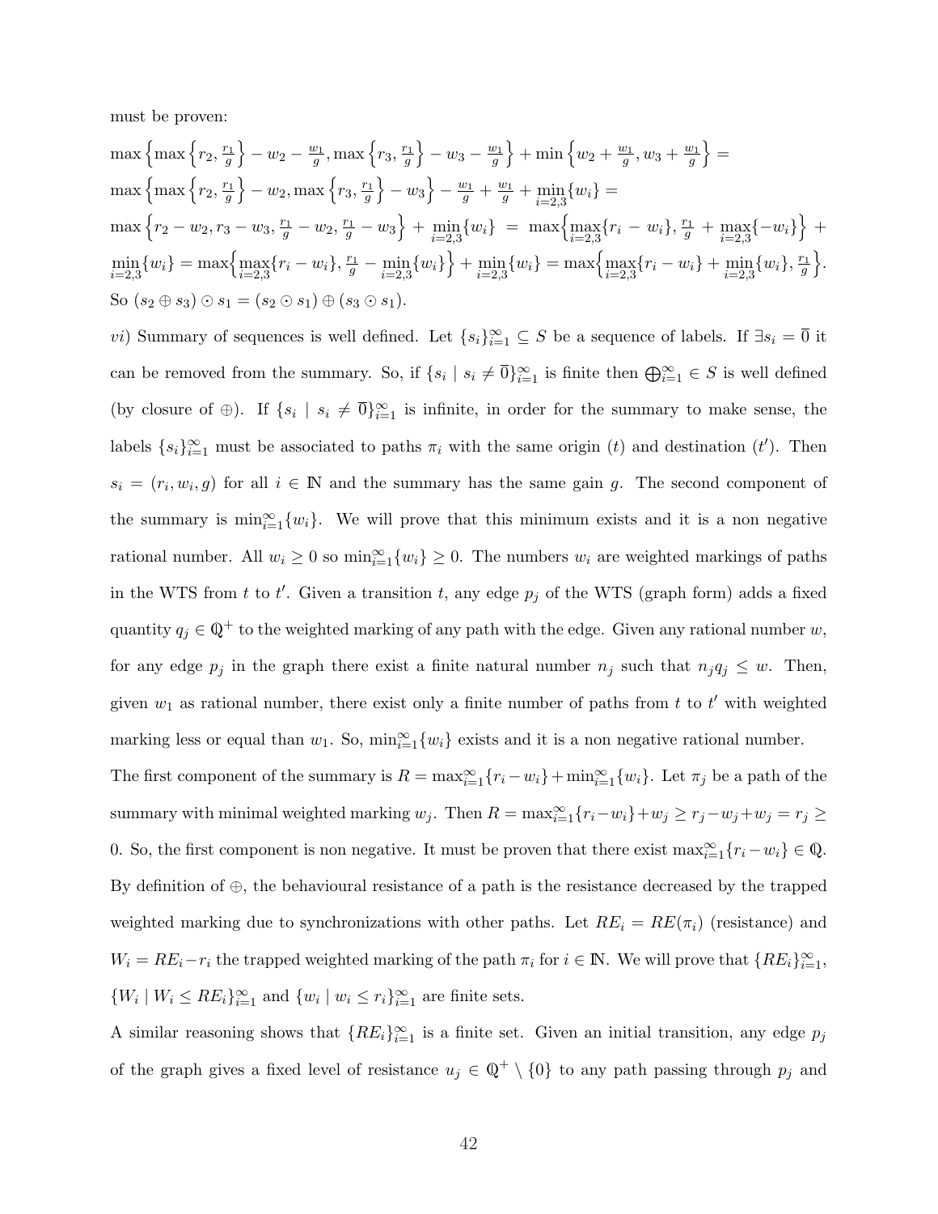must be proven:

$\max\left\{\max\left\{r_2, \frac{r_1}{g}\right\} - w_2 - \frac{w_1}{g}, \max\left\{r_3, \frac{r_1}{g}\right\} - w_3 - \frac{w_1}{g}\right\} + \min\left\{w_2 + \frac{w_1}{g}, w_3 + \frac{w_1}{g}\right\} =$
$\max\left\{\max\left\{r_2, \frac{r_1}{g}\right\} - w_2, \max\left\{r_3, \frac{r_1}{g}\right\} - w_3\right\} - \frac{w_1}{g} + \frac{w_1}{g} + \min_{i=2,3}\{w_i\} =$
$\max\left\{r_2 - w_2, r_3 - w_3, \frac{r_1}{g} - w_2, \frac{r_1}{g} - w_3\right\} + \min_{i=2,3}\{w_i\} = \max\left\{\max_{i=2,3}\{r_i - w_i\}, \frac{r_1}{g} + \max_{i=2,3}\{-w_i\}\right\} + \min_{i=2,3}\{w_i\} = \max\left\{\max_{i=2,3}\{r_i - w_i\}, \frac{r_1}{g} - \min_{i=2,3}\{w_i\}\right\} + \min_{i=2,3}\{w_i\} = \max\left\{\max_{i=2,3}\{r_i - w_i\} + \min_{i=2,3}\{w_i\}, \frac{r_1}{g}\right\}.$

So $(s_2 \oplus s_3) \odot s_1 = (s_2 \odot s_1) \oplus (s_3 \odot s_1)$.

*vi)* Summary of sequences is well defined. Let $\{s_i\}_{i=1}^{\infty} \subseteq S$ be a sequence of labels. If $\exists s_i = \overline{0}$ it can be removed from the summary. So, if $\{s_i \mid s_i \neq \overline{0}\}_{i=1}^{\infty}$ is finite then $\bigoplus_{i=1}^{\infty} \in S$ is well defined (by closure of $\oplus$). If $\{s_i \mid s_i \neq \overline{0}\}_{i=1}^{\infty}$ is infinite, in order for the summary to make sense, the labels $\{s_i\}_{i=1}^{\infty}$ must be associated to paths $\pi_i$ with the same origin ($t$) and destination ($t'$). Then $s_i = (r_i, w_i, g)$ for all $i \in \mathbb{N}$ and the summary has the same gain $g$. The second component of the summary is $\min_{i=1}^{\infty}\{w_i\}$. We will prove that this minimum exists and it is a non negative rational number. All $w_i \geq 0$ so $\min_{i=1}^{\infty}\{w_i\} \geq 0$. The numbers $w_i$ are weighted markings of paths in the WTS from $t$ to $t'$. Given a transition $t$, any edge $p_j$ of the WTS (graph form) adds a fixed quantity $q_j \in \mathbb{Q}^+$ to the weighted marking of any path with the edge. Given any rational number $w$, for any edge $p_j$ in the graph there exist a finite natural number $n_j$ such that $n_j q_j \leq w$. Then, given $w_1$ as rational number, there exist only a finite number of paths from $t$ to $t'$ with weighted marking less or equal than $w_1$. So, $\min_{i=1}^{\infty}\{w_i\}$ exists and it is a non negative rational number.

The first component of the summary is $R = \max_{i=1}^{\infty}\{r_i - w_i\} + \min_{i=1}^{\infty}\{w_i\}$. Let $\pi_j$ be a path of the summary with minimal weighted marking $w_j$. Then $R = \max_{i=1}^{\infty}\{r_i - w_i\} + w_j \geq r_j - w_j + w_j = r_j \geq 0$. So, the first component is non negative. It must be proven that there exist $\max_{i=1}^{\infty}\{r_i - w_i\} \in \mathbb{Q}$. By definition of $\oplus$, the behavioural resistance of a path is the resistance decreased by the trapped weighted marking due to synchronizations with other paths. Let $RE_i = RE(\pi_i)$ (resistance) and $W_i = RE_i - r_i$ the trapped weighted marking of the path $\pi_i$ for $i \in \mathbb{N}$. We will prove that $\{RE_i\}_{i=1}^{\infty}$, $\{W_i \mid W_i \leq RE_i\}_{i=1}^{\infty}$ and $\{w_i \mid w_i \leq r_i\}_{i=1}^{\infty}$ are finite sets.

A similar reasoning shows that $\{RE_i\}_{i=1}^{\infty}$ is a finite set. Given an initial transition, any edge $p_j$ of the graph gives a fixed level of resistance $u_j \in \mathbb{Q}^+ \setminus \{0\}$ to any path passing through $p_j$ and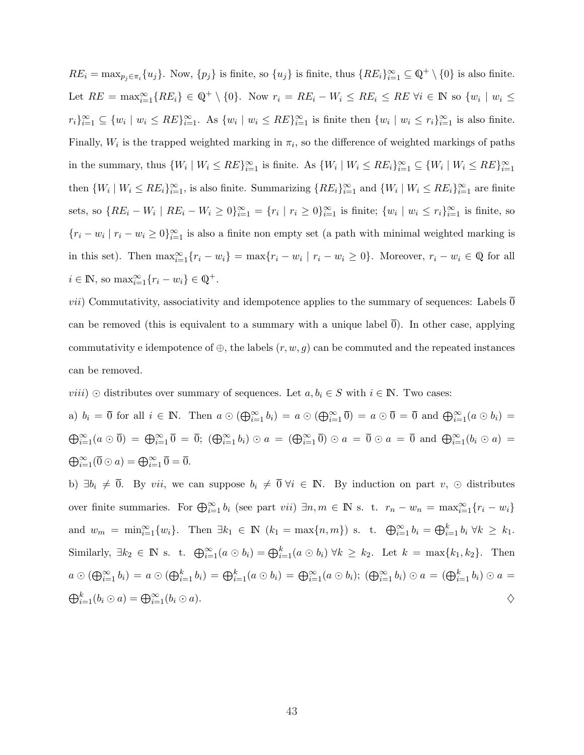$RE_i = \max_{p_j \in \pi_i}\{u_j\}$. Now, $\{p_j\}$ is finite, so $\{u_j\}$ is finite, thus $\{RE_i\}_{i=1}^{\infty} \subseteq \mathbb{Q}^+ \setminus \{0\}$ is also finite. Let $RE = \max_{i=1}^{\infty}\{RE_i\} \in \mathbb{Q}^+ \setminus \{0\}$. Now $r_i = RE_i - W_i \leq RE_i \leq RE \; \forall i \in \mathbb{N}$ so $\{w_i \mid w_i \leq r_i\}_{i=1}^{\infty} \subseteq \{w_i \mid w_i \leq RE\}_{i=1}^{\infty}$. As $\{w_i \mid w_i \leq RE\}_{i=1}^{\infty}$ is finite then $\{w_i \mid w_i \leq r_i\}_{i=1}^{\infty}$ is also finite. Finally, $W_i$ is the trapped weighted marking in $\pi_i$, so the difference of weighted markings of paths in the summary, thus $\{W_i \mid W_i \leq RE\}_{i=1}^{\infty}$ is finite. As $\{W_i \mid W_i \leq RE_i\}_{i=1}^{\infty} \subseteq \{W_i \mid W_i \leq RE\}_{i=1}^{\infty}$ then $\{W_i \mid W_i \leq RE_i\}_{i=1}^{\infty}$, is also finite. Summarizing $\{RE_i\}_{i=1}^{\infty}$ and $\{W_i \mid W_i \leq RE_i\}_{i=1}^{\infty}$ are finite sets, so $\{RE_i - W_i \mid RE_i - W_i \geq 0\}_{i=1}^{\infty} = \{r_i \mid r_i \geq 0\}_{i=1}^{\infty}$ is finite; $\{w_i \mid w_i \leq r_i\}_{i=1}^{\infty}$ is finite, so $\{r_i - w_i \mid r_i - w_i \geq 0\}_{i=1}^{\infty}$ is also a finite non empty set (a path with minimal weighted marking is in this set). Then $\max_{i=1}^{\infty}\{r_i - w_i\} = \max\{r_i - w_i \mid r_i - w_i \geq 0\}$. Moreover, $r_i - w_i \in \mathbb{Q}$ for all $i \in \mathbb{N}$, so $\max_{i=1}^{\infty}\{r_i - w_i\} \in \mathbb{Q}^+$.

*vii*) Commutativity, associativity and idempotence applies to the summary of sequences: Labels $\overline{0}$ can be removed (this is equivalent to a summary with a unique label $\overline{0}$). In other case, applying commutativity e idempotence of $\oplus$, the labels $(r, w, g)$ can be commuted and the repeated instances can be removed.

*viii*) $\odot$ distributes over summary of sequences. Let $a, b_i \in S$ with $i \in \mathbb{N}$. Two cases:

a) $b_i = \overline{0}$ for all $i \in \mathbb{N}$. Then $a \odot (\bigoplus_{i=1}^{\infty} b_i) = a \odot (\bigoplus_{i=1}^{\infty} \overline{0}) = a \odot \overline{0} = \overline{0}$ and $\bigoplus_{i=1}^{\infty}(a \odot b_i) = \bigoplus_{i=1}^{\infty}(a \odot \overline{0}) = \bigoplus_{i=1}^{\infty} \overline{0} = \overline{0}$; $(\bigoplus_{i=1}^{\infty} b_i) \odot a = (\bigoplus_{i=1}^{\infty} \overline{0}) \odot a = \overline{0} \odot a = \overline{0}$ and $\bigoplus_{i=1}^{\infty}(b_i \odot a) = \bigoplus_{i=1}^{\infty}(\overline{0} \odot a) = \bigoplus_{i=1}^{\infty} \overline{0} = \overline{0}$.

b) $\exists b_i \neq \overline{0}$. By *vii*, we can suppose $b_i \neq \overline{0} \; \forall i \in \mathbb{N}$. By induction on part *v*, $\odot$ distributes over finite summaries. For $\bigoplus_{i=1}^{\infty} b_i$ (see part *vii*) $\exists n, m \in \mathbb{N}$ s. t. $r_n - w_n = \max_{i=1}^{\infty}\{r_i - w_i\}$ and $w_m = \min_{i=1}^{\infty}\{w_i\}$. Then $\exists k_1 \in \mathbb{N}$ ($k_1 = \max\{n, m\}$) s. t. $\bigoplus_{i=1}^{\infty} b_i = \bigoplus_{i=1}^{k} b_i \; \forall k \geq k_1$. Similarly, $\exists k_2 \in \mathbb{N}$ s. t. $\bigoplus_{i=1}^{\infty}(a \odot b_i) = \bigoplus_{i=1}^{k}(a \odot b_i) \; \forall k \geq k_2$. Let $k = \max\{k_1, k_2\}$. Then $a \odot (\bigoplus_{i=1}^{\infty} b_i) = a \odot (\bigoplus_{i=1}^{k} b_i) = \bigoplus_{i=1}^{k}(a \odot b_i) = \bigoplus_{i=1}^{\infty}(a \odot b_i)$; $(\bigoplus_{i=1}^{\infty} b_i) \odot a = (\bigoplus_{i=1}^{k} b_i) \odot a = \bigoplus_{i=1}^{k}(b_i \odot a) = \bigoplus_{i=1}^{\infty}(b_i \odot a)$. $\diamondsuit$